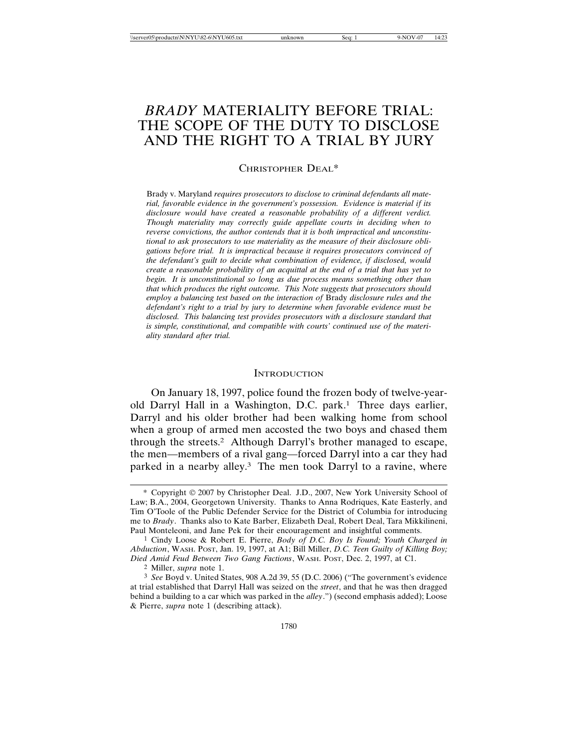# *BRADY* MATERIALITY BEFORE TRIAL: THE SCOPE OF THE DUTY TO DISCLOSE AND THE RIGHT TO A TRIAL BY JURY

CHRISTOPHER DEAL*

*Brady v. Maryland* requires prosecutors to disclose to criminal defendants all material, favorable evidence in the government's possession. Evidence is material if its disclosure would have created a reasonable probability of a different verdict. Though materiality may correctly guide appellate courts in deciding when to reverse convictions, the author contends that it is both impractical and unconstitutional to ask prosecutors to use materiality as the measure of their disclosure obligations before trial. It is impractical because it requires prosecutors convinced of the defendant's guilt to decide what combination of evidence, if disclosed, would create a reasonable probability of an acquittal at the end of a trial that has yet to begin. It is unconstitutional so long as due process means something other than that which produces the right outcome. This Note suggests that prosecutors should employ a balancing test based on the interaction of *Brady* disclosure rules and the defendant's right to a trial by jury to determine when favorable evidence must be disclosed. This balancing test provides prosecutors with a disclosure standard that is simple, constitutional, and compatible with courts' continued use of the materiality standard after trial.*

## INTRODUCTION

On January 18, 1997, police found the frozen body of twelve-year-old Darryl Hall in a Washington, D.C. park.[1] Three days earlier, Darryl and his older brother had been walking home from school when a group of armed men accosted the two boys and chased them through the streets.[2] Although Darryl's brother managed to escape, the men—members of a rival gang—forced Darryl into a car they had parked in a nearby alley.[3] The men took Darryl to a ravine, where

---

\* Copyright © 2007 by Christopher Deal. J.D., 2007, New York University School of Law; B.A., 2004, Georgetown University. Thanks to Anna Rodriques, Kate Easterly, and Tim O'Toole of the Public Defender Service for the District of Columbia for introducing me to *Brady*. Thanks also to Kate Barber, Elizabeth Deal, Robert Deal, Tara Mikkilineni, Paul Monteleoni, and Jane Pek for their encouragement and insightful comments.

[1] Cindy Loose & Robert E. Pierre, *Body of D.C. Boy Is Found; Youth Charged in Abduction*, WASH. POST, Jan. 19, 1997, at A1; Bill Miller, *D.C. Teen Guilty of Killing Boy; Died Amid Feud Between Two Gang Factions*, WASH. POST, Dec. 2, 1997, at C1.

[2] Miller, *supra* note 1.

[3] *See* Boyd v. United States, 908 A.2d 39, 55 (D.C. 2006) ("The government's evidence at trial established that Darryl Hall was seized on the *street*, and that he was then dragged behind a building to a car which was parked in the *alley*.") (second emphasis added); Loose & Pierre, *supra* note 1 (describing attack).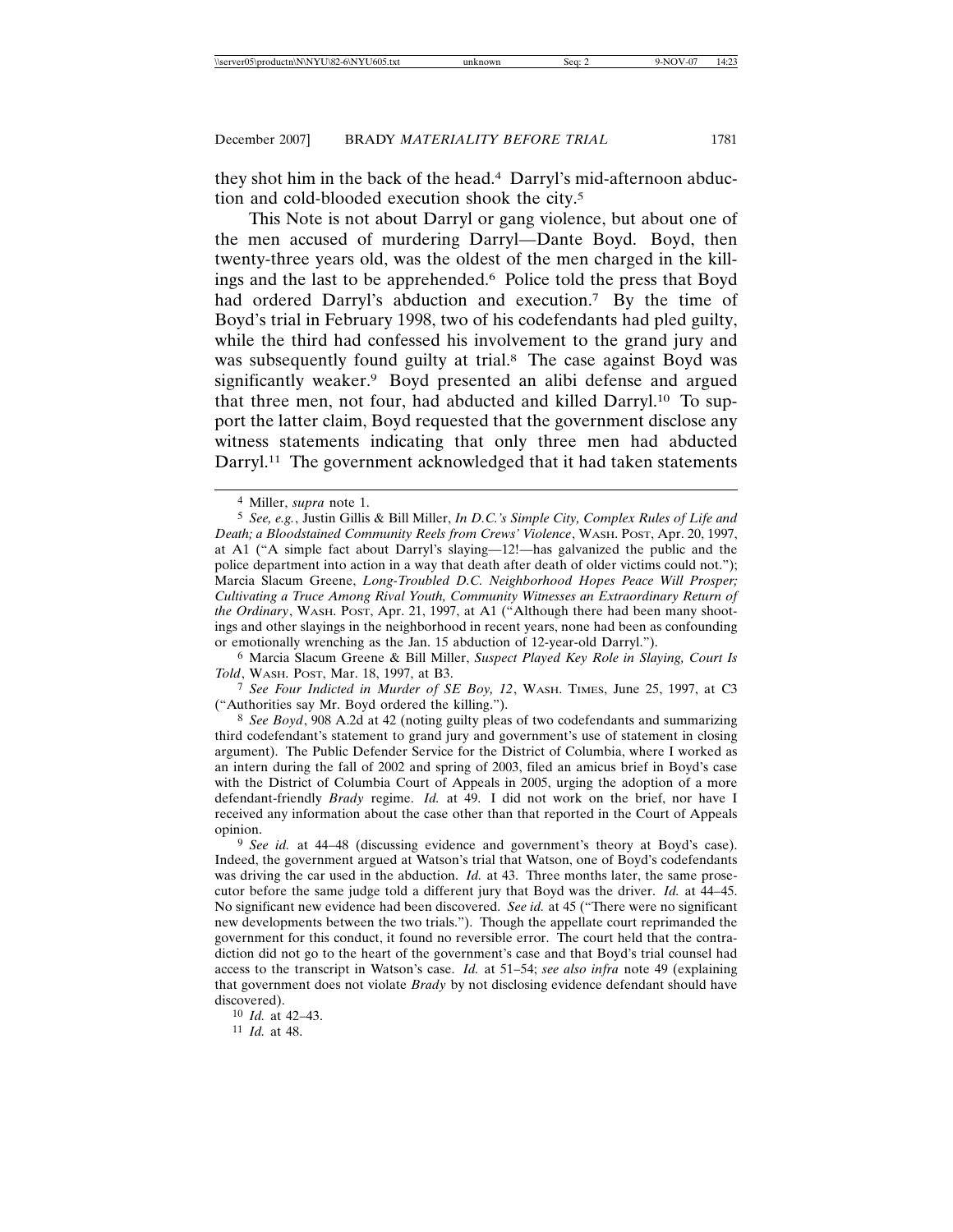they shot him in the back of the head.[4] Darryl's mid-afternoon abduction and cold-blooded execution shook the city.[5]

This Note is not about Darryl or gang violence, but about one of the men accused of murdering Darryl—Dante Boyd. Boyd, then twenty-three years old, was the oldest of the men charged in the killings and the last to be apprehended.[6] Police told the press that Boyd had ordered Darryl's abduction and execution.[7] By the time of Boyd's trial in February 1998, two of his codefendants had pled guilty, while the third had confessed his involvement to the grand jury and was subsequently found guilty at trial.[8] The case against Boyd was significantly weaker.[9] Boyd presented an alibi defense and argued that three men, not four, had abducted and killed Darryl.[10] To support the latter claim, Boyd requested that the government disclose any witness statements indicating that only three men had abducted Darryl.[11] The government acknowledged that it had taken statements

---

[4] Miller, *supra* note 1.

[5] *See, e.g.*, Justin Gillis & Bill Miller, *In D.C.'s Simple City, Complex Rules of Life and Death; a Bloodstained Community Reels from Crews' Violence*, WASH. POST, Apr. 20, 1997, at A1 ("A simple fact about Darryl's slaying—12!—has galvanized the public and the police department into action in a way that death after death of older victims could not."); Marcia Slacum Greene, *Long-Troubled D.C. Neighborhood Hopes Peace Will Prosper; Cultivating a Truce Among Rival Youth, Community Witnesses an Extraordinary Return of the Ordinary*, WASH. POST, Apr. 21, 1997, at A1 ("Although there had been many shootings and other slayings in the neighborhood in recent years, none had been as confounding or emotionally wrenching as the Jan. 15 abduction of 12-year-old Darryl.").

[6] Marcia Slacum Greene & Bill Miller, *Suspect Played Key Role in Slaying, Court Is Told*, WASH. POST, Mar. 18, 1997, at B3.

[7] *See Four Indicted in Murder of SE Boy, 12*, WASH. TIMES, June 25, 1997, at C3 ("Authorities say Mr. Boyd ordered the killing.").

[8] *See Boyd*, 908 A.2d at 42 (noting guilty pleas of two codefendants and summarizing third codefendant's statement to grand jury and government's use of statement in closing argument). The Public Defender Service for the District of Columbia, where I worked as an intern during the fall of 2002 and spring of 2003, filed an amicus brief in Boyd's case with the District of Columbia Court of Appeals in 2005, urging the adoption of a more defendant-friendly *Brady* regime. *Id.* at 49. I did not work on the brief, nor have I received any information about the case other than that reported in the Court of Appeals opinion.

[9] *See id.* at 44–48 (discussing evidence and government's theory at Boyd's case). Indeed, the government argued at Watson's trial that Watson, one of Boyd's codefendants was driving the car used in the abduction. *Id.* at 43. Three months later, the same prosecutor before the same judge told a different jury that Boyd was the driver. *Id.* at 44–45. No significant new evidence had been discovered. *See id.* at 45 ("There were no significant new developments between the two trials."). Though the appellate court reprimanded the government for this conduct, it found no reversible error. The court held that the contradiction did not go to the heart of the government's case and that Boyd's trial counsel had access to the transcript in Watson's case. *Id.* at 51–54; *see also infra* note 49 (explaining that government does not violate *Brady* by not disclosing evidence defendant should have discovered).

[10] *Id.* at 42–43.

[11] *Id.* at 48.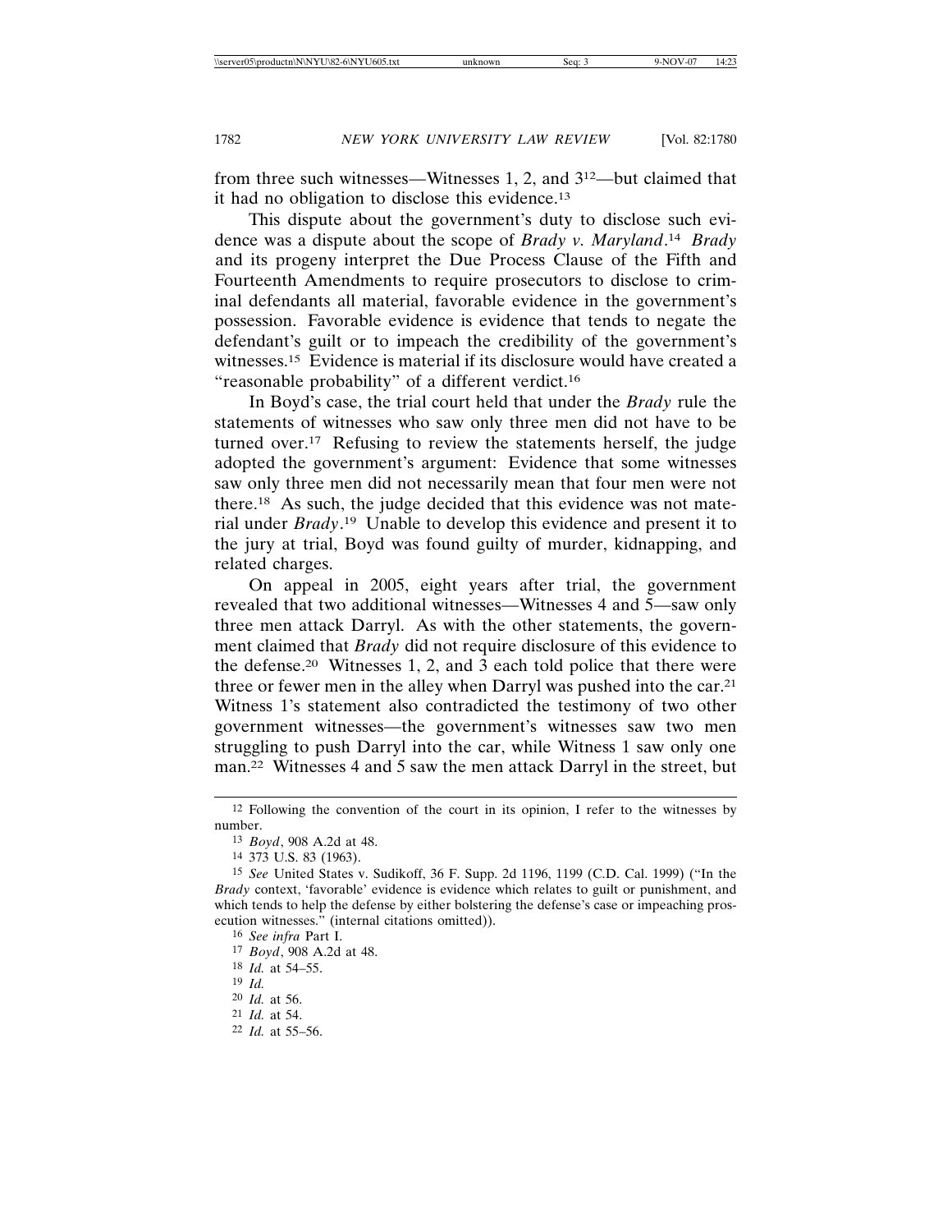from three such witnesses—Witnesses 1, 2, and 3[12]—but claimed that it had no obligation to disclose this evidence.[13]

This dispute about the government's duty to disclose such evidence was a dispute about the scope of *Brady v. Maryland*.[14] *Brady* and its progeny interpret the Due Process Clause of the Fifth and Fourteenth Amendments to require prosecutors to disclose to criminal defendants all material, favorable evidence in the government's possession. Favorable evidence is evidence that tends to negate the defendant's guilt or to impeach the credibility of the government's witnesses.[15] Evidence is material if its disclosure would have created a "reasonable probability" of a different verdict.[16]

In Boyd's case, the trial court held that under the *Brady* rule the statements of witnesses who saw only three men did not have to be turned over.[17] Refusing to review the statements herself, the judge adopted the government's argument: Evidence that some witnesses saw only three men did not necessarily mean that four men were not there.[18] As such, the judge decided that this evidence was not material under *Brady*.[19] Unable to develop this evidence and present it to the jury at trial, Boyd was found guilty of murder, kidnapping, and related charges.

On appeal in 2005, eight years after trial, the government revealed that two additional witnesses—Witnesses 4 and 5—saw only three men attack Darryl. As with the other statements, the government claimed that *Brady* did not require disclosure of this evidence to the defense.[20] Witnesses 1, 2, and 3 each told police that there were three or fewer men in the alley when Darryl was pushed into the car.[21] Witness 1's statement also contradicted the testimony of two other government witnesses—the government's witnesses saw two men struggling to push Darryl into the car, while Witness 1 saw only one man.[22] Witnesses 4 and 5 saw the men attack Darryl in the street, but

---

[12] Following the convention of the court in its opinion, I refer to the witnesses by number.

[13] *Boyd*, 908 A.2d at 48.

[14] 373 U.S. 83 (1963).

[15] *See* United States v. Sudikoff, 36 F. Supp. 2d 1196, 1199 (C.D. Cal. 1999) ("In the *Brady* context, 'favorable' evidence is evidence which relates to guilt or punishment, and which tends to help the defense by either bolstering the defense's case or impeaching prosecution witnesses." (internal citations omitted)).

[16] *See infra* Part I.

[17] *Boyd*, 908 A.2d at 48.

[18] *Id.* at 54–55.

[19] *Id.*

[20] *Id.* at 56.

[21] *Id.* at 54.

[22] *Id.* at 55–56.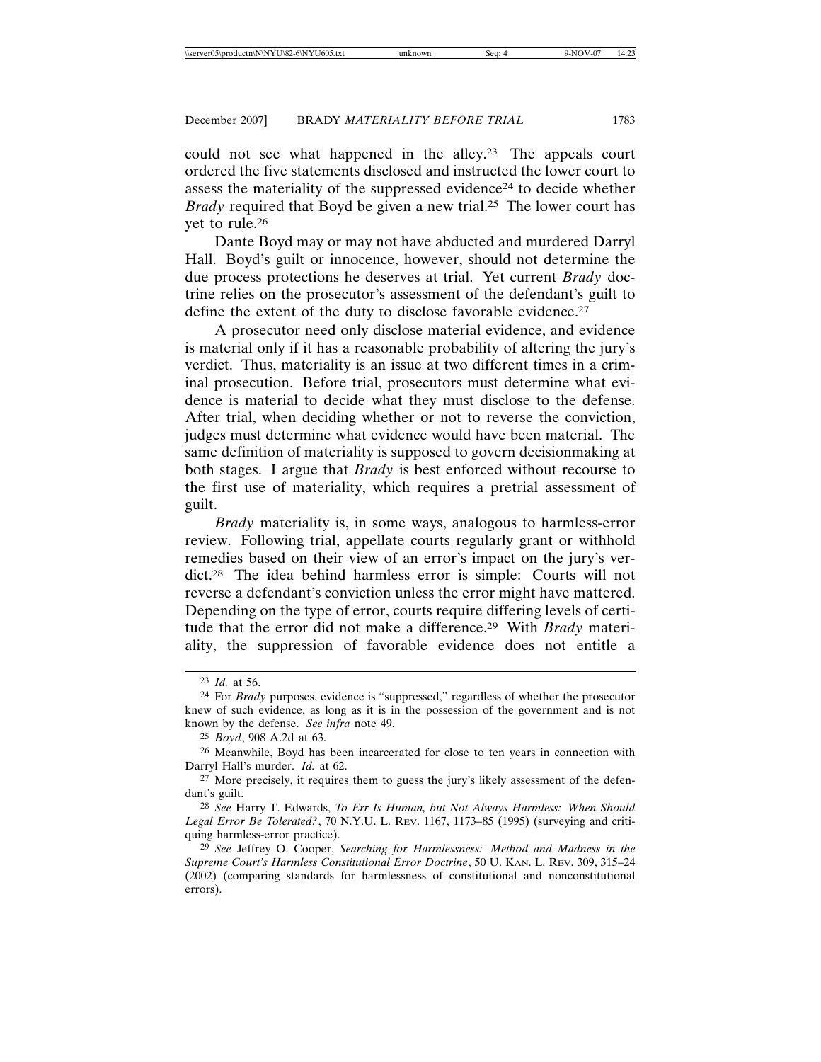could not see what happened in the alley.[23] The appeals court ordered the five statements disclosed and instructed the lower court to assess the materiality of the suppressed evidence[24] to decide whether *Brady* required that Boyd be given a new trial.[25] The lower court has yet to rule.[26]

Dante Boyd may or may not have abducted and murdered Darryl Hall. Boyd's guilt or innocence, however, should not determine the due process protections he deserves at trial. Yet current *Brady* doctrine relies on the prosecutor's assessment of the defendant's guilt to define the extent of the duty to disclose favorable evidence.[27]

A prosecutor need only disclose material evidence, and evidence is material only if it has a reasonable probability of altering the jury's verdict. Thus, materiality is an issue at two different times in a criminal prosecution. Before trial, prosecutors must determine what evidence is material to decide what they must disclose to the defense. After trial, when deciding whether or not to reverse the conviction, judges must determine what evidence would have been material. The same definition of materiality is supposed to govern decisionmaking at both stages. I argue that *Brady* is best enforced without recourse to the first use of materiality, which requires a pretrial assessment of guilt.

*Brady* materiality is, in some ways, analogous to harmless-error review. Following trial, appellate courts regularly grant or withhold remedies based on their view of an error's impact on the jury's verdict.[28] The idea behind harmless error is simple: Courts will not reverse a defendant's conviction unless the error might have mattered. Depending on the type of error, courts require differing levels of certitude that the error did not make a difference.[29] With *Brady* materiality, the suppression of favorable evidence does not entitle a

---

[23] *Id.* at 56.

[24] For *Brady* purposes, evidence is "suppressed," regardless of whether the prosecutor knew of such evidence, as long as it is in the possession of the government and is not known by the defense. *See infra* note 49.

[25] *Boyd*, 908 A.2d at 63.

[26] Meanwhile, Boyd has been incarcerated for close to ten years in connection with Darryl Hall's murder. *Id.* at 62.

[27] More precisely, it requires them to guess the jury's likely assessment of the defendant's guilt.

[28] *See* Harry T. Edwards, *To Err Is Human, but Not Always Harmless: When Should Legal Error Be Tolerated?*, 70 N.Y.U. L. REV. 1167, 1173–85 (1995) (surveying and critiquing harmless-error practice).

[29] *See* Jeffrey O. Cooper, *Searching for Harmlessness: Method and Madness in the Supreme Court's Harmless Constitutional Error Doctrine*, 50 U. KAN. L. REV. 309, 315–24 (2002) (comparing standards for harmlessness of constitutional and nonconstitutional errors).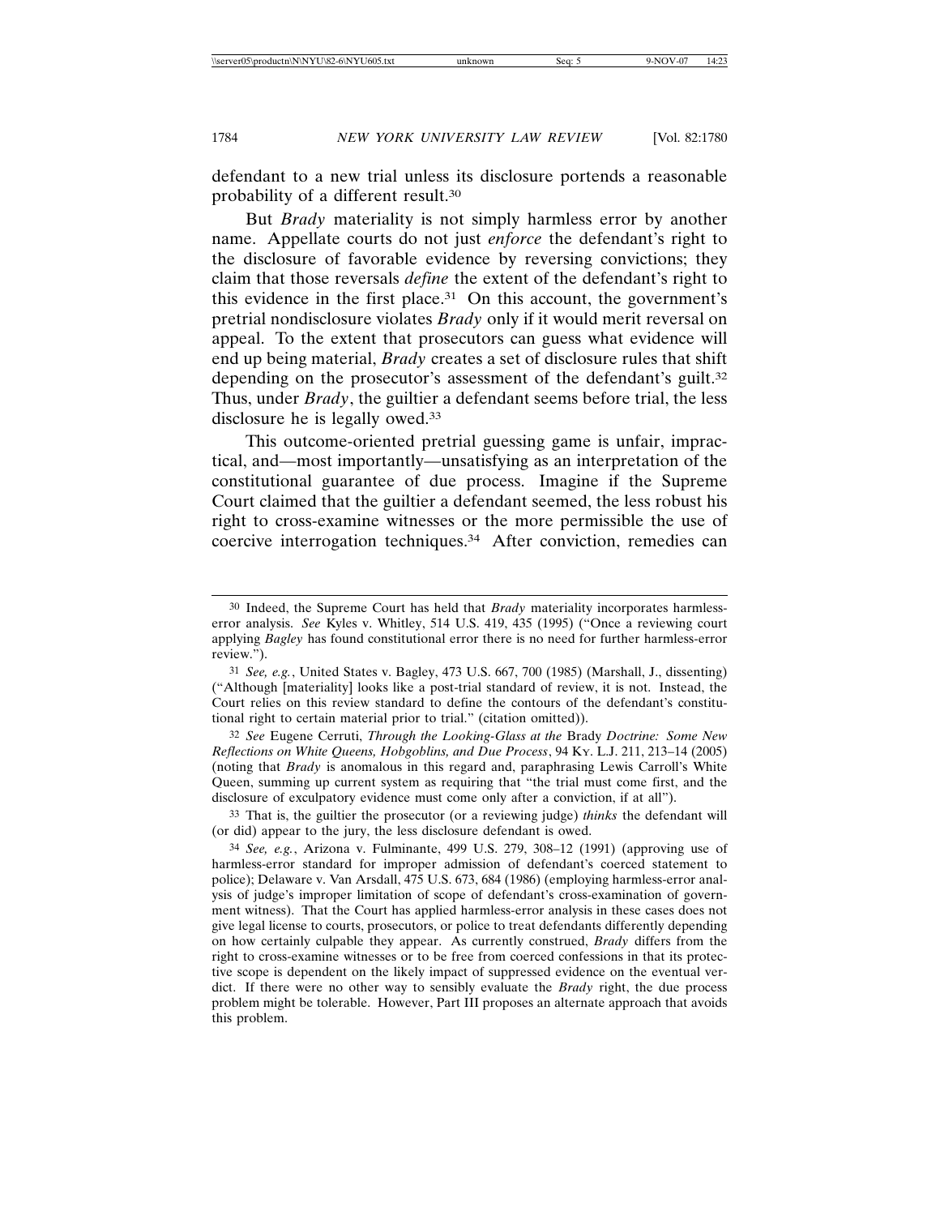defendant to a new trial unless its disclosure portends a reasonable probability of a different result.[30]

But *Brady* materiality is not simply harmless error by another name. Appellate courts do not just *enforce* the defendant's right to the disclosure of favorable evidence by reversing convictions; they claim that those reversals *define* the extent of the defendant's right to this evidence in the first place.[31] On this account, the government's pretrial nondisclosure violates *Brady* only if it would merit reversal on appeal. To the extent that prosecutors can guess what evidence will end up being material, *Brady* creates a set of disclosure rules that shift depending on the prosecutor's assessment of the defendant's guilt.[32] Thus, under *Brady*, the guiltier a defendant seems before trial, the less disclosure he is legally owed.[33]

This outcome-oriented pretrial guessing game is unfair, impractical, and—most importantly—unsatisfying as an interpretation of the constitutional guarantee of due process. Imagine if the Supreme Court claimed that the guiltier a defendant seemed, the less robust his right to cross-examine witnesses or the more permissible the use of coercive interrogation techniques.[34] After conviction, remedies can

---

[30] Indeed, the Supreme Court has held that *Brady* materiality incorporates harmless-error analysis. *See* Kyles v. Whitley, 514 U.S. 419, 435 (1995) ("Once a reviewing court applying *Bagley* has found constitutional error there is no need for further harmless-error review.").

[31] *See, e.g.*, United States v. Bagley, 473 U.S. 667, 700 (1985) (Marshall, J., dissenting) ("Although [materiality] looks like a post-trial standard of review, it is not. Instead, the Court relies on this review standard to define the contours of the defendant's constitutional right to certain material prior to trial." (citation omitted)).

[32] *See* Eugene Cerruti, *Through the Looking-Glass at the* Brady *Doctrine: Some New Reflections on White Queens, Hobgoblins, and Due Process*, 94 KY. L.J. 211, 213–14 (2005) (noting that *Brady* is anomalous in this regard and, paraphrasing Lewis Carroll's White Queen, summing up current system as requiring that "the trial must come first, and the disclosure of exculpatory evidence must come only after a conviction, if at all").

[33] That is, the guiltier the prosecutor (or a reviewing judge) *thinks* the defendant will (or did) appear to the jury, the less disclosure defendant is owed.

[34] *See, e.g.*, Arizona v. Fulminante, 499 U.S. 279, 308–12 (1991) (approving use of harmless-error standard for improper admission of defendant's coerced statement to police); Delaware v. Van Arsdall, 475 U.S. 673, 684 (1986) (employing harmless-error analysis of judge's improper limitation of scope of defendant's cross-examination of government witness). That the Court has applied harmless-error analysis in these cases does not give legal license to courts, prosecutors, or police to treat defendants differently depending on how certainly culpable they appear. As currently construed, *Brady* differs from the right to cross-examine witnesses or to be free from coerced confessions in that its protective scope is dependent on the likely impact of suppressed evidence on the eventual verdict. If there were no other way to sensibly evaluate the *Brady* right, the due process problem might be tolerable. However, Part III proposes an alternate approach that avoids this problem.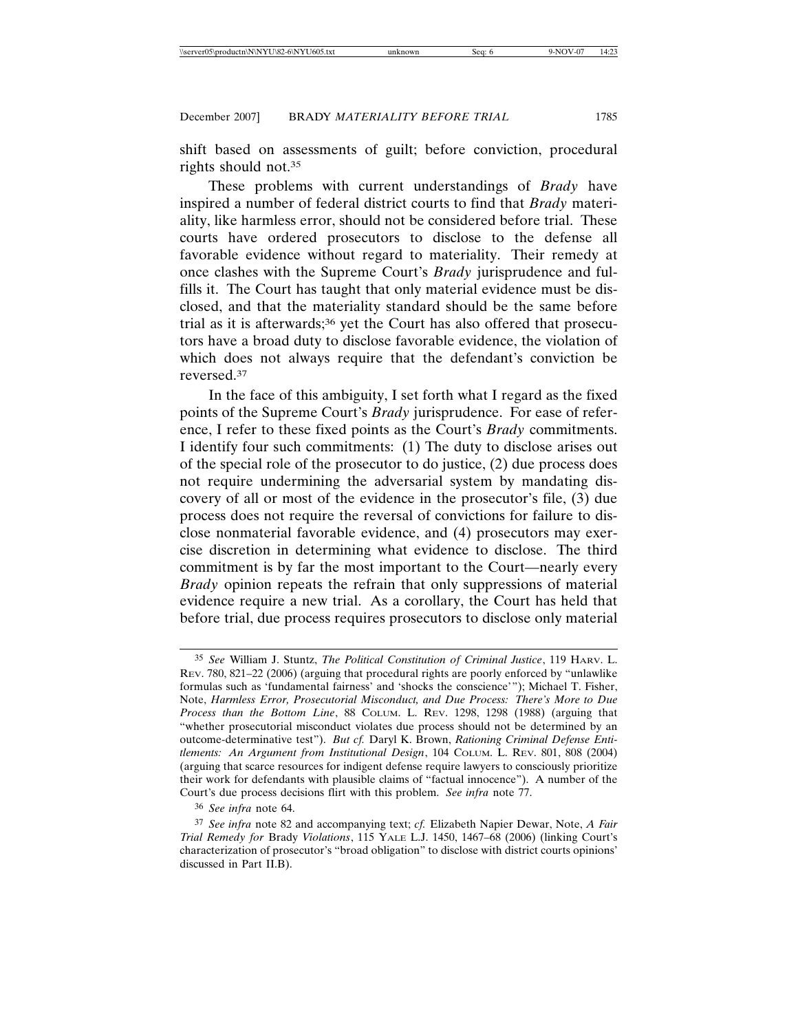shift based on assessments of guilt; before conviction, procedural rights should not.[35]

These problems with current understandings of *Brady* have inspired a number of federal district courts to find that *Brady* materiality, like harmless error, should not be considered before trial. These courts have ordered prosecutors to disclose to the defense all favorable evidence without regard to materiality. Their remedy at once clashes with the Supreme Court's *Brady* jurisprudence and fulfills it. The Court has taught that only material evidence must be disclosed, and that the materiality standard should be the same before trial as it is afterwards;[36] yet the Court has also offered that prosecutors have a broad duty to disclose favorable evidence, the violation of which does not always require that the defendant's conviction be reversed.[37]

In the face of this ambiguity, I set forth what I regard as the fixed points of the Supreme Court's *Brady* jurisprudence. For ease of reference, I refer to these fixed points as the Court's *Brady* commitments. I identify four such commitments: (1) The duty to disclose arises out of the special role of the prosecutor to do justice, (2) due process does not require undermining the adversarial system by mandating discovery of all or most of the evidence in the prosecutor's file, (3) due process does not require the reversal of convictions for failure to disclose nonmaterial favorable evidence, and (4) prosecutors may exercise discretion in determining what evidence to disclose. The third commitment is by far the most important to the Court—nearly every *Brady* opinion repeats the refrain that only suppressions of material evidence require a new trial. As a corollary, the Court has held that before trial, due process requires prosecutors to disclose only material

---

[35] *See* William J. Stuntz, *The Political Constitution of Criminal Justice*, 119 HARV. L. REV. 780, 821–22 (2006) (arguing that procedural rights are poorly enforced by "unlawlike formulas such as 'fundamental fairness' and 'shocks the conscience'"); Michael T. Fisher, Note, *Harmless Error, Prosecutorial Misconduct, and Due Process: There's More to Due Process than the Bottom Line*, 88 COLUM. L. REV. 1298, 1298 (1988) (arguing that "whether prosecutorial misconduct violates due process should not be determined by an outcome-determinative test"). *But cf.* Daryl K. Brown, *Rationing Criminal Defense Entitlements: An Argument from Institutional Design*, 104 COLUM. L. REV. 801, 808 (2004) (arguing that scarce resources for indigent defense require lawyers to consciously prioritize their work for defendants with plausible claims of "factual innocence"). A number of the Court's due process decisions flirt with this problem. *See infra* note 77.

[36] *See infra* note 64.

[37] *See infra* note 82 and accompanying text; *cf.* Elizabeth Napier Dewar, Note, *A Fair Trial Remedy for* Brady *Violations*, 115 YALE L.J. 1450, 1467–68 (2006) (linking Court's characterization of prosecutor's "broad obligation" to disclose with district courts opinions' discussed in Part II.B).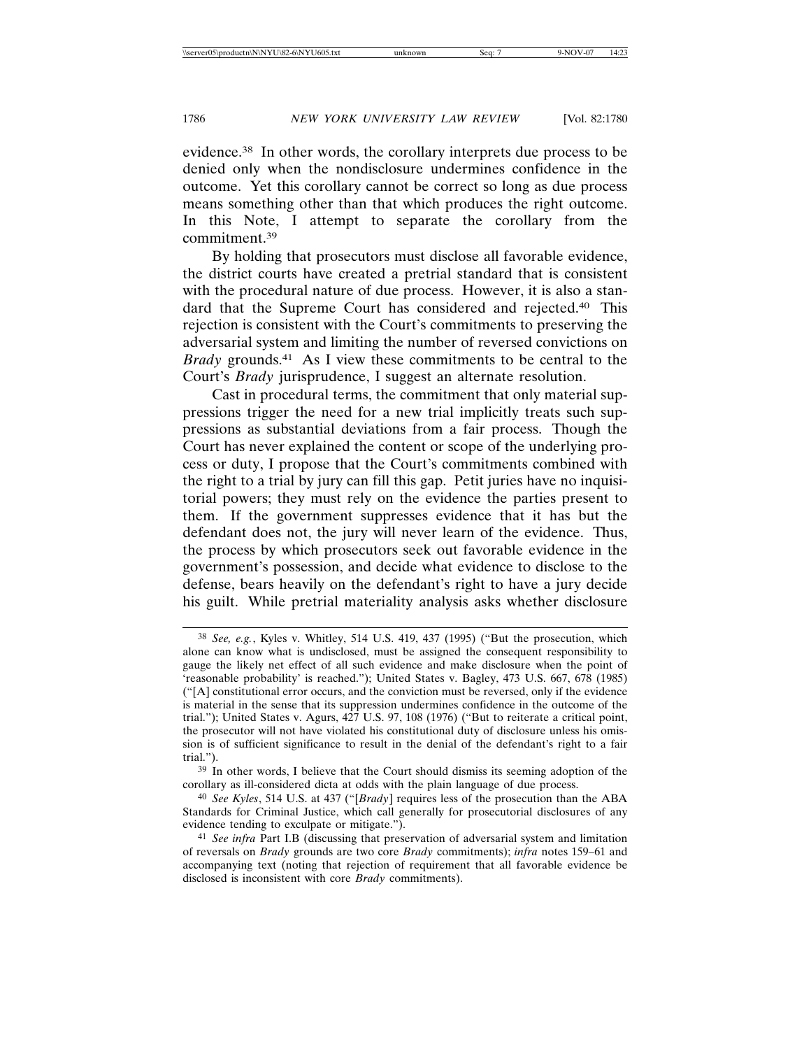evidence.[38] In other words, the corollary interprets due process to be denied only when the nondisclosure undermines confidence in the outcome. Yet this corollary cannot be correct so long as due process means something other than that which produces the right outcome. In this Note, I attempt to separate the corollary from the commitment.[39]

By holding that prosecutors must disclose all favorable evidence, the district courts have created a pretrial standard that is consistent with the procedural nature of due process. However, it is also a standard that the Supreme Court has considered and rejected.[40] This rejection is consistent with the Court's commitments to preserving the adversarial system and limiting the number of reversed convictions on *Brady* grounds.[41] As I view these commitments to be central to the Court's *Brady* jurisprudence, I suggest an alternate resolution.

Cast in procedural terms, the commitment that only material suppressions trigger the need for a new trial implicitly treats such suppressions as substantial deviations from a fair process. Though the Court has never explained the content or scope of the underlying process or duty, I propose that the Court's commitments combined with the right to a trial by jury can fill this gap. Petit juries have no inquisitorial powers; they must rely on the evidence the parties present to them. If the government suppresses evidence that it has but the defendant does not, the jury will never learn of the evidence. Thus, the process by which prosecutors seek out favorable evidence in the government's possession, and decide what evidence to disclose to the defense, bears heavily on the defendant's right to have a jury decide his guilt. While pretrial materiality analysis asks whether disclosure

---

[38] *See, e.g.*, Kyles v. Whitley, 514 U.S. 419, 437 (1995) ("But the prosecution, which alone can know what is undisclosed, must be assigned the consequent responsibility to gauge the likely net effect of all such evidence and make disclosure when the point of 'reasonable probability' is reached."); United States v. Bagley, 473 U.S. 667, 678 (1985) ("[A] constitutional error occurs, and the conviction must be reversed, only if the evidence is material in the sense that its suppression undermines confidence in the outcome of the trial."); United States v. Agurs, 427 U.S. 97, 108 (1976) ("But to reiterate a critical point, the prosecutor will not have violated his constitutional duty of disclosure unless his omission is of sufficient significance to result in the denial of the defendant's right to a fair trial.").

[39] In other words, I believe that the Court should dismiss its seeming adoption of the corollary as ill-considered dicta at odds with the plain language of due process.

[40] *See Kyles*, 514 U.S. at 437 ("[*Brady*] requires less of the prosecution than the ABA Standards for Criminal Justice, which call generally for prosecutorial disclosures of any evidence tending to exculpate or mitigate.").

[41] *See infra* Part I.B (discussing that preservation of adversarial system and limitation of reversals on *Brady* grounds are two core *Brady* commitments); *infra* notes 159–61 and accompanying text (noting that rejection of requirement that all favorable evidence be disclosed is inconsistent with core *Brady* commitments).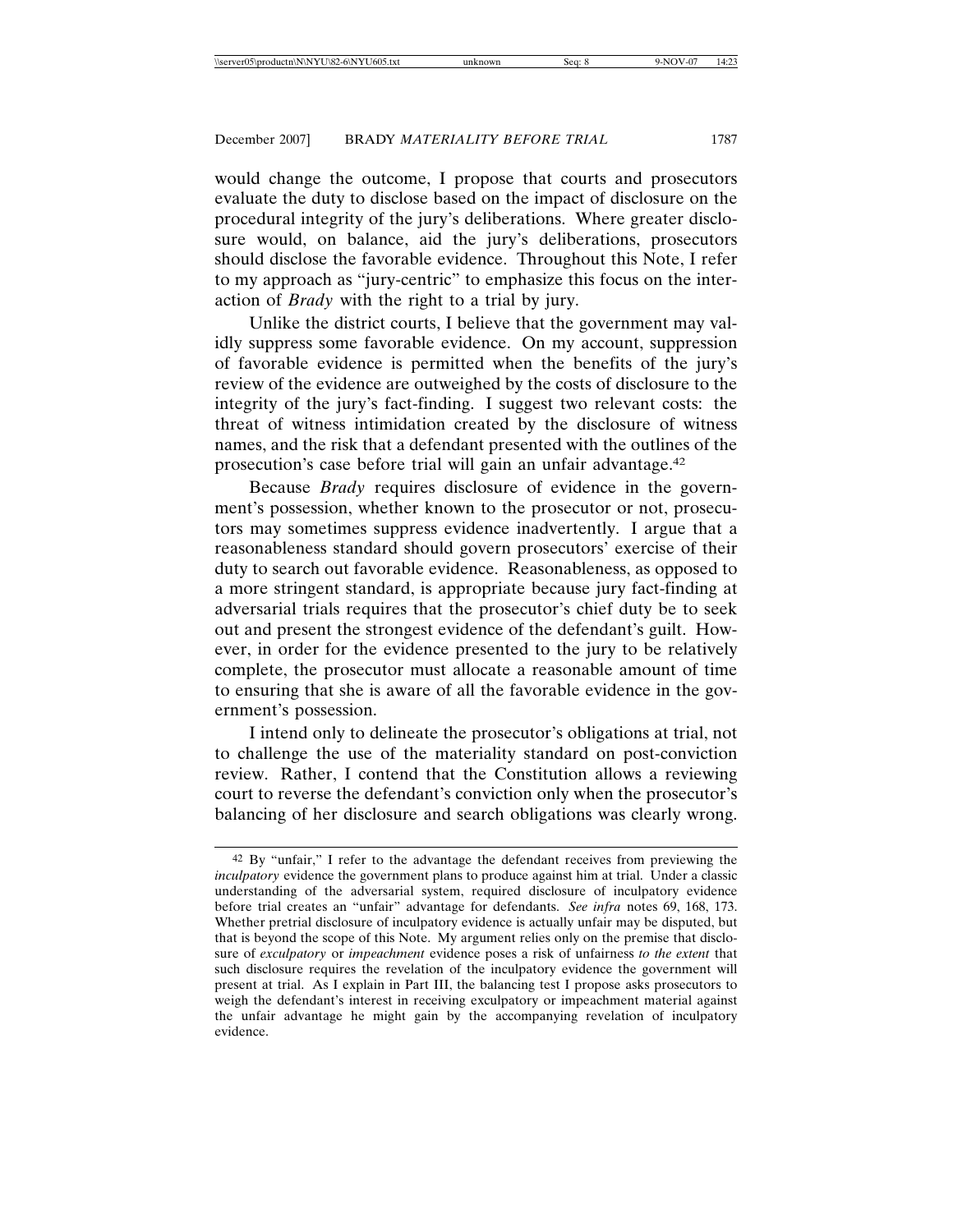would change the outcome, I propose that courts and prosecutors evaluate the duty to disclose based on the impact of disclosure on the procedural integrity of the jury's deliberations. Where greater disclosure would, on balance, aid the jury's deliberations, prosecutors should disclose the favorable evidence. Throughout this Note, I refer to my approach as "jury-centric" to emphasize this focus on the interaction of *Brady* with the right to a trial by jury.

Unlike the district courts, I believe that the government may validly suppress some favorable evidence. On my account, suppression of favorable evidence is permitted when the benefits of the jury's review of the evidence are outweighed by the costs of disclosure to the integrity of the jury's fact-finding. I suggest two relevant costs: the threat of witness intimidation created by the disclosure of witness names, and the risk that a defendant presented with the outlines of the prosecution's case before trial will gain an unfair advantage.[42]

Because *Brady* requires disclosure of evidence in the government's possession, whether known to the prosecutor or not, prosecutors may sometimes suppress evidence inadvertently. I argue that a reasonableness standard should govern prosecutors' exercise of their duty to search out favorable evidence. Reasonableness, as opposed to a more stringent standard, is appropriate because jury fact-finding at adversarial trials requires that the prosecutor's chief duty be to seek out and present the strongest evidence of the defendant's guilt. However, in order for the evidence presented to the jury to be relatively complete, the prosecutor must allocate a reasonable amount of time to ensuring that she is aware of all the favorable evidence in the government's possession.

I intend only to delineate the prosecutor's obligations at trial, not to challenge the use of the materiality standard on post-conviction review. Rather, I contend that the Constitution allows a reviewing court to reverse the defendant's conviction only when the prosecutor's balancing of her disclosure and search obligations was clearly wrong.

---

[42] By "unfair," I refer to the advantage the defendant receives from previewing the *inculpatory* evidence the government plans to produce against him at trial. Under a classic understanding of the adversarial system, required disclosure of inculpatory evidence before trial creates an "unfair" advantage for defendants. *See infra* notes 69, 168, 173. Whether pretrial disclosure of inculpatory evidence is actually unfair may be disputed, but that is beyond the scope of this Note. My argument relies only on the premise that disclosure of *exculpatory* or *impeachment* evidence poses a risk of unfairness *to the extent* that such disclosure requires the revelation of the inculpatory evidence the government will present at trial. As I explain in Part III, the balancing test I propose asks prosecutors to weigh the defendant's interest in receiving exculpatory or impeachment material against the unfair advantage he might gain by the accompanying revelation of inculpatory evidence.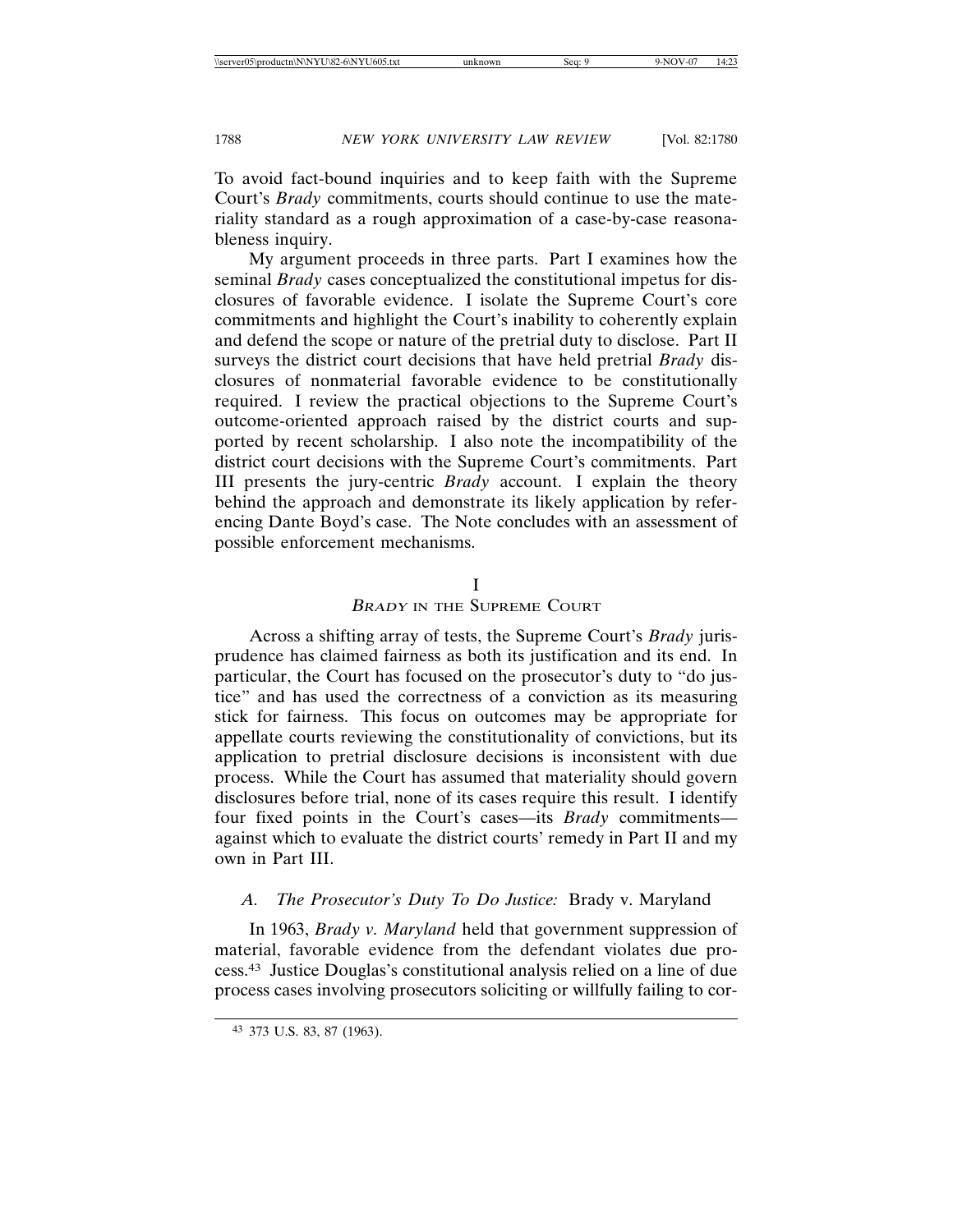To avoid fact-bound inquiries and to keep faith with the Supreme Court's *Brady* commitments, courts should continue to use the materiality standard as a rough approximation of a case-by-case reasonableness inquiry.

My argument proceeds in three parts. Part I examines how the seminal *Brady* cases conceptualized the constitutional impetus for disclosures of favorable evidence. I isolate the Supreme Court's core commitments and highlight the Court's inability to coherently explain and defend the scope or nature of the pretrial duty to disclose. Part II surveys the district court decisions that have held pretrial *Brady* disclosures of nonmaterial favorable evidence to be constitutionally required. I review the practical objections to the Supreme Court's outcome-oriented approach raised by the district courts and supported by recent scholarship. I also note the incompatibility of the district court decisions with the Supreme Court's commitments. Part III presents the jury-centric *Brady* account. I explain the theory behind the approach and demonstrate its likely application by referencing Dante Boyd's case. The Note concludes with an assessment of possible enforcement mechanisms.

# I
# *Brady* in the Supreme Court

Across a shifting array of tests, the Supreme Court's *Brady* jurisprudence has claimed fairness as both its justification and its end. In particular, the Court has focused on the prosecutor's duty to "do justice" and has used the correctness of a conviction as its measuring stick for fairness. This focus on outcomes may be appropriate for appellate courts reviewing the constitutionality of convictions, but its application to pretrial disclosure decisions is inconsistent with due process. While the Court has assumed that materiality should govern disclosures before trial, none of its cases require this result. I identify four fixed points in the Court's cases—its *Brady* commitments—against which to evaluate the district courts' remedy in Part II and my own in Part III.

## A. *The Prosecutor's Duty To Do Justice:* Brady v. Maryland

In 1963, *Brady v. Maryland* held that government suppression of material, favorable evidence from the defendant violates due process.[43] Justice Douglas's constitutional analysis relied on a line of due process cases involving prosecutors soliciting or willfully failing to cor-

[43] 373 U.S. 83, 87 (1963).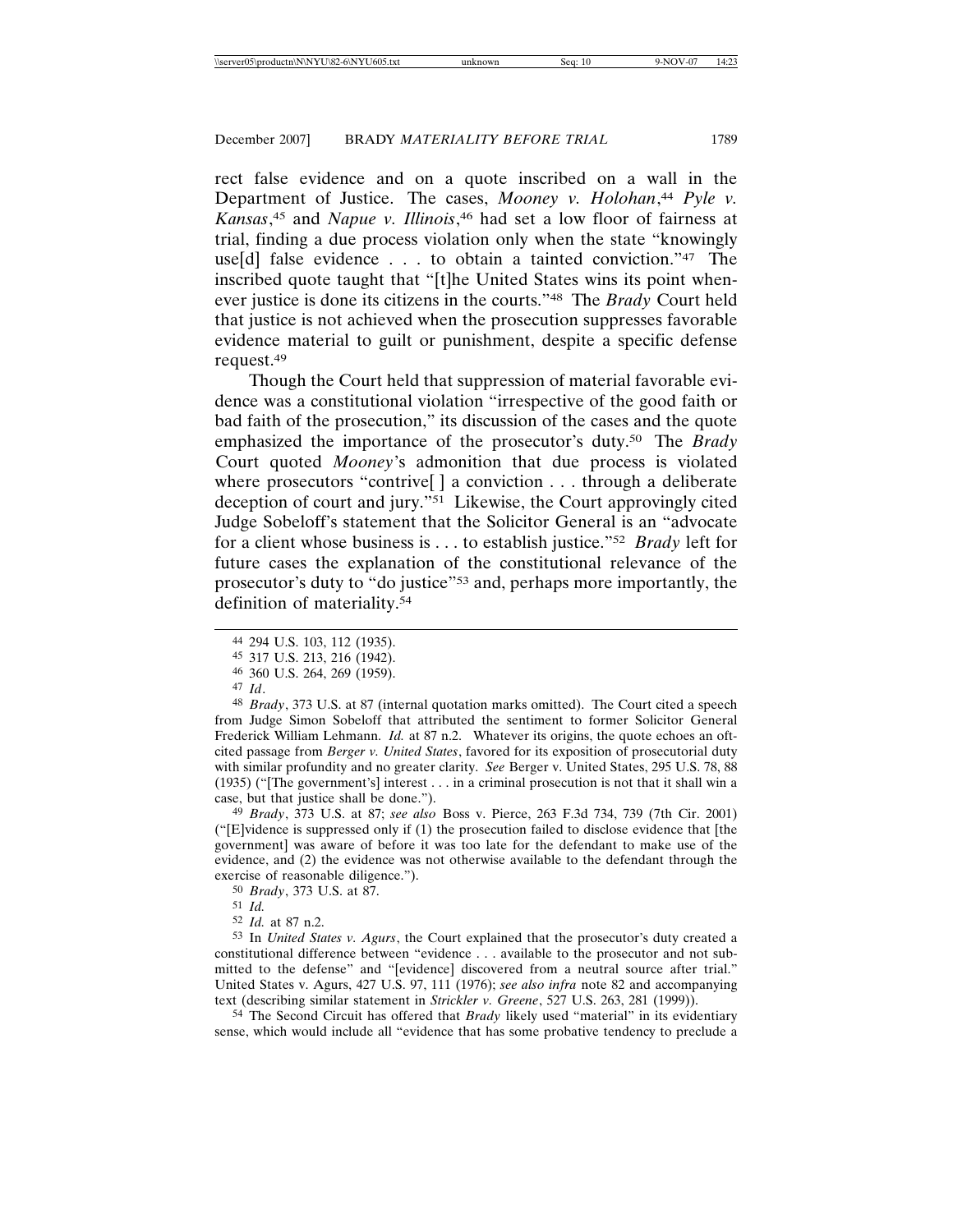rect false evidence and on a quote inscribed on a wall in the Department of Justice. The cases, *Mooney v. Holohan*,[44] *Pyle v. Kansas*,[45] and *Napue v. Illinois*,[46] had set a low floor of fairness at trial, finding a due process violation only when the state "knowingly use[d] false evidence . . . to obtain a tainted conviction."[47] The inscribed quote taught that "[t]he United States wins its point whenever justice is done its citizens in the courts."[48] The *Brady* Court held that justice is not achieved when the prosecution suppresses favorable evidence material to guilt or punishment, despite a specific defense request.[49]

Though the Court held that suppression of material favorable evidence was a constitutional violation "irrespective of the good faith or bad faith of the prosecution," its discussion of the cases and the quote emphasized the importance of the prosecutor's duty.[50] The *Brady* Court quoted *Mooney*'s admonition that due process is violated where prosecutors "contrive[ ] a conviction . . . through a deliberate deception of court and jury."[51] Likewise, the Court approvingly cited Judge Sobeloff's statement that the Solicitor General is an "advocate for a client whose business is . . . to establish justice."[52] *Brady* left for future cases the explanation of the constitutional relevance of the prosecutor's duty to "do justice"[53] and, perhaps more importantly, the definition of materiality.[54]

---

[44] 294 U.S. 103, 112 (1935).

[45] 317 U.S. 213, 216 (1942).

[46] 360 U.S. 264, 269 (1959).

[47] *Id*.

[48] *Brady*, 373 U.S. at 87 (internal quotation marks omitted). The Court cited a speech from Judge Simon Sobeloff that attributed the sentiment to former Solicitor General Frederick William Lehmann. *Id.* at 87 n.2. Whatever its origins, the quote echoes an oft-cited passage from *Berger v. United States*, favored for its exposition of prosecutorial duty with similar profundity and no greater clarity. *See* Berger v. United States, 295 U.S. 78, 88 (1935) ("[The government's] interest . . . in a criminal prosecution is not that it shall win a case, but that justice shall be done.").

[49] *Brady*, 373 U.S. at 87; *see also* Boss v. Pierce, 263 F.3d 734, 739 (7th Cir. 2001) ("[E]vidence is suppressed only if (1) the prosecution failed to disclose evidence that [the government] was aware of before it was too late for the defendant to make use of the evidence, and (2) the evidence was not otherwise available to the defendant through the exercise of reasonable diligence.").

[50] *Brady*, 373 U.S. at 87.

[51] *Id.*

[52] *Id.* at 87 n.2.

[53] In *United States v. Agurs*, the Court explained that the prosecutor's duty created a constitutional difference between "evidence . . . available to the prosecutor and not submitted to the defense" and "[evidence] discovered from a neutral source after trial." United States v. Agurs, 427 U.S. 97, 111 (1976); *see also infra* note 82 and accompanying text (describing similar statement in *Strickler v. Greene*, 527 U.S. 263, 281 (1999)).

[54] The Second Circuit has offered that *Brady* likely used "material" in its evidentiary sense, which would include all "evidence that has some probative tendency to preclude a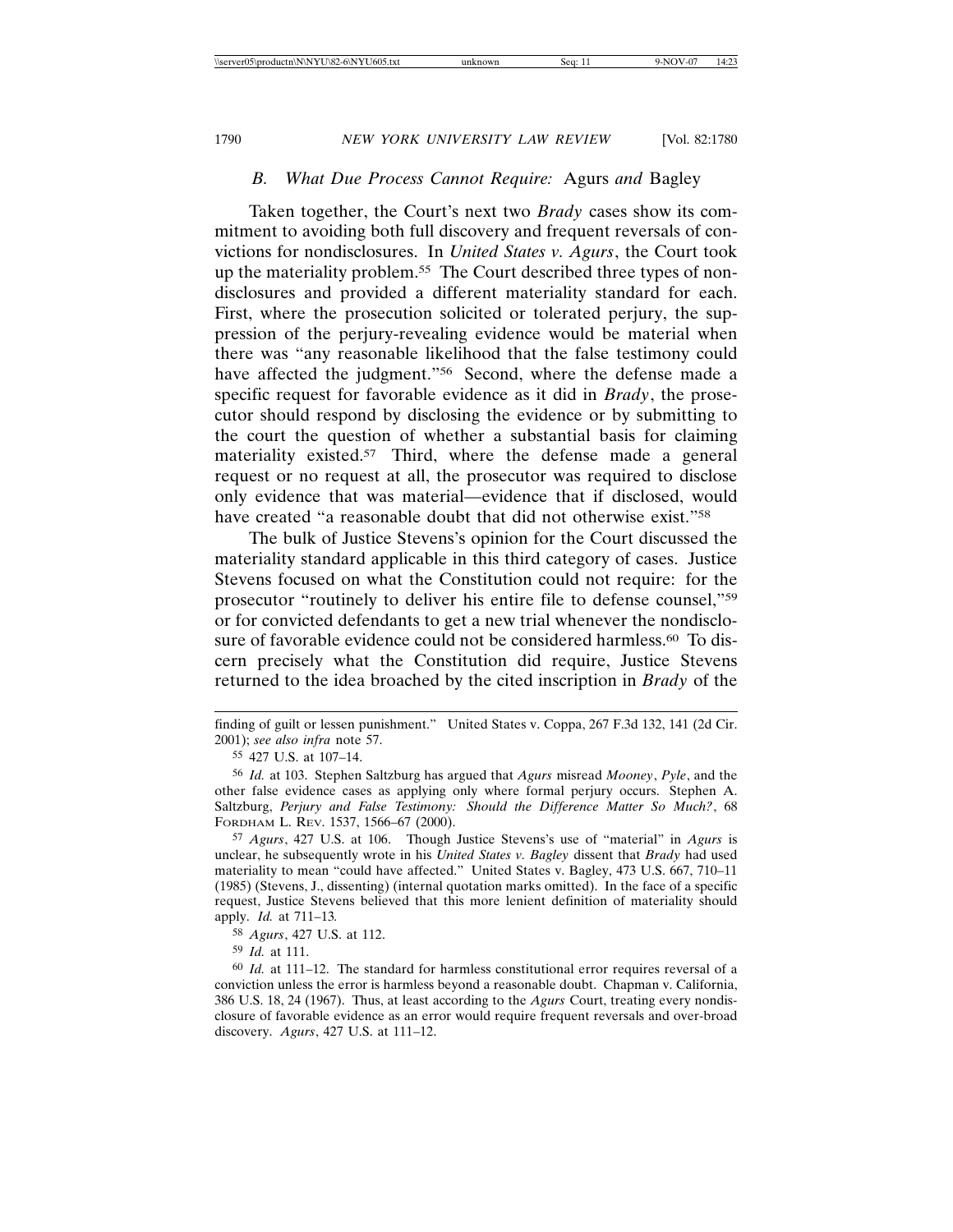### *B. What Due Process Cannot Require:* Agurs *and* Bagley

Taken together, the Court's next two *Brady* cases show its commitment to avoiding both full discovery and frequent reversals of convictions for nondisclosures. In *United States v. Agurs*, the Court took up the materiality problem.[55] The Court described three types of nondisclosures and provided a different materiality standard for each. First, where the prosecution solicited or tolerated perjury, the suppression of the perjury-revealing evidence would be material when there was "any reasonable likelihood that the false testimony could have affected the judgment."[56] Second, where the defense made a specific request for favorable evidence as it did in *Brady*, the prosecutor should respond by disclosing the evidence or by submitting to the court the question of whether a substantial basis for claiming materiality existed.[57] Third, where the defense made a general request or no request at all, the prosecutor was required to disclose only evidence that was material—evidence that if disclosed, would have created "a reasonable doubt that did not otherwise exist."[58]

The bulk of Justice Stevens's opinion for the Court discussed the materiality standard applicable in this third category of cases. Justice Stevens focused on what the Constitution could not require: for the prosecutor "routinely to deliver his entire file to defense counsel,"[59] or for convicted defendants to get a new trial whenever the nondisclosure of favorable evidence could not be considered harmless.[60] To discern precisely what the Constitution did require, Justice Stevens returned to the idea broached by the cited inscription in *Brady* of the

---

finding of guilt or lessen punishment." United States v. Coppa, 267 F.3d 132, 141 (2d Cir. 2001); *see also infra* note 57.

[55] 427 U.S. at 107–14.

[56] *Id.* at 103. Stephen Saltzburg has argued that *Agurs* misread *Mooney*, *Pyle*, and the other false evidence cases as applying only where formal perjury occurs. Stephen A. Saltzburg, *Perjury and False Testimony: Should the Difference Matter So Much?*, 68 FORDHAM L. REV. 1537, 1566–67 (2000).

[57] *Agurs*, 427 U.S. at 106. Though Justice Stevens's use of "material" in *Agurs* is unclear, he subsequently wrote in his *United States v. Bagley* dissent that *Brady* had used materiality to mean "could have affected." United States v. Bagley, 473 U.S. 667, 710–11 (1985) (Stevens, J., dissenting) (internal quotation marks omitted). In the face of a specific request, Justice Stevens believed that this more lenient definition of materiality should apply. *Id.* at 711–13.

[58] *Agurs*, 427 U.S. at 112.

[59] *Id.* at 111.

[60] *Id.* at 111–12. The standard for harmless constitutional error requires reversal of a conviction unless the error is harmless beyond a reasonable doubt. Chapman v. California, 386 U.S. 18, 24 (1967). Thus, at least according to the *Agurs* Court, treating every nondisclosure of favorable evidence as an error would require frequent reversals and over-broad discovery. *Agurs*, 427 U.S. at 111–12.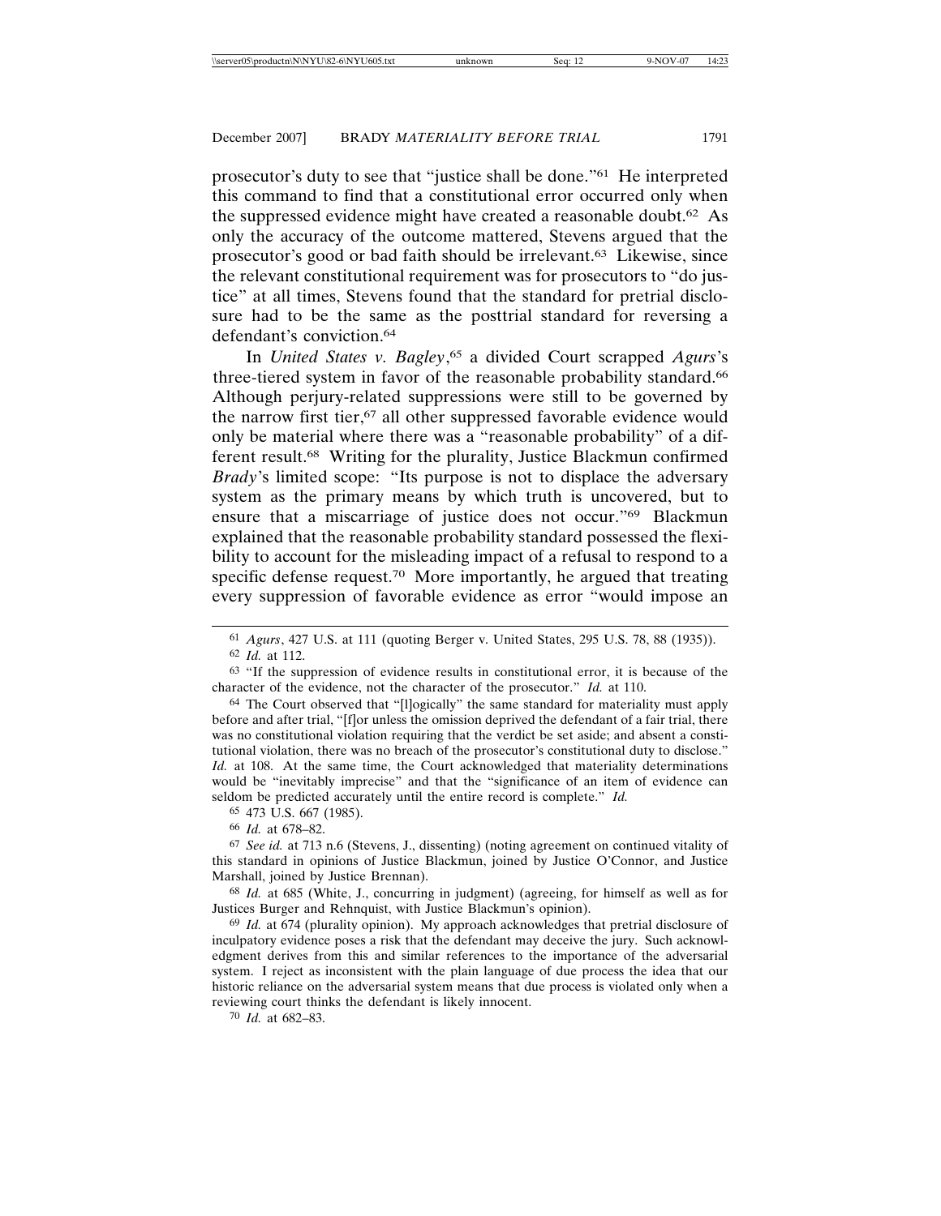prosecutor's duty to see that "justice shall be done."[61] He interpreted this command to find that a constitutional error occurred only when the suppressed evidence might have created a reasonable doubt.[62] As only the accuracy of the outcome mattered, Stevens argued that the prosecutor's good or bad faith should be irrelevant.[63] Likewise, since the relevant constitutional requirement was for prosecutors to "do justice" at all times, Stevens found that the standard for pretrial disclosure had to be the same as the posttrial standard for reversing a defendant's conviction.[64]

In *United States v. Bagley*,[65] a divided Court scrapped *Agurs*'s three-tiered system in favor of the reasonable probability standard.[66] Although perjury-related suppressions were still to be governed by the narrow first tier,[67] all other suppressed favorable evidence would only be material where there was a "reasonable probability" of a different result.[68] Writing for the plurality, Justice Blackmun confirmed *Brady*'s limited scope: "Its purpose is not to displace the adversary system as the primary means by which truth is uncovered, but to ensure that a miscarriage of justice does not occur."[69] Blackmun explained that the reasonable probability standard possessed the flexibility to account for the misleading impact of a refusal to respond to a specific defense request.[70] More importantly, he argued that treating every suppression of favorable evidence as error "would impose an

---

[61] *Agurs*, 427 U.S. at 111 (quoting Berger v. United States, 295 U.S. 78, 88 (1935)).

[62] *Id.* at 112.

[63] "If the suppression of evidence results in constitutional error, it is because of the character of the evidence, not the character of the prosecutor." *Id.* at 110.

[64] The Court observed that "[l]ogically" the same standard for materiality must apply before and after trial, "[f]or unless the omission deprived the defendant of a fair trial, there was no constitutional violation requiring that the verdict be set aside; and absent a constitutional violation, there was no breach of the prosecutor's constitutional duty to disclose." *Id.* at 108. At the same time, the Court acknowledged that materiality determinations would be "inevitably imprecise" and that the "significance of an item of evidence can seldom be predicted accurately until the entire record is complete." *Id.*

[65] 473 U.S. 667 (1985).

[66] *Id.* at 678–82.

[67] *See id.* at 713 n.6 (Stevens, J., dissenting) (noting agreement on continued vitality of this standard in opinions of Justice Blackmun, joined by Justice O'Connor, and Justice Marshall, joined by Justice Brennan).

[68] *Id.* at 685 (White, J., concurring in judgment) (agreeing, for himself as well as for Justices Burger and Rehnquist, with Justice Blackmun's opinion).

[69] *Id.* at 674 (plurality opinion). My approach acknowledges that pretrial disclosure of inculpatory evidence poses a risk that the defendant may deceive the jury. Such acknowledgment derives from this and similar references to the importance of the adversarial system. I reject as inconsistent with the plain language of due process the idea that our historic reliance on the adversarial system means that due process is violated only when a reviewing court thinks the defendant is likely innocent.

[70] *Id.* at 682–83.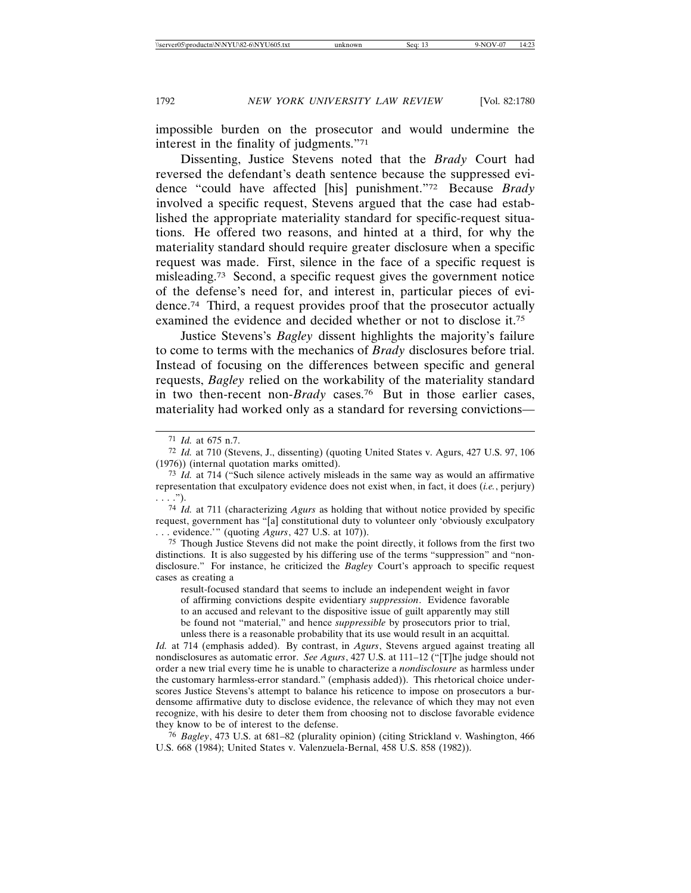impossible burden on the prosecutor and would undermine the interest in the finality of judgments."[71]

Dissenting, Justice Stevens noted that the *Brady* Court had reversed the defendant's death sentence because the suppressed evidence "could have affected [his] punishment."[72] Because *Brady* involved a specific request, Stevens argued that the case had established the appropriate materiality standard for specific-request situations. He offered two reasons, and hinted at a third, for why the materiality standard should require greater disclosure when a specific request was made. First, silence in the face of a specific request is misleading.[73] Second, a specific request gives the government notice of the defense's need for, and interest in, particular pieces of evidence.[74] Third, a request provides proof that the prosecutor actually examined the evidence and decided whether or not to disclose it.[75]

Justice Stevens's *Bagley* dissent highlights the majority's failure to come to terms with the mechanics of *Brady* disclosures before trial. Instead of focusing on the differences between specific and general requests, *Bagley* relied on the workability of the materiality standard in two then-recent non-*Brady* cases.[76] But in those earlier cases, materiality had worked only as a standard for reversing convictions—

---

[71] *Id.* at 675 n.7.

[72] *Id.* at 710 (Stevens, J., dissenting) (quoting United States v. Agurs, 427 U.S. 97, 106 (1976)) (internal quotation marks omitted).

[73] *Id.* at 714 ("Such silence actively misleads in the same way as would an affirmative representation that exculpatory evidence does not exist when, in fact, it does (*i.e.*, perjury) . . . .").

[74] *Id.* at 711 (characterizing *Agurs* as holding that without notice provided by specific request, government has "[a] constitutional duty to volunteer only 'obviously exculpatory . . . evidence.'" (quoting *Agurs*, 427 U.S. at 107)).

[75] Though Justice Stevens did not make the point directly, it follows from the first two distinctions. It is also suggested by his differing use of the terms "suppression" and "nondisclosure." For instance, he criticized the *Bagley* Court's approach to specific request cases as creating a

> result-focused standard that seems to include an independent weight in favor of affirming convictions despite evidentiary *suppression*. Evidence favorable to an accused and relevant to the dispositive issue of guilt apparently may still be found not "material," and hence *suppressible* by prosecutors prior to trial, unless there is a reasonable probability that its use would result in an acquittal.

*Id.* at 714 (emphasis added). By contrast, in *Agurs*, Stevens argued against treating all nondisclosures as automatic error. *See Agurs*, 427 U.S. at 111–12 ("[T]he judge should not order a new trial every time he is unable to characterize a *nondisclosure* as harmless under the customary harmless-error standard." (emphasis added)). This rhetorical choice underscores Justice Stevens's attempt to balance his reticence to impose on prosecutors a burdensome affirmative duty to disclose evidence, the relevance of which they may not even recognize, with his desire to deter them from choosing not to disclose favorable evidence they know to be of interest to the defense.

[76] *Bagley*, 473 U.S. at 681–82 (plurality opinion) (citing Strickland v. Washington, 466 U.S. 668 (1984); United States v. Valenzuela-Bernal, 458 U.S. 858 (1982)).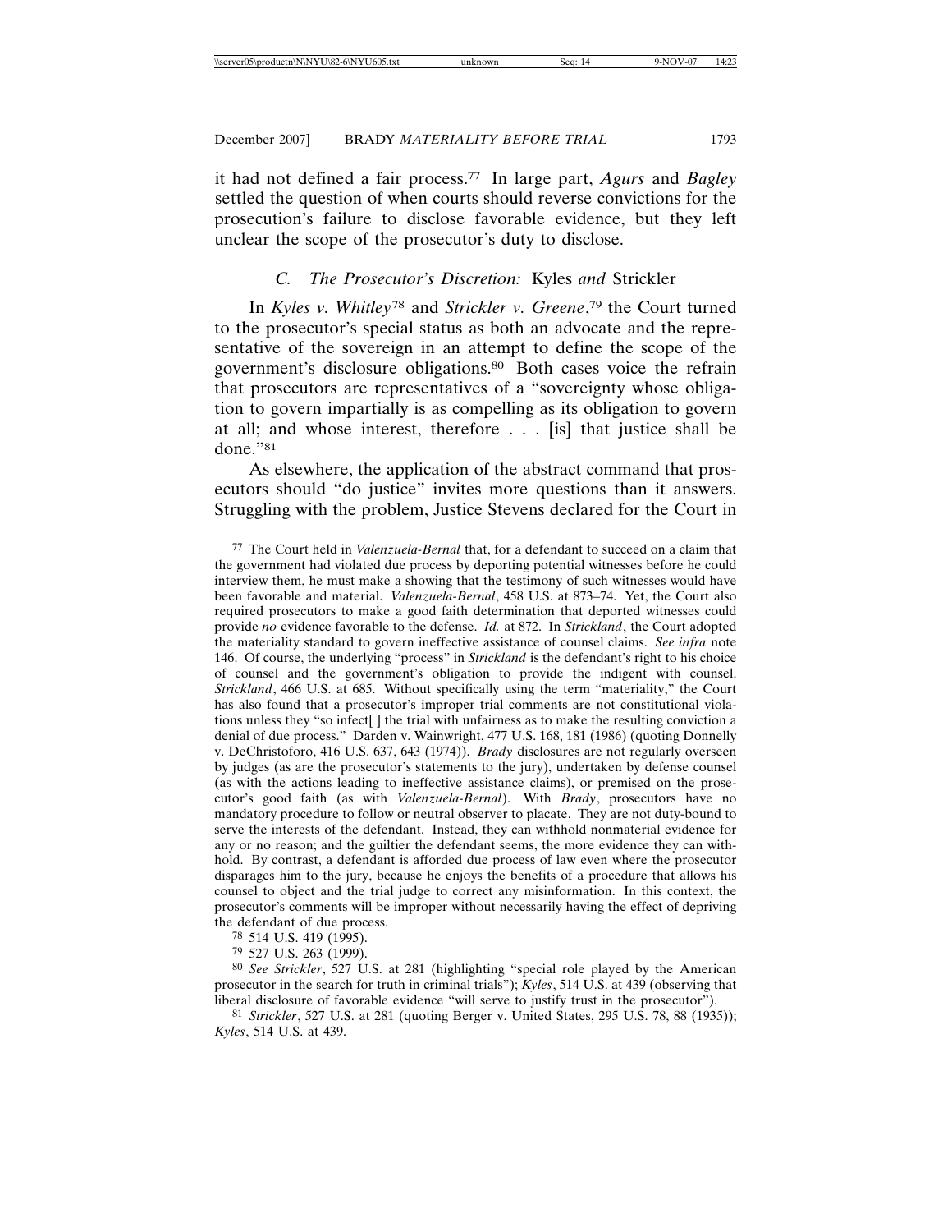it had not defined a fair process.[77] In large part, *Agurs* and *Bagley* settled the question of when courts should reverse convictions for the prosecution's failure to disclose favorable evidence, but they left unclear the scope of the prosecutor's duty to disclose.

### *C. The Prosecutor's Discretion:* Kyles *and* Strickler

In *Kyles v. Whitley*[78] and *Strickler v. Greene*,[79] the Court turned to the prosecutor's special status as both an advocate and the representative of the sovereign in an attempt to define the scope of the government's disclosure obligations.[80] Both cases voice the refrain that prosecutors are representatives of a "sovereignty whose obligation to govern impartially is as compelling as its obligation to govern at all; and whose interest, therefore . . . [is] that justice shall be done."[81]

As elsewhere, the application of the abstract command that prosecutors should "do justice" invites more questions than it answers. Struggling with the problem, Justice Stevens declared for the Court in

---

[77] The Court held in *Valenzuela-Bernal* that, for a defendant to succeed on a claim that the government had violated due process by deporting potential witnesses before he could interview them, he must make a showing that the testimony of such witnesses would have been favorable and material. *Valenzuela-Bernal*, 458 U.S. at 873–74. Yet, the Court also required prosecutors to make a good faith determination that deported witnesses could provide *no* evidence favorable to the defense. *Id.* at 872. In *Strickland*, the Court adopted the materiality standard to govern ineffective assistance of counsel claims. *See infra* note 146. Of course, the underlying "process" in *Strickland* is the defendant's right to his choice of counsel and the government's obligation to provide the indigent with counsel. *Strickland*, 466 U.S. at 685. Without specifically using the term "materiality," the Court has also found that a prosecutor's improper trial comments are not constitutional violations unless they "so infect[ ] the trial with unfairness as to make the resulting conviction a denial of due process." Darden v. Wainwright, 477 U.S. 168, 181 (1986) (quoting Donnelly v. DeChristoforo, 416 U.S. 637, 643 (1974)). *Brady* disclosures are not regularly overseen by judges (as are the prosecutor's statements to the jury), undertaken by defense counsel (as with the actions leading to ineffective assistance claims), or premised on the prosecutor's good faith (as with *Valenzuela-Bernal*). With *Brady*, prosecutors have no mandatory procedure to follow or neutral observer to placate. They are not duty-bound to serve the interests of the defendant. Instead, they can withhold nonmaterial evidence for any or no reason; and the guiltier the defendant seems, the more evidence they can withhold. By contrast, a defendant is afforded due process of law even where the prosecutor disparages him to the jury, because he enjoys the benefits of a procedure that allows his counsel to object and the trial judge to correct any misinformation. In this context, the prosecutor's comments will be improper without necessarily having the effect of depriving the defendant of due process.

[78] 514 U.S. 419 (1995).

[79] 527 U.S. 263 (1999).

[80] *See Strickler*, 527 U.S. at 281 (highlighting "special role played by the American prosecutor in the search for truth in criminal trials"); *Kyles*, 514 U.S. at 439 (observing that liberal disclosure of favorable evidence "will serve to justify trust in the prosecutor").

[81] *Strickler*, 527 U.S. at 281 (quoting Berger v. United States, 295 U.S. 78, 88 (1935)); *Kyles*, 514 U.S. at 439.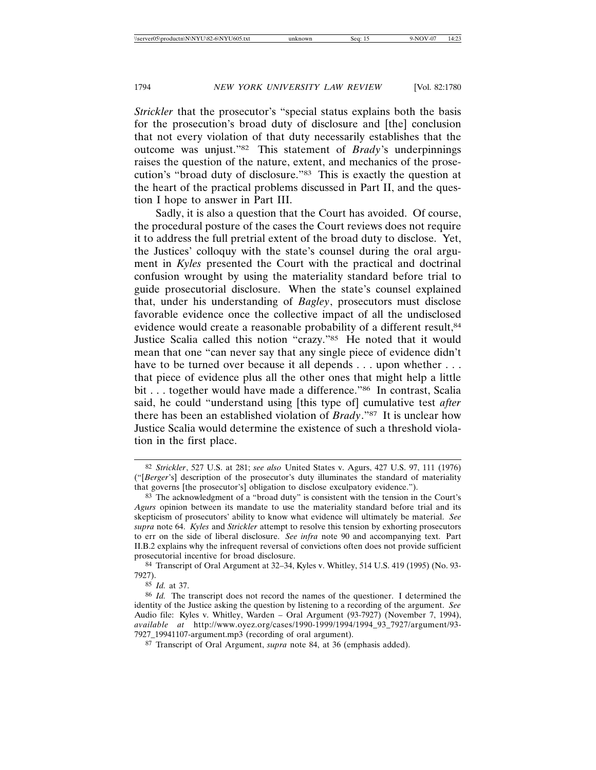*Strickler* that the prosecutor's "special status explains both the basis for the prosecution's broad duty of disclosure and [the] conclusion that not every violation of that duty necessarily establishes that the outcome was unjust."[82] This statement of *Brady*'s underpinnings raises the question of the nature, extent, and mechanics of the prosecution's "broad duty of disclosure."[83] This is exactly the question at the heart of the practical problems discussed in Part II, and the question I hope to answer in Part III.

Sadly, it is also a question that the Court has avoided. Of course, the procedural posture of the cases the Court reviews does not require it to address the full pretrial extent of the broad duty to disclose. Yet, the Justices' colloquy with the state's counsel during the oral argument in *Kyles* presented the Court with the practical and doctrinal confusion wrought by using the materiality standard before trial to guide prosecutorial disclosure. When the state's counsel explained that, under his understanding of *Bagley*, prosecutors must disclose favorable evidence once the collective impact of all the undisclosed evidence would create a reasonable probability of a different result,[84] Justice Scalia called this notion "crazy."[85] He noted that it would mean that one "can never say that any single piece of evidence didn't have to be turned over because it all depends . . . upon whether . . . that piece of evidence plus all the other ones that might help a little bit . . . together would have made a difference."[86] In contrast, Scalia said, he could "understand using [this type of] cumulative test *after* there has been an established violation of *Brady*."[87] It is unclear how Justice Scalia would determine the existence of such a threshold violation in the first place.

---

[82] *Strickler*, 527 U.S. at 281; *see also* United States v. Agurs, 427 U.S. 97, 111 (1976) ("[*Berger*'s] description of the prosecutor's duty illuminates the standard of materiality that governs [the prosecutor's] obligation to disclose exculpatory evidence.").

[83] The acknowledgment of a "broad duty" is consistent with the tension in the Court's *Agurs* opinion between its mandate to use the materiality standard before trial and its skepticism of prosecutors' ability to know what evidence will ultimately be material. *See supra* note 64. *Kyles* and *Strickler* attempt to resolve this tension by exhorting prosecutors to err on the side of liberal disclosure. *See infra* note 90 and accompanying text. Part II.B.2 explains why the infrequent reversal of convictions often does not provide sufficient prosecutorial incentive for broad disclosure.

[84] Transcript of Oral Argument at 32–34, Kyles v. Whitley, 514 U.S. 419 (1995) (No. 93-7927).

[85] *Id.* at 37.

[86] *Id.* The transcript does not record the names of the questioner. I determined the identity of the Justice asking the question by listening to a recording of the argument. *See* Audio file: Kyles v. Whitley, Warden – Oral Argument (93-7927) (November 7, 1994), *available at* http://www.oyez.org/cases/1990-1999/1994/1994_93_7927/argument/93-7927_19941107-argument.mp3 (recording of oral argument).

[87] Transcript of Oral Argument, *supra* note 84, at 36 (emphasis added).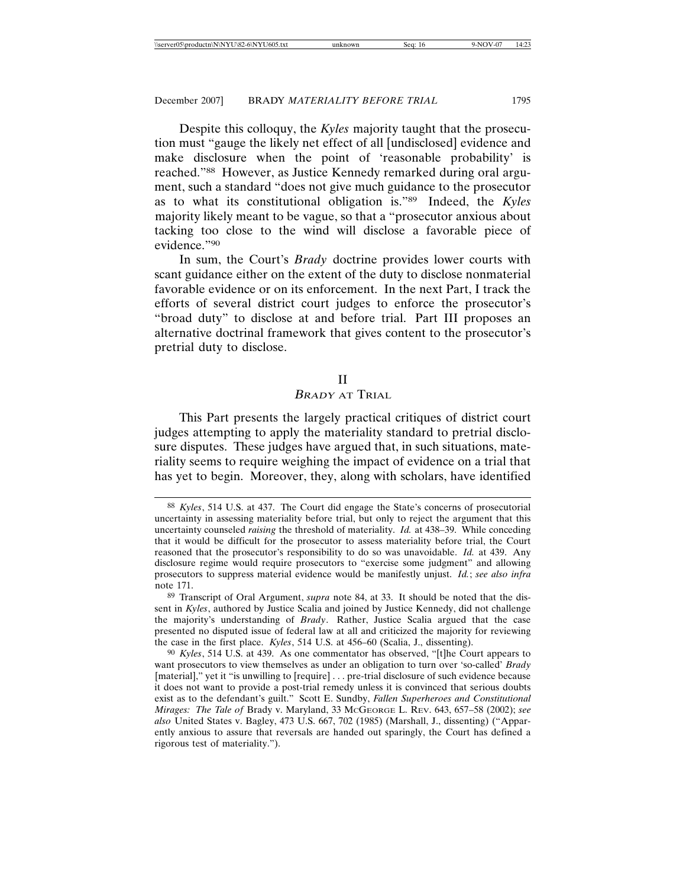Despite this colloquy, the *Kyles* majority taught that the prosecution must "gauge the likely net effect of all [undisclosed] evidence and make disclosure when the point of 'reasonable probability' is reached."[88] However, as Justice Kennedy remarked during oral argument, such a standard "does not give much guidance to the prosecutor as to what its constitutional obligation is."[89] Indeed, the *Kyles* majority likely meant to be vague, so that a "prosecutor anxious about tacking too close to the wind will disclose a favorable piece of evidence."[90]

In sum, the Court's *Brady* doctrine provides lower courts with scant guidance either on the extent of the duty to disclose nonmaterial favorable evidence or on its enforcement. In the next Part, I track the efforts of several district court judges to enforce the prosecutor's "broad duty" to disclose at and before trial. Part III proposes an alternative doctrinal framework that gives content to the prosecutor's pretrial duty to disclose.

## II
## *BRADY* AT TRIAL

This Part presents the largely practical critiques of district court judges attempting to apply the materiality standard to pretrial disclosure disputes. These judges have argued that, in such situations, materiality seems to require weighing the impact of evidence on a trial that has yet to begin. Moreover, they, along with scholars, have identified

---

[88] *Kyles*, 514 U.S. at 437. The Court did engage the State's concerns of prosecutorial uncertainty in assessing materiality before trial, but only to reject the argument that this uncertainty counseled *raising* the threshold of materiality. *Id.* at 438–39. While conceding that it would be difficult for the prosecutor to assess materiality before trial, the Court reasoned that the prosecutor's responsibility to do so was unavoidable. *Id.* at 439. Any disclosure regime would require prosecutors to "exercise some judgment" and allowing prosecutors to suppress material evidence would be manifestly unjust. *Id.*; *see also infra* note 171.

[89] Transcript of Oral Argument, *supra* note 84, at 33. It should be noted that the dissent in *Kyles*, authored by Justice Scalia and joined by Justice Kennedy, did not challenge the majority's understanding of *Brady*. Rather, Justice Scalia argued that the case presented no disputed issue of federal law at all and criticized the majority for reviewing the case in the first place. *Kyles*, 514 U.S. at 456–60 (Scalia, J., dissenting).

[90] *Kyles*, 514 U.S. at 439. As one commentator has observed, "[t]he Court appears to want prosecutors to view themselves as under an obligation to turn over 'so-called' *Brady* [material]," yet it "is unwilling to [require] . . . pre-trial disclosure of such evidence because it does not want to provide a post-trial remedy unless it is convinced that serious doubts exist as to the defendant's guilt." Scott E. Sundby, *Fallen Superheroes and Constitutional Mirages: The Tale of* Brady v. Maryland, 33 McGeorge L. Rev. 643, 657–58 (2002); *see also* United States v. Bagley, 473 U.S. 667, 702 (1985) (Marshall, J., dissenting) ("Apparently anxious to assure that reversals are handed out sparingly, the Court has defined a rigorous test of materiality.").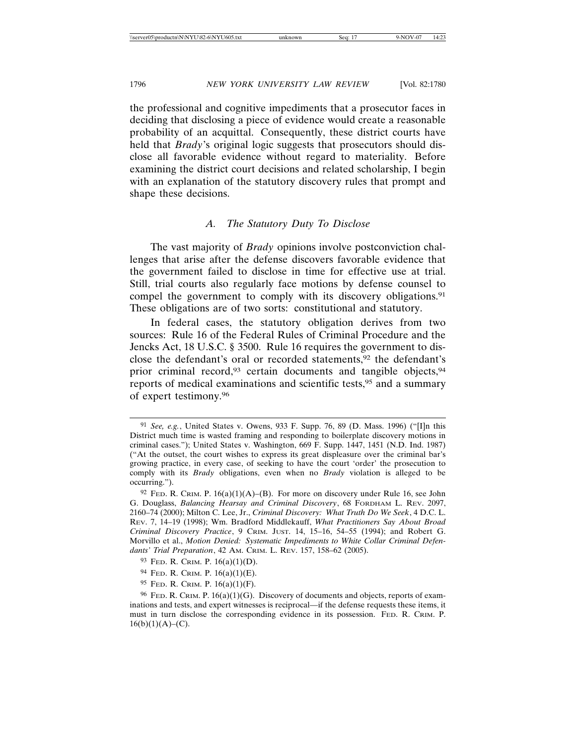the professional and cognitive impediments that a prosecutor faces in deciding that disclosing a piece of evidence would create a reasonable probability of an acquittal. Consequently, these district courts have held that *Brady*'s original logic suggests that prosecutors should disclose all favorable evidence without regard to materiality. Before examining the district court decisions and related scholarship, I begin with an explanation of the statutory discovery rules that prompt and shape these decisions.

### *A. The Statutory Duty To Disclose*

The vast majority of *Brady* opinions involve postconviction challenges that arise after the defense discovers favorable evidence that the government failed to disclose in time for effective use at trial. Still, trial courts also regularly face motions by defense counsel to compel the government to comply with its discovery obligations.[91] These obligations are of two sorts: constitutional and statutory.

In federal cases, the statutory obligation derives from two sources: Rule 16 of the Federal Rules of Criminal Procedure and the Jencks Act, 18 U.S.C. § 3500. Rule 16 requires the government to disclose the defendant's oral or recorded statements,[92] the defendant's prior criminal record,[93] certain documents and tangible objects,[94] reports of medical examinations and scientific tests,[95] and a summary of expert testimony.[96]

---

[91] *See, e.g.*, United States v. Owens, 933 F. Supp. 76, 89 (D. Mass. 1996) ("[I]n this District much time is wasted framing and responding to boilerplate discovery motions in criminal cases."); United States v. Washington, 669 F. Supp. 1447, 1451 (N.D. Ind. 1987) ("At the outset, the court wishes to express its great displeasure over the criminal bar's growing practice, in every case, of seeking to have the court 'order' the prosecution to comply with its *Brady* obligations, even when no *Brady* violation is alleged to be occurring.").

[92] Fed. R. Crim. P. 16(a)(1)(A)–(B). For more on discovery under Rule 16, see John G. Douglass, *Balancing Hearsay and Criminal Discovery*, 68 Fordham L. Rev. 2097, 2160–74 (2000); Milton C. Lee, Jr., *Criminal Discovery: What Truth Do We Seek*, 4 D.C. L. Rev. 7, 14–19 (1998); Wm. Bradford Middlekauff, *What Practitioners Say About Broad Criminal Discovery Practice*, 9 Crim. Just. 14, 15–16, 54–55 (1994); and Robert G. Morvillo et al., *Motion Denied: Systematic Impediments to White Collar Criminal Defendants' Trial Preparation*, 42 Am. Crim. L. Rev. 157, 158–62 (2005).

[93] Fed. R. Crim. P. 16(a)(1)(D).

[94] Fed. R. Crim. P. 16(a)(1)(E).

[95] Fed. R. Crim. P. 16(a)(1)(F).

[96] Fed. R. Crim. P. 16(a)(1)(G). Discovery of documents and objects, reports of examinations and tests, and expert witnesses is reciprocal—if the defense requests these items, it must in turn disclose the corresponding evidence in its possession. Fed. R. Crim. P. 16(b)(1)(A)–(C).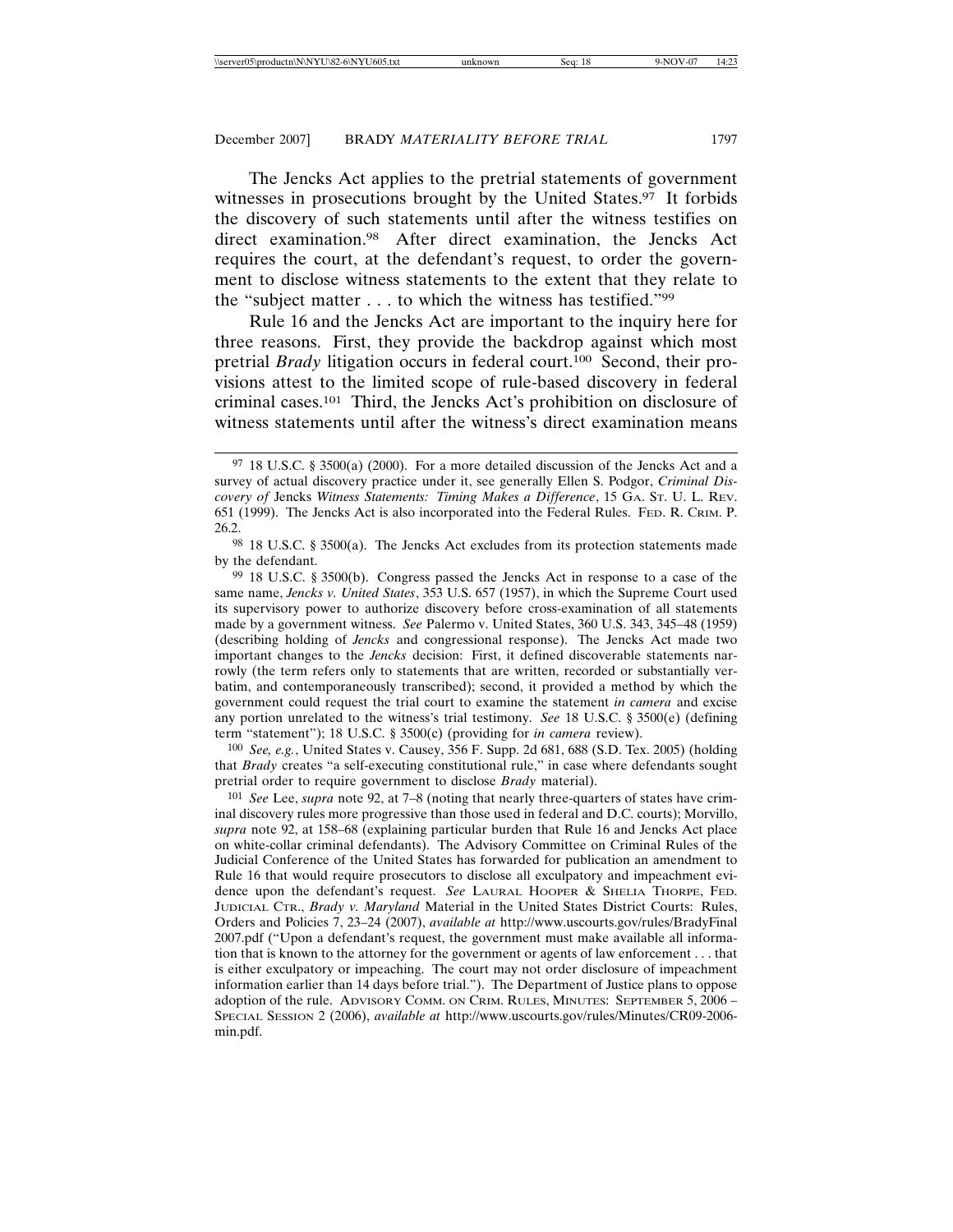The Jencks Act applies to the pretrial statements of government witnesses in prosecutions brought by the United States.[97] It forbids the discovery of such statements until after the witness testifies on direct examination.[98] After direct examination, the Jencks Act requires the court, at the defendant's request, to order the government to disclose witness statements to the extent that they relate to the "subject matter . . . to which the witness has testified."[99]

Rule 16 and the Jencks Act are important to the inquiry here for three reasons. First, they provide the backdrop against which most pretrial *Brady* litigation occurs in federal court.[100] Second, their provisions attest to the limited scope of rule-based discovery in federal criminal cases.[101] Third, the Jencks Act's prohibition on disclosure of witness statements until after the witness's direct examination means

---

[97] 18 U.S.C. § 3500(a) (2000). For a more detailed discussion of the Jencks Act and a survey of actual discovery practice under it, see generally Ellen S. Podgor, *Criminal Discovery of* Jencks *Witness Statements: Timing Makes a Difference*, 15 GA. ST. U. L. REV. 651 (1999). The Jencks Act is also incorporated into the Federal Rules. FED. R. CRIM. P. 26.2.

[98] 18 U.S.C. § 3500(a). The Jencks Act excludes from its protection statements made by the defendant.

[99] 18 U.S.C. § 3500(b). Congress passed the Jencks Act in response to a case of the same name, *Jencks v. United States*, 353 U.S. 657 (1957), in which the Supreme Court used its supervisory power to authorize discovery before cross-examination of all statements made by a government witness. *See* Palermo v. United States, 360 U.S. 343, 345–48 (1959) (describing holding of *Jencks* and congressional response). The Jencks Act made two important changes to the *Jencks* decision: First, it defined discoverable statements narrowly (the term refers only to statements that are written, recorded or substantially verbatim, and contemporaneously transcribed); second, it provided a method by which the government could request the trial court to examine the statement *in camera* and excise any portion unrelated to the witness's trial testimony. *See* 18 U.S.C. § 3500(e) (defining term "statement"); 18 U.S.C. § 3500(c) (providing for *in camera* review).

[100] *See, e.g.*, United States v. Causey, 356 F. Supp. 2d 681, 688 (S.D. Tex. 2005) (holding that *Brady* creates "a self-executing constitutional rule," in case where defendants sought pretrial order to require government to disclose *Brady* material).

[101] *See* Lee, *supra* note 92, at 7–8 (noting that nearly three-quarters of states have criminal discovery rules more progressive than those used in federal and D.C. courts); Morvillo, *supra* note 92, at 158–68 (explaining particular burden that Rule 16 and Jencks Act place on white-collar criminal defendants). The Advisory Committee on Criminal Rules of the Judicial Conference of the United States has forwarded for publication an amendment to Rule 16 that would require prosecutors to disclose all exculpatory and impeachment evidence upon the defendant's request. *See* LAURAL HOOPER & SHELIA THORPE, FED. JUDICIAL CTR., *Brady v. Maryland* Material in the United States District Courts: Rules, Orders and Policies 7, 23–24 (2007), *available at* http://www.uscourts.gov/rules/BradyFinal2007.pdf ("Upon a defendant's request, the government must make available all information that is known to the attorney for the government or agents of law enforcement . . . that is either exculpatory or impeaching. The court may not order disclosure of impeachment information earlier than 14 days before trial."). The Department of Justice plans to oppose adoption of the rule. ADVISORY COMM. ON CRIM. RULES, MINUTES: SEPTEMBER 5, 2006 – SPECIAL SESSION 2 (2006), *available at* http://www.uscourts.gov/rules/Minutes/CR09-2006-min.pdf.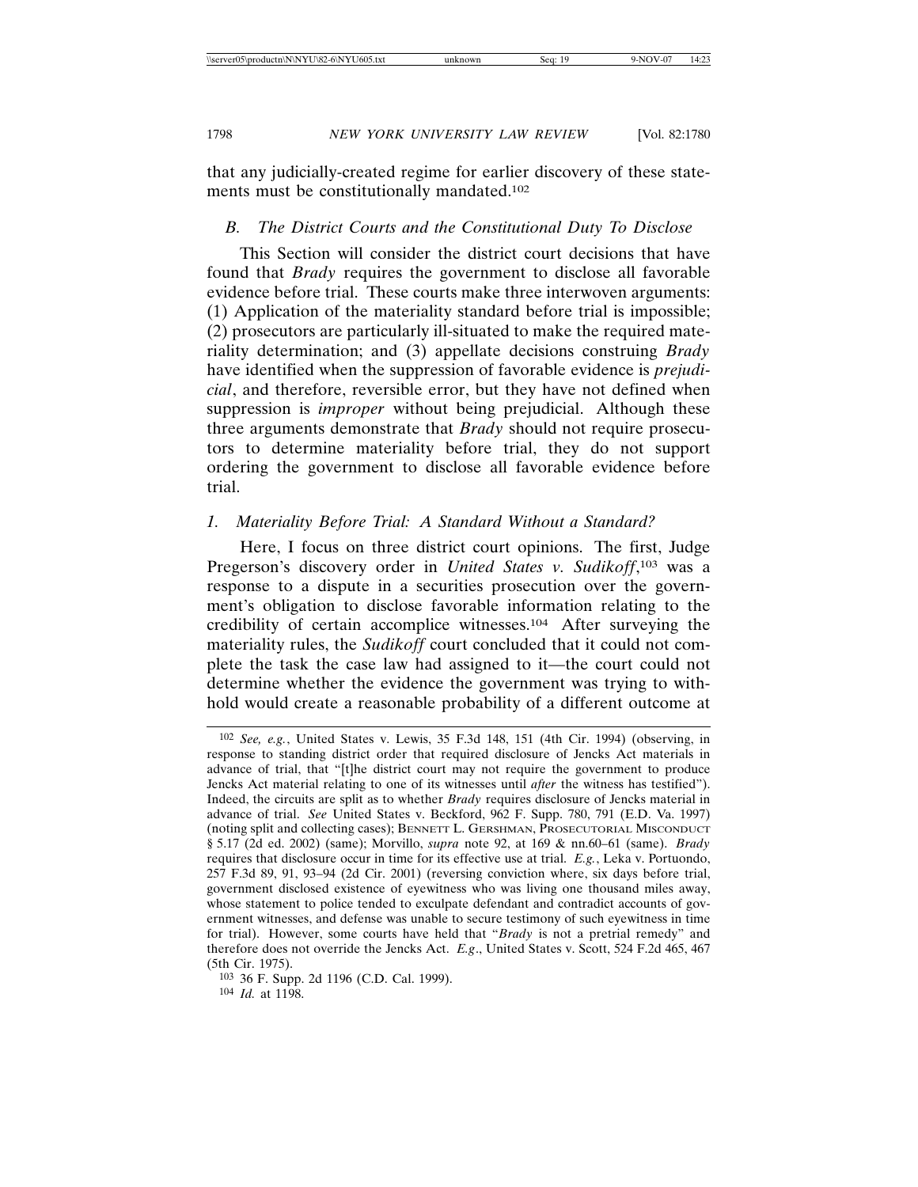that any judicially-created regime for earlier discovery of these statements must be constitutionally mandated.[102]

### *B. The District Courts and the Constitutional Duty To Disclose*

This Section will consider the district court decisions that have found that *Brady* requires the government to disclose all favorable evidence before trial. These courts make three interwoven arguments: (1) Application of the materiality standard before trial is impossible; (2) prosecutors are particularly ill-situated to make the required materiality determination; and (3) appellate decisions construing *Brady* have identified when the suppression of favorable evidence is *prejudicial*, and therefore, reversible error, but they have not defined when suppression is *improper* without being prejudicial. Although these three arguments demonstrate that *Brady* should not require prosecutors to determine materiality before trial, they do not support ordering the government to disclose all favorable evidence before trial.

#### *1. Materiality Before Trial: A Standard Without a Standard?*

Here, I focus on three district court opinions. The first, Judge Pregerson's discovery order in *United States v. Sudikoff*,[103] was a response to a dispute in a securities prosecution over the government's obligation to disclose favorable information relating to the credibility of certain accomplice witnesses.[104] After surveying the materiality rules, the *Sudikoff* court concluded that it could not complete the task the case law had assigned to it—the court could not determine whether the evidence the government was trying to withhold would create a reasonable probability of a different outcome at

---

[102] *See, e.g.*, United States v. Lewis, 35 F.3d 148, 151 (4th Cir. 1994) (observing, in response to standing district order that required disclosure of Jencks Act materials in advance of trial, that "[t]he district court may not require the government to produce Jencks Act material relating to one of its witnesses until *after* the witness has testified"). Indeed, the circuits are split as to whether *Brady* requires disclosure of Jencks material in advance of trial. *See* United States v. Beckford, 962 F. Supp. 780, 791 (E.D. Va. 1997) (noting split and collecting cases); BENNETT L. GERSHMAN, PROSECUTORIAL MISCONDUCT § 5.17 (2d ed. 2002) (same); Morvillo, *supra* note 92, at 169 & nn.60–61 (same). *Brady* requires that disclosure occur in time for its effective use at trial. *E.g.*, Leka v. Portuondo, 257 F.3d 89, 91, 93–94 (2d Cir. 2001) (reversing conviction where, six days before trial, government disclosed existence of eyewitness who was living one thousand miles away, whose statement to police tended to exculpate defendant and contradict accounts of government witnesses, and defense was unable to secure testimony of such eyewitness in time for trial). However, some courts have held that "*Brady* is not a pretrial remedy" and therefore does not override the Jencks Act. *E.g*., United States v. Scott, 524 F.2d 465, 467 (5th Cir. 1975).

[103] 36 F. Supp. 2d 1196 (C.D. Cal. 1999).

[104] *Id.* at 1198.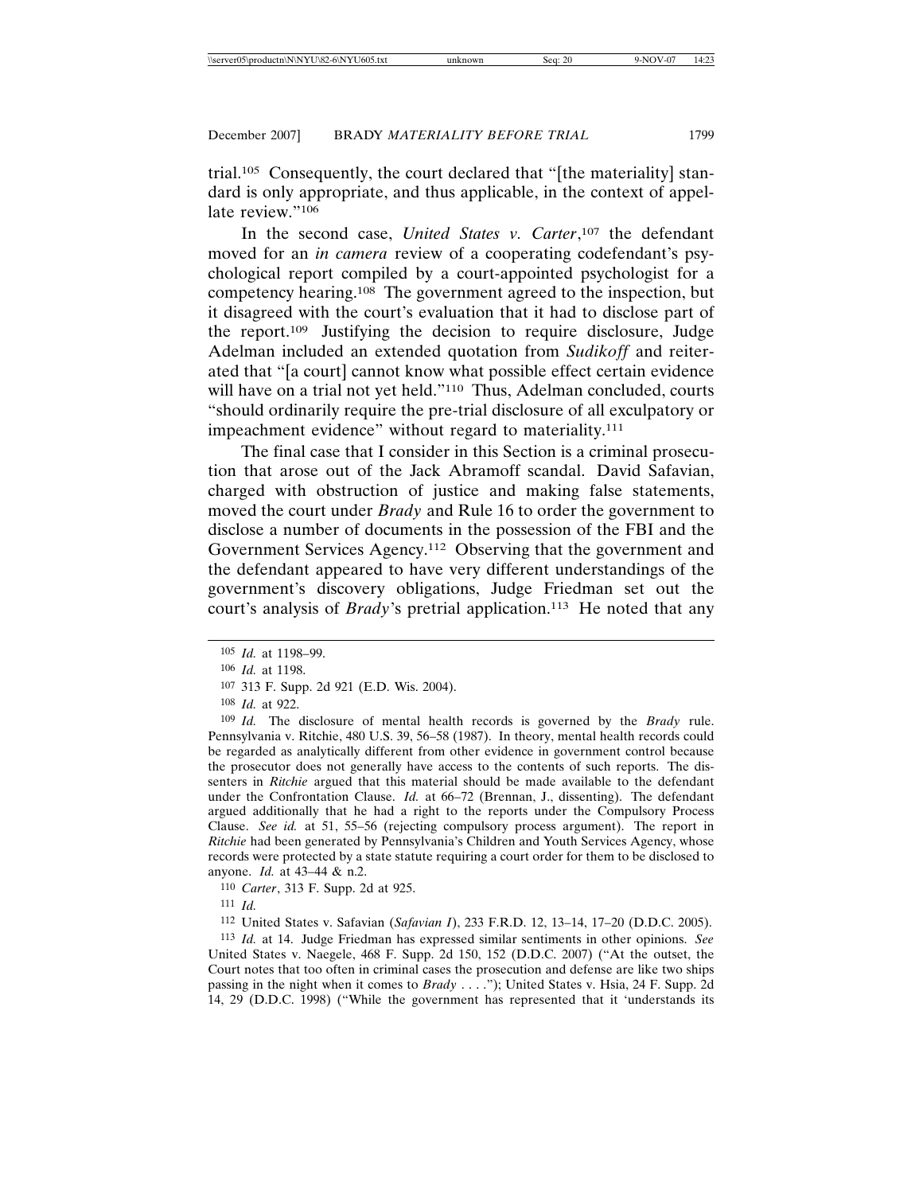trial.[105] Consequently, the court declared that "[the materiality] standard is only appropriate, and thus applicable, in the context of appellate review."[106]

In the second case, *United States v. Carter*,[107] the defendant moved for an *in camera* review of a cooperating codefendant's psychological report compiled by a court-appointed psychologist for a competency hearing.[108] The government agreed to the inspection, but it disagreed with the court's evaluation that it had to disclose part of the report.[109] Justifying the decision to require disclosure, Judge Adelman included an extended quotation from *Sudikoff* and reiterated that "[a court] cannot know what possible effect certain evidence will have on a trial not yet held."[110] Thus, Adelman concluded, courts "should ordinarily require the pre-trial disclosure of all exculpatory or impeachment evidence" without regard to materiality.[111]

The final case that I consider in this Section is a criminal prosecution that arose out of the Jack Abramoff scandal. David Safavian, charged with obstruction of justice and making false statements, moved the court under *Brady* and Rule 16 to order the government to disclose a number of documents in the possession of the FBI and the Government Services Agency.[112] Observing that the government and the defendant appeared to have very different understandings of the government's discovery obligations, Judge Friedman set out the court's analysis of *Brady*'s pretrial application.[113] He noted that any

---

[105] *Id.* at 1198–99.

[106] *Id.* at 1198.

[107] 313 F. Supp. 2d 921 (E.D. Wis. 2004).

[108] *Id.* at 922.

[109] *Id.* The disclosure of mental health records is governed by the *Brady* rule. Pennsylvania v. Ritchie, 480 U.S. 39, 56–58 (1987). In theory, mental health records could be regarded as analytically different from other evidence in government control because the prosecutor does not generally have access to the contents of such reports. The dissenters in *Ritchie* argued that this material should be made available to the defendant under the Confrontation Clause. *Id.* at 66–72 (Brennan, J., dissenting). The defendant argued additionally that he had a right to the reports under the Compulsory Process Clause. *See id.* at 51, 55–56 (rejecting compulsory process argument). The report in *Ritchie* had been generated by Pennsylvania's Children and Youth Services Agency, whose records were protected by a state statute requiring a court order for them to be disclosed to anyone. *Id.* at 43–44 & n.2.

[110] *Carter*, 313 F. Supp. 2d at 925.

[111] *Id.*

[112] United States v. Safavian (*Safavian I*), 233 F.R.D. 12, 13–14, 17–20 (D.D.C. 2005).

[113] *Id.* at 14. Judge Friedman has expressed similar sentiments in other opinions. *See* United States v. Naegele, 468 F. Supp. 2d 150, 152 (D.D.C. 2007) ("At the outset, the Court notes that too often in criminal cases the prosecution and defense are like two ships passing in the night when it comes to *Brady* . . . ."); United States v. Hsia, 24 F. Supp. 2d 14, 29 (D.D.C. 1998) ("While the government has represented that it 'understands its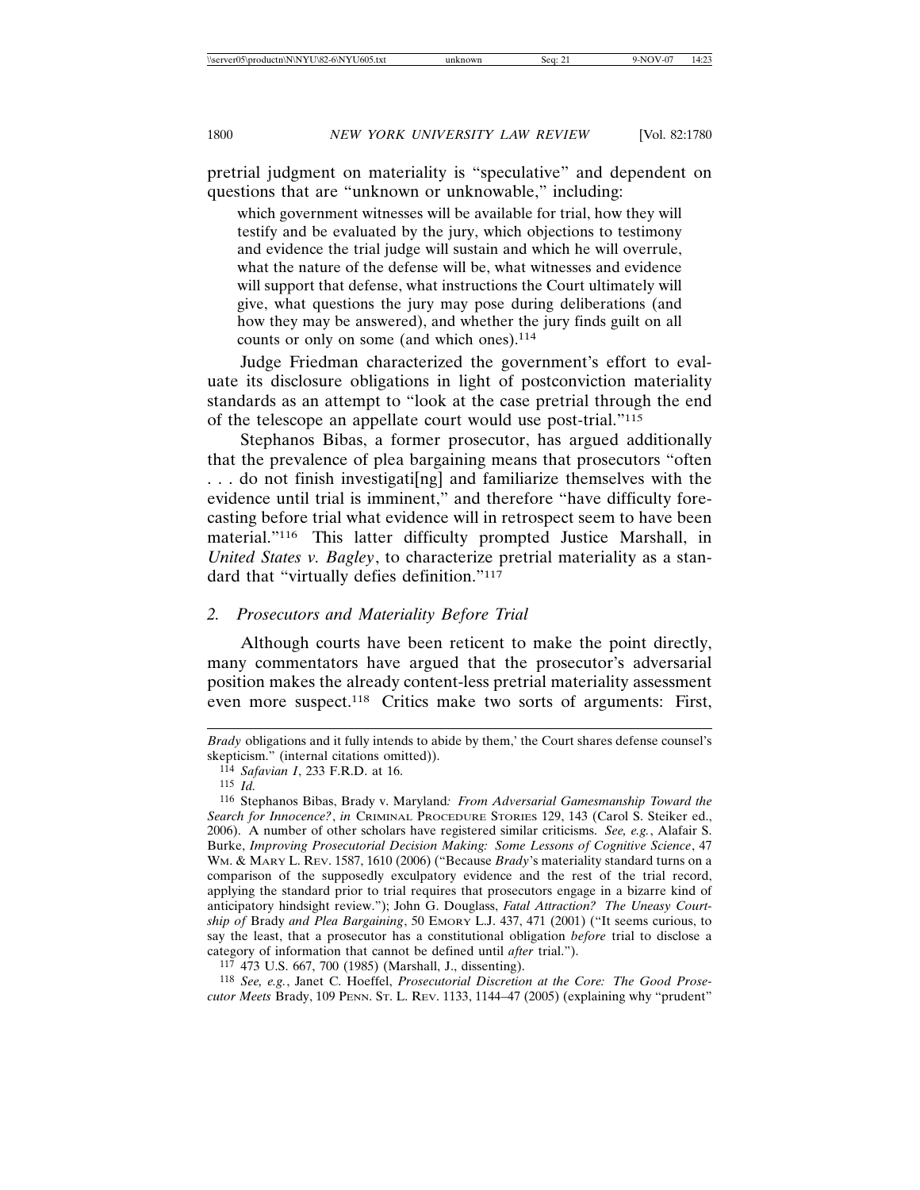pretrial judgment on materiality is "speculative" and dependent on questions that are "unknown or unknowable," including:

> which government witnesses will be available for trial, how they will testify and be evaluated by the jury, which objections to testimony and evidence the trial judge will sustain and which he will overrule, what the nature of the defense will be, what witnesses and evidence will support that defense, what instructions the Court ultimately will give, what questions the jury may pose during deliberations (and how they may be answered), and whether the jury finds guilt on all counts or only on some (and which ones).[114]

Judge Friedman characterized the government's effort to evaluate its disclosure obligations in light of postconviction materiality standards as an attempt to "look at the case pretrial through the end of the telescope an appellate court would use post-trial."[115]

Stephanos Bibas, a former prosecutor, has argued additionally that the prevalence of plea bargaining means that prosecutors "often . . . do not finish investigati[ng] and familiarize themselves with the evidence until trial is imminent," and therefore "have difficulty forecasting before trial what evidence will in retrospect seem to have been material."[116] This latter difficulty prompted Justice Marshall, in *United States v. Bagley*, to characterize pretrial materiality as a standard that "virtually defies definition."[117]

### 2. *Prosecutors and Materiality Before Trial*

Although courts have been reticent to make the point directly, many commentators have argued that the prosecutor's adversarial position makes the already content-less pretrial materiality assessment even more suspect.[118] Critics make two sorts of arguments: First,

---

*Brady* obligations and it fully intends to abide by them,' the Court shares defense counsel's skepticism." (internal citations omitted)).

[114] *Safavian I*, 233 F.R.D. at 16.

[115] *Id.*

[116] Stephanos Bibas, Brady v. Maryland*: From Adversarial Gamesmanship Toward the Search for Innocence?*, *in* CRIMINAL PROCEDURE STORIES 129, 143 (Carol S. Steiker ed., 2006). A number of other scholars have registered similar criticisms. *See, e.g.*, Alafair S. Burke, *Improving Prosecutorial Decision Making: Some Lessons of Cognitive Science*, 47 WM. & MARY L. REV. 1587, 1610 (2006) ("Because *Brady*'s materiality standard turns on a comparison of the supposedly exculpatory evidence and the rest of the trial record, applying the standard prior to trial requires that prosecutors engage in a bizarre kind of anticipatory hindsight review."); John G. Douglass, *Fatal Attraction? The Uneasy Courtship of* Brady *and Plea Bargaining*, 50 EMORY L.J. 437, 471 (2001) ("It seems curious, to say the least, that a prosecutor has a constitutional obligation *before* trial to disclose a category of information that cannot be defined until *after* trial.").

[117] 473 U.S. 667, 700 (1985) (Marshall, J., dissenting).

[118] *See, e.g.*, Janet C. Hoeffel, *Prosecutorial Discretion at the Core: The Good Prosecutor Meets* Brady, 109 PENN. ST. L. REV. 1133, 1144–47 (2005) (explaining why "prudent"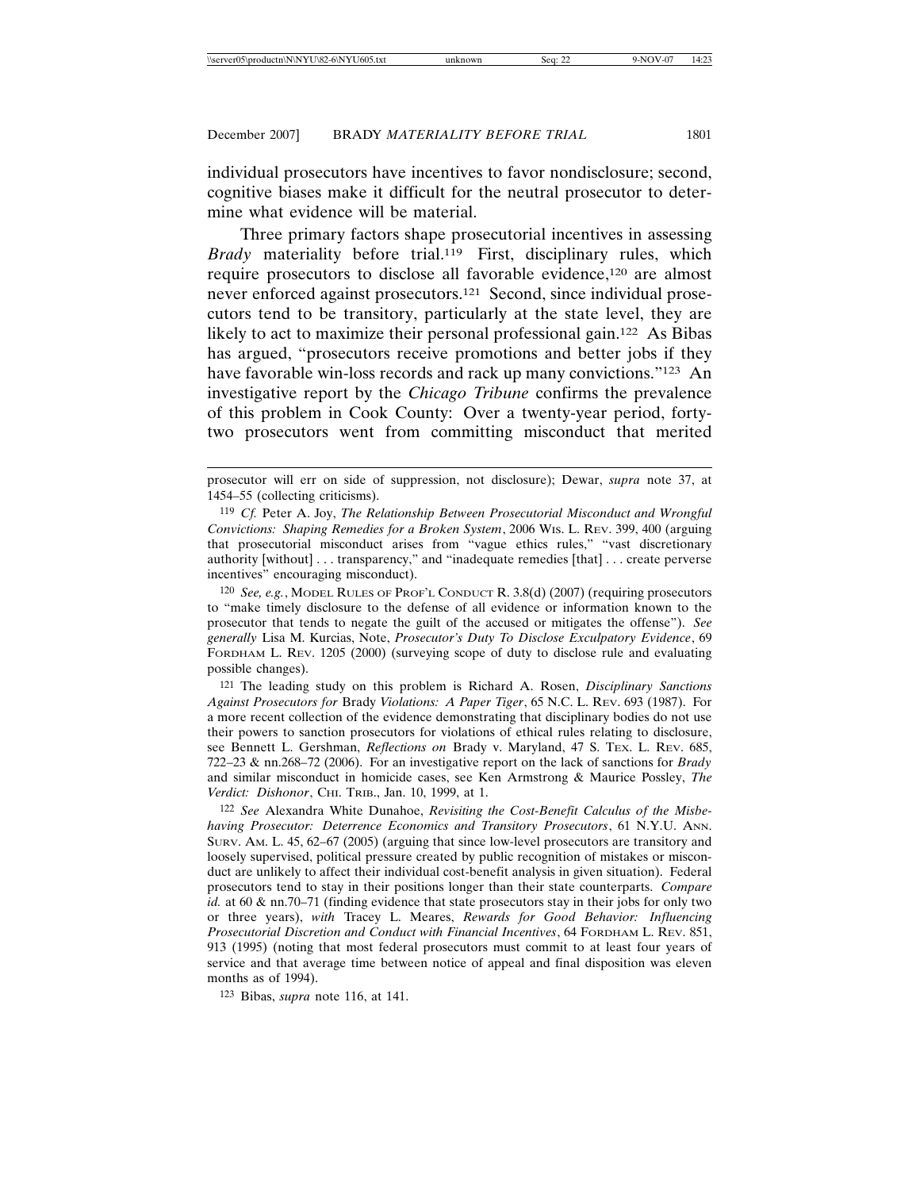individual prosecutors have incentives to favor nondisclosure; second, cognitive biases make it difficult for the neutral prosecutor to determine what evidence will be material.

Three primary factors shape prosecutorial incentives in assessing *Brady* materiality before trial.[119] First, disciplinary rules, which require prosecutors to disclose all favorable evidence,[120] are almost never enforced against prosecutors.[121] Second, since individual prosecutors tend to be transitory, particularly at the state level, they are likely to act to maximize their personal professional gain.[122] As Bibas has argued, "prosecutors receive promotions and better jobs if they have favorable win-loss records and rack up many convictions."[123] An investigative report by the *Chicago Tribune* confirms the prevalence of this problem in Cook County: Over a twenty-year period, forty-two prosecutors went from committing misconduct that merited

---

prosecutor will err on side of suppression, not disclosure); Dewar, *supra* note 37, at 1454–55 (collecting criticisms).

[119] *Cf.* Peter A. Joy, *The Relationship Between Prosecutorial Misconduct and Wrongful Convictions: Shaping Remedies for a Broken System*, 2006 WIS. L. REV. 399, 400 (arguing that prosecutorial misconduct arises from "vague ethics rules," "vast discretionary authority [without] . . . transparency," and "inadequate remedies [that] . . . create perverse incentives" encouraging misconduct).

[120] *See, e.g.*, MODEL RULES OF PROF'L CONDUCT R. 3.8(d) (2007) (requiring prosecutors to "make timely disclosure to the defense of all evidence or information known to the prosecutor that tends to negate the guilt of the accused or mitigates the offense"). *See generally* Lisa M. Kurcias, Note, *Prosecutor's Duty To Disclose Exculpatory Evidence*, 69 FORDHAM L. REV. 1205 (2000) (surveying scope of duty to disclose rule and evaluating possible changes).

[121] The leading study on this problem is Richard A. Rosen, *Disciplinary Sanctions Against Prosecutors for* Brady *Violations: A Paper Tiger*, 65 N.C. L. REV. 693 (1987). For a more recent collection of the evidence demonstrating that disciplinary bodies do not use their powers to sanction prosecutors for violations of ethical rules relating to disclosure, see Bennett L. Gershman, *Reflections on* Brady v. Maryland, 47 S. TEX. L. REV. 685, 722–23 & nn.268–72 (2006). For an investigative report on the lack of sanctions for *Brady* and similar misconduct in homicide cases, see Ken Armstrong & Maurice Possley, *The Verdict: Dishonor*, CHI. TRIB., Jan. 10, 1999, at 1.

[122] *See* Alexandra White Dunahoe, *Revisiting the Cost-Benefit Calculus of the Misbehaving Prosecutor: Deterrence Economics and Transitory Prosecutors*, 61 N.Y.U. ANN. SURV. AM. L. 45, 62–67 (2005) (arguing that since low-level prosecutors are transitory and loosely supervised, political pressure created by public recognition of mistakes or misconduct are unlikely to affect their individual cost-benefit analysis in given situation). Federal prosecutors tend to stay in their positions longer than their state counterparts. *Compare id.* at 60 & nn.70–71 (finding evidence that state prosecutors stay in their jobs for only two or three years), *with* Tracey L. Meares, *Rewards for Good Behavior: Influencing Prosecutorial Discretion and Conduct with Financial Incentives*, 64 FORDHAM L. REV. 851, 913 (1995) (noting that most federal prosecutors must commit to at least four years of service and that average time between notice of appeal and final disposition was eleven months as of 1994).

[123] Bibas, *supra* note 116, at 141.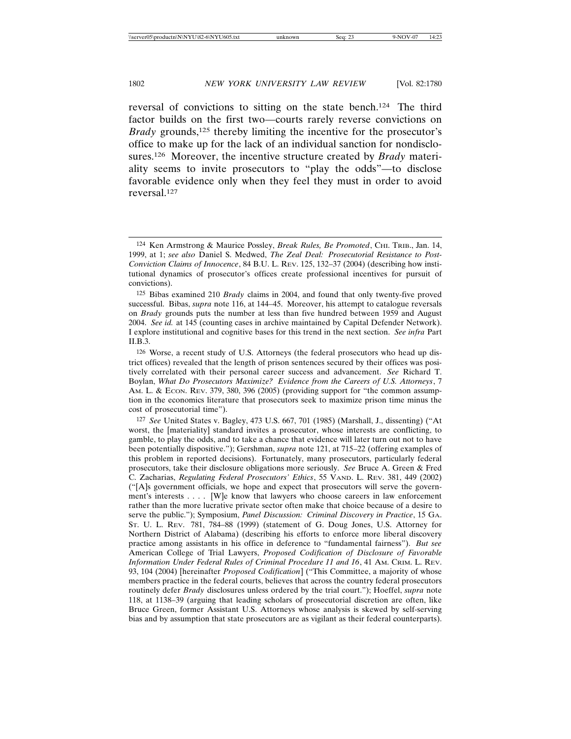reversal of convictions to sitting on the state bench.[124] The third factor builds on the first two—courts rarely reverse convictions on *Brady* grounds,[125] thereby limiting the incentive for the prosecutor's office to make up for the lack of an individual sanction for nondisclosures.[126] Moreover, the incentive structure created by *Brady* materiality seems to invite prosecutors to "play the odds"—to disclose favorable evidence only when they feel they must in order to avoid reversal.[127]

---

[124] Ken Armstrong & Maurice Possley, *Break Rules, Be Promoted*, CHI. TRIB., Jan. 14, 1999, at 1; *see also* Daniel S. Medwed, *The Zeal Deal: Prosecutorial Resistance to Post-Conviction Claims of Innocence*, 84 B.U. L. REV. 125, 132–37 (2004) (describing how institutional dynamics of prosecutor's offices create professional incentives for pursuit of convictions).

[125] Bibas examined 210 *Brady* claims in 2004, and found that only twenty-five proved successful. Bibas, *supra* note 116, at 144–45. Moreover, his attempt to catalogue reversals on *Brady* grounds puts the number at less than five hundred between 1959 and August 2004. *See id.* at 145 (counting cases in archive maintained by Capital Defender Network). I explore institutional and cognitive bases for this trend in the next section. *See infra* Part II.B.3.

[126] Worse, a recent study of U.S. Attorneys (the federal prosecutors who head up district offices) revealed that the length of prison sentences secured by their offices was positively correlated with their personal career success and advancement. *See* Richard T. Boylan, *What Do Prosecutors Maximize? Evidence from the Careers of U.S. Attorneys*, 7 AM. L. & ECON. REV. 379, 380, 396 (2005) (providing support for "the common assumption in the economics literature that prosecutors seek to maximize prison time minus the cost of prosecutorial time").

[127] *See* United States v. Bagley, 473 U.S. 667, 701 (1985) (Marshall, J., dissenting) ("At worst, the [materiality] standard invites a prosecutor, whose interests are conflicting, to gamble, to play the odds, and to take a chance that evidence will later turn out not to have been potentially dispositive."); Gershman, *supra* note 121, at 715–22 (offering examples of this problem in reported decisions). Fortunately, many prosecutors, particularly federal prosecutors, take their disclosure obligations more seriously. *See* Bruce A. Green & Fred C. Zacharias, *Regulating Federal Prosecutors' Ethics*, 55 VAND. L. REV. 381, 449 (2002) ("[A]s government officials, we hope and expect that prosecutors will serve the government's interests . . . . [W]e know that lawyers who choose careers in law enforcement rather than the more lucrative private sector often make that choice because of a desire to serve the public."); Symposium, *Panel Discussion: Criminal Discovery in Practice*, 15 GA. ST. U. L. REV. 781, 784–88 (1999) (statement of G. Doug Jones, U.S. Attorney for Northern District of Alabama) (describing his efforts to enforce more liberal discovery practice among assistants in his office in deference to "fundamental fairness"). *But see* American College of Trial Lawyers, *Proposed Codification of Disclosure of Favorable Information Under Federal Rules of Criminal Procedure 11 and 16*, 41 AM. CRIM. L. REV. 93, 104 (2004) [hereinafter *Proposed Codification*] ("This Committee, a majority of whose members practice in the federal courts, believes that across the country federal prosecutors routinely defer *Brady* disclosures unless ordered by the trial court."); Hoeffel, *supra* note 118, at 1138–39 (arguing that leading scholars of prosecutorial discretion are often, like Bruce Green, former Assistant U.S. Attorneys whose analysis is skewed by self-serving bias and by assumption that state prosecutors are as vigilant as their federal counterparts).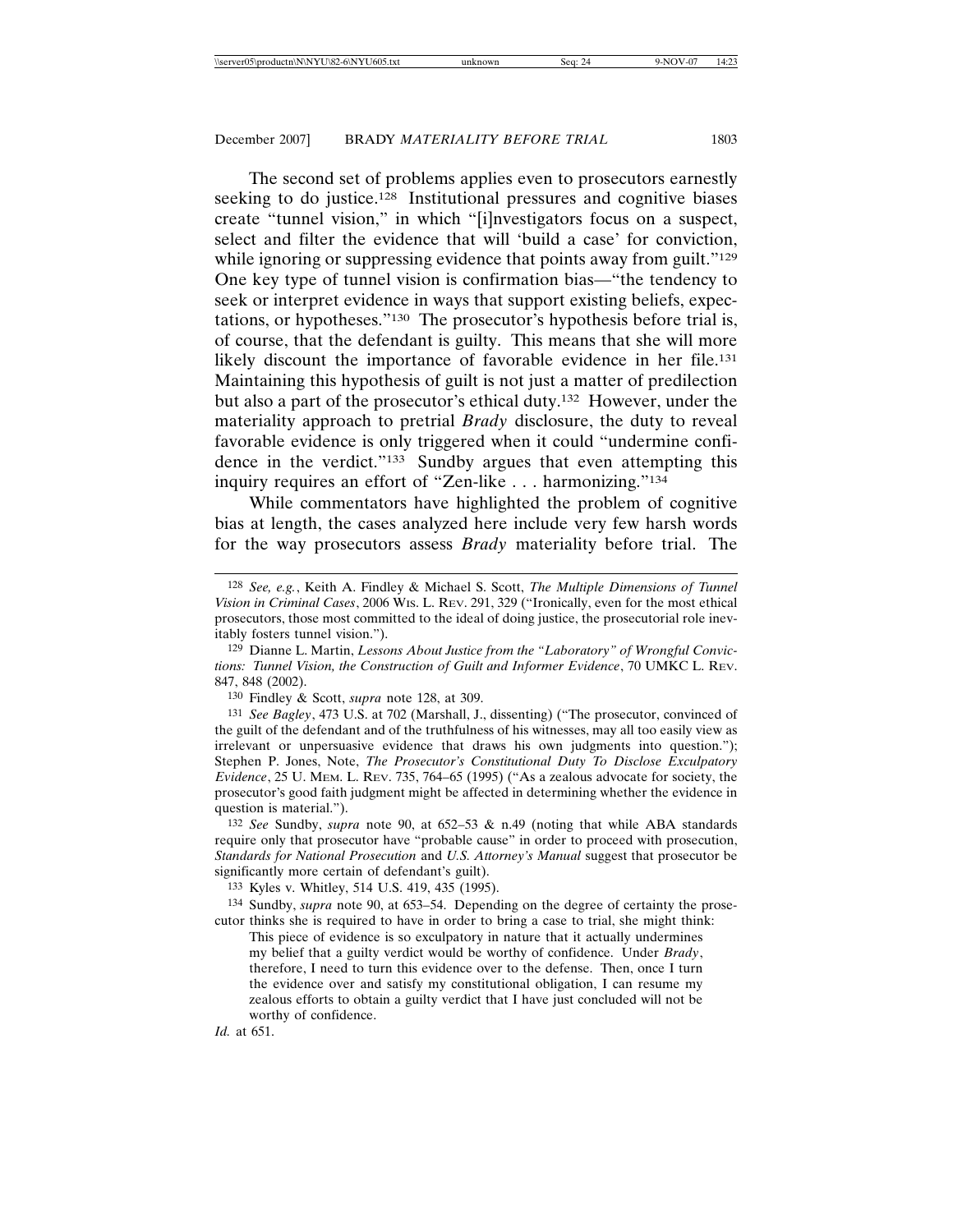The second set of problems applies even to prosecutors earnestly seeking to do justice.[128] Institutional pressures and cognitive biases create "tunnel vision," in which "[i]nvestigators focus on a suspect, select and filter the evidence that will 'build a case' for conviction, while ignoring or suppressing evidence that points away from guilt."[129] One key type of tunnel vision is confirmation bias—"the tendency to seek or interpret evidence in ways that support existing beliefs, expectations, or hypotheses."[130] The prosecutor's hypothesis before trial is, of course, that the defendant is guilty. This means that she will more likely discount the importance of favorable evidence in her file.[131] Maintaining this hypothesis of guilt is not just a matter of predilection but also a part of the prosecutor's ethical duty.[132] However, under the materiality approach to pretrial *Brady* disclosure, the duty to reveal favorable evidence is only triggered when it could "undermine confidence in the verdict."[133] Sundby argues that even attempting this inquiry requires an effort of "Zen-like . . . harmonizing."[134]

While commentators have highlighted the problem of cognitive bias at length, the cases analyzed here include very few harsh words for the way prosecutors assess *Brady* materiality before trial. The

---

128 *See, e.g.*, Keith A. Findley & Michael S. Scott, *The Multiple Dimensions of Tunnel Vision in Criminal Cases*, 2006 WIS. L. REV. 291, 329 ("Ironically, even for the most ethical prosecutors, those most committed to the ideal of doing justice, the prosecutorial role inevitably fosters tunnel vision.").

129 Dianne L. Martin, *Lessons About Justice from the "Laboratory" of Wrongful Convictions: Tunnel Vision, the Construction of Guilt and Informer Evidence*, 70 UMKC L. REV. 847, 848 (2002).

130 Findley & Scott, *supra* note 128, at 309.

131 *See Bagley*, 473 U.S. at 702 (Marshall, J., dissenting) ("The prosecutor, convinced of the guilt of the defendant and of the truthfulness of his witnesses, may all too easily view as irrelevant or unpersuasive evidence that draws his own judgments into question."); Stephen P. Jones, Note, *The Prosecutor's Constitutional Duty To Disclose Exculpatory Evidence*, 25 U. MEM. L. REV. 735, 764–65 (1995) ("As a zealous advocate for society, the prosecutor's good faith judgment might be affected in determining whether the evidence in question is material.").

132 *See* Sundby, *supra* note 90, at 652–53 & n.49 (noting that while ABA standards require only that prosecutor have "probable cause" in order to proceed with prosecution, *Standards for National Prosecution* and *U.S. Attorney's Manual* suggest that prosecutor be significantly more certain of defendant's guilt).

133 Kyles v. Whitley, 514 U.S. 419, 435 (1995).

134 Sundby, *supra* note 90, at 653–54. Depending on the degree of certainty the prosecutor thinks she is required to have in order to bring a case to trial, she might think:

> This piece of evidence is so exculpatory in nature that it actually undermines my belief that a guilty verdict would be worthy of confidence. Under *Brady*, therefore, I need to turn this evidence over to the defense. Then, once I turn the evidence over and satisfy my constitutional obligation, I can resume my zealous efforts to obtain a guilty verdict that I have just concluded will not be worthy of confidence.

*Id.* at 651.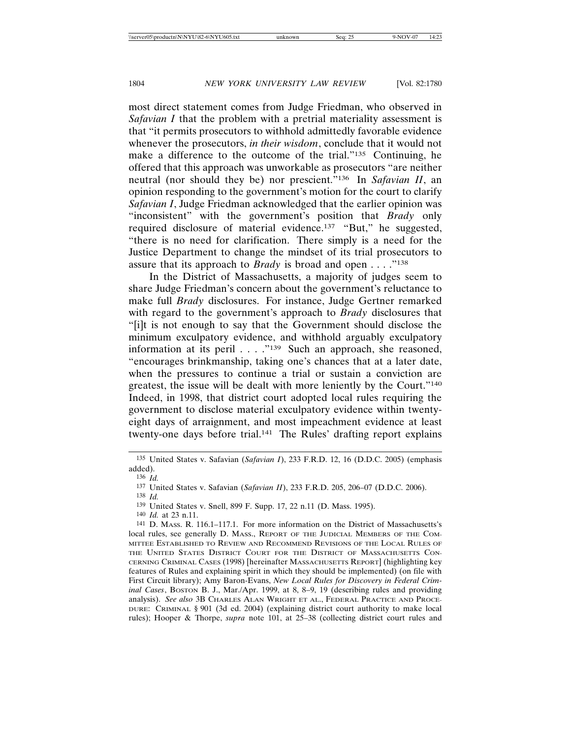most direct statement comes from Judge Friedman, who observed in *Safavian I* that the problem with a pretrial materiality assessment is that "it permits prosecutors to withhold admittedly favorable evidence whenever the prosecutors, *in their wisdom*, conclude that it would not make a difference to the outcome of the trial."[135] Continuing, he offered that this approach was unworkable as prosecutors "are neither neutral (nor should they be) nor prescient."[136] In *Safavian II*, an opinion responding to the government's motion for the court to clarify *Safavian I*, Judge Friedman acknowledged that the earlier opinion was "inconsistent" with the government's position that *Brady* only required disclosure of material evidence.[137] "But," he suggested, "there is no need for clarification. There simply is a need for the Justice Department to change the mindset of its trial prosecutors to assure that its approach to *Brady* is broad and open . . . ."[138]

In the District of Massachusetts, a majority of judges seem to share Judge Friedman's concern about the government's reluctance to make full *Brady* disclosures. For instance, Judge Gertner remarked with regard to the government's approach to *Brady* disclosures that "[i]t is not enough to say that the Government should disclose the minimum exculpatory evidence, and withhold arguably exculpatory information at its peril . . . ."[139] Such an approach, she reasoned, "encourages brinkmanship, taking one's chances that at a later date, when the pressures to continue a trial or sustain a conviction are greatest, the issue will be dealt with more leniently by the Court."[140] Indeed, in 1998, that district court adopted local rules requiring the government to disclose material exculpatory evidence within twenty-eight days of arraignment, and most impeachment evidence at least twenty-one days before trial.[141] The Rules' drafting report explains

---

135 United States v. Safavian (*Safavian I*), 233 F.R.D. 12, 16 (D.D.C. 2005) (emphasis added).

136 *Id.*

137 United States v. Safavian (*Safavian II*), 233 F.R.D. 205, 206–07 (D.D.C. 2006).

138 *Id.*

139 United States v. Snell, 899 F. Supp. 17, 22 n.11 (D. Mass. 1995).

140 *Id.* at 23 n.11.

141 D. Mass. R. 116.1–117.1. For more information on the District of Massachusetts's local rules, see generally D. Mass., Report of the Judicial Members of the Committee Established to Review and Recommend Revisions of the Local Rules of the United States District Court for the District of Massachusetts Concerning Criminal Cases (1998) [hereinafter Massachusetts Report] (highlighting key features of Rules and explaining spirit in which they should be implemented) (on file with First Circuit library); Amy Baron-Evans, *New Local Rules for Discovery in Federal Criminal Cases*, Boston B. J., Mar./Apr. 1999, at 8, 8–9, 19 (describing rules and providing analysis). *See also* 3B Charles Alan Wright et al., Federal Practice and Procedure: Criminal § 901 (3d ed. 2004) (explaining district court authority to make local rules); Hooper & Thorpe, *supra* note 101, at 25–38 (collecting district court rules and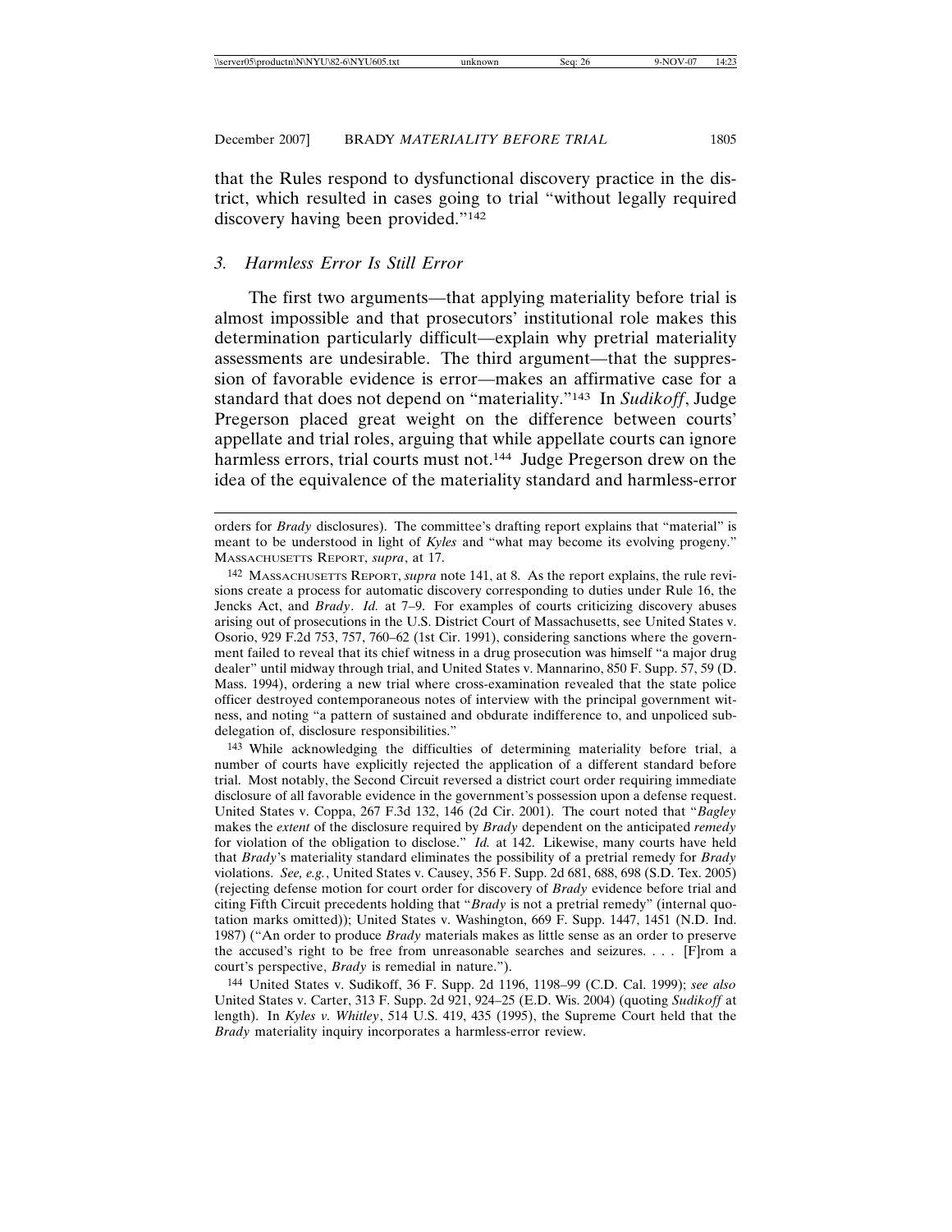that the Rules respond to dysfunctional discovery practice in the district, which resulted in cases going to trial "without legally required discovery having been provided."[142]

### 3. *Harmless Error Is Still Error*

The first two arguments—that applying materiality before trial is almost impossible and that prosecutors' institutional role makes this determination particularly difficult—explain why pretrial materiality assessments are undesirable. The third argument—that the suppression of favorable evidence is error—makes an affirmative case for a standard that does not depend on "materiality."[143] In *Sudikoff*, Judge Pregerson placed great weight on the difference between courts' appellate and trial roles, arguing that while appellate courts can ignore harmless errors, trial courts must not.[144] Judge Pregerson drew on the idea of the equivalence of the materiality standard and harmless-error

---

orders for *Brady* disclosures). The committee's drafting report explains that "material" is meant to be understood in light of *Kyles* and "what may become its evolving progeny." MASSACHUSETTS REPORT, *supra*, at 17.

[142] MASSACHUSETTS REPORT, *supra* note 141, at 8. As the report explains, the rule revisions create a process for automatic discovery corresponding to duties under Rule 16, the Jencks Act, and *Brady*. *Id.* at 7–9. For examples of courts criticizing discovery abuses arising out of prosecutions in the U.S. District Court of Massachusetts, see United States v. Osorio, 929 F.2d 753, 757, 760–62 (1st Cir. 1991), considering sanctions where the government failed to reveal that its chief witness in a drug prosecution was himself "a major drug dealer" until midway through trial, and United States v. Mannarino, 850 F. Supp. 57, 59 (D. Mass. 1994), ordering a new trial where cross-examination revealed that the state police officer destroyed contemporaneous notes of interview with the principal government witness, and noting "a pattern of sustained and obdurate indifference to, and unpoliced subdelegation of, disclosure responsibilities."

[143] While acknowledging the difficulties of determining materiality before trial, a number of courts have explicitly rejected the application of a different standard before trial. Most notably, the Second Circuit reversed a district court order requiring immediate disclosure of all favorable evidence in the government's possession upon a defense request. United States v. Coppa, 267 F.3d 132, 146 (2d Cir. 2001). The court noted that "*Bagley* makes the *extent* of the disclosure required by *Brady* dependent on the anticipated *remedy* for violation of the obligation to disclose." *Id.* at 142. Likewise, many courts have held that *Brady*'s materiality standard eliminates the possibility of a pretrial remedy for *Brady* violations. *See, e.g.*, United States v. Causey, 356 F. Supp. 2d 681, 688, 698 (S.D. Tex. 2005) (rejecting defense motion for court order for discovery of *Brady* evidence before trial and citing Fifth Circuit precedents holding that "*Brady* is not a pretrial remedy" (internal quotation marks omitted)); United States v. Washington, 669 F. Supp. 1447, 1451 (N.D. Ind. 1987) ("An order to produce *Brady* materials makes as little sense as an order to preserve the accused's right to be free from unreasonable searches and seizures. . . . [F]rom a court's perspective, *Brady* is remedial in nature.").

[144] United States v. Sudikoff, 36 F. Supp. 2d 1196, 1198–99 (C.D. Cal. 1999); *see also* United States v. Carter, 313 F. Supp. 2d 921, 924–25 (E.D. Wis. 2004) (quoting *Sudikoff* at length). In *Kyles v. Whitley*, 514 U.S. 419, 435 (1995), the Supreme Court held that the *Brady* materiality inquiry incorporates a harmless-error review.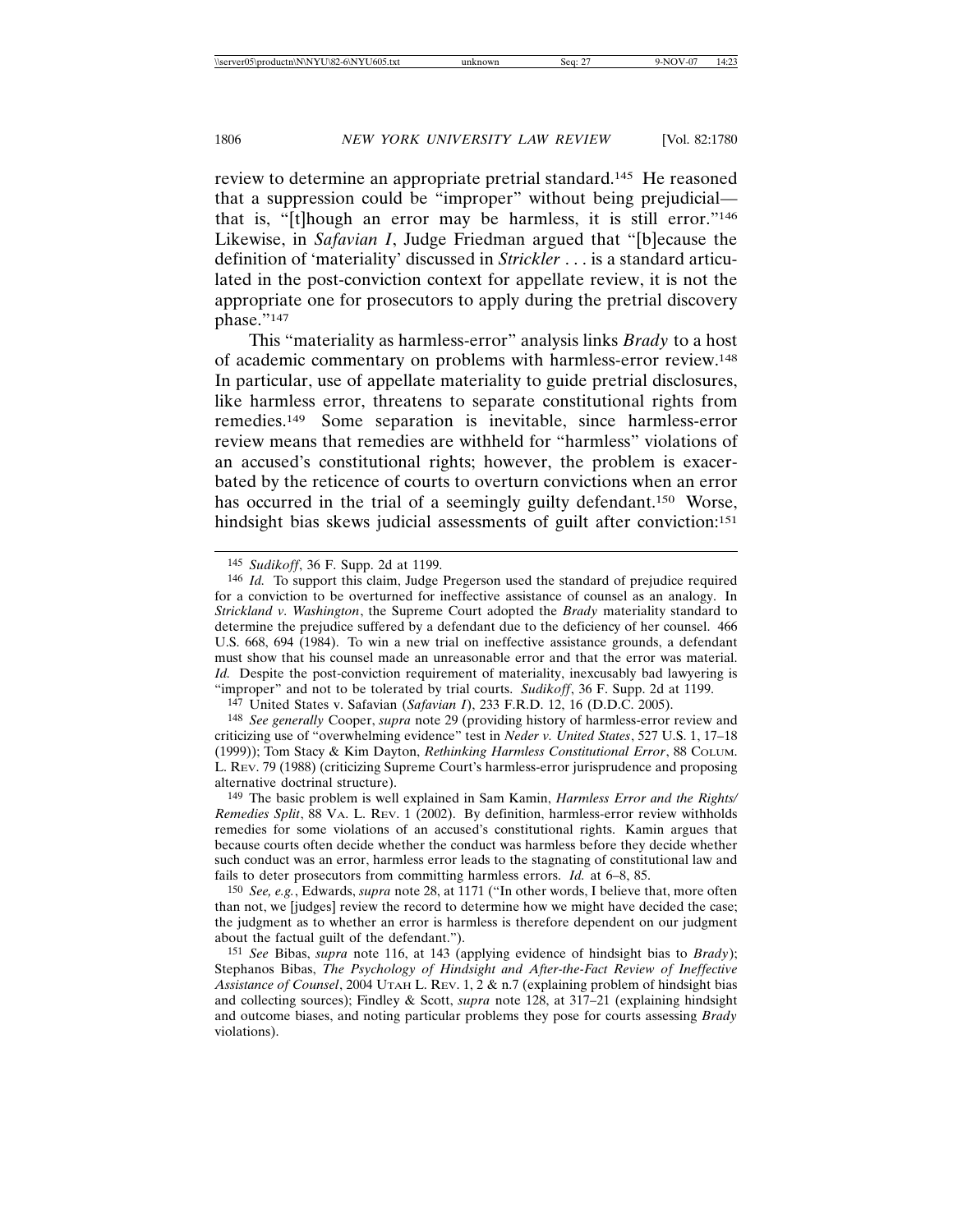review to determine an appropriate pretrial standard.[145] He reasoned that a suppression could be "improper" without being prejudicial—that is, "[t]hough an error may be harmless, it is still error."[146] Likewise, in *Safavian I*, Judge Friedman argued that "[b]ecause the definition of 'materiality' discussed in *Strickler* . . . is a standard articulated in the post-conviction context for appellate review, it is not the appropriate one for prosecutors to apply during the pretrial discovery phase."[147]

This "materiality as harmless-error" analysis links *Brady* to a host of academic commentary on problems with harmless-error review.[148] In particular, use of appellate materiality to guide pretrial disclosures, like harmless error, threatens to separate constitutional rights from remedies.[149] Some separation is inevitable, since harmless-error review means that remedies are withheld for "harmless" violations of an accused's constitutional rights; however, the problem is exacerbated by the reticence of courts to overturn convictions when an error has occurred in the trial of a seemingly guilty defendant.[150] Worse, hindsight bias skews judicial assessments of guilt after conviction:[151]

---

[145] *Sudikoff*, 36 F. Supp. 2d at 1199.

[146] *Id.* To support this claim, Judge Pregerson used the standard of prejudice required for a conviction to be overturned for ineffective assistance of counsel as an analogy. In *Strickland v. Washington*, the Supreme Court adopted the *Brady* materiality standard to determine the prejudice suffered by a defendant due to the deficiency of her counsel. 466 U.S. 668, 694 (1984). To win a new trial on ineffective assistance grounds, a defendant must show that his counsel made an unreasonable error and that the error was material. *Id.* Despite the post-conviction requirement of materiality, inexcusably bad lawyering is "improper" and not to be tolerated by trial courts. *Sudikoff*, 36 F. Supp. 2d at 1199.

[147] United States v. Safavian (*Safavian I*), 233 F.R.D. 12, 16 (D.D.C. 2005).

[148] *See generally* Cooper, *supra* note 29 (providing history of harmless-error review and criticizing use of "overwhelming evidence" test in *Neder v. United States*, 527 U.S. 1, 17–18 (1999)); Tom Stacy & Kim Dayton, *Rethinking Harmless Constitutional Error*, 88 COLUM. L. REV. 79 (1988) (criticizing Supreme Court's harmless-error jurisprudence and proposing alternative doctrinal structure).

[149] The basic problem is well explained in Sam Kamin, *Harmless Error and the Rights/Remedies Split*, 88 VA. L. REV. 1 (2002). By definition, harmless-error review withholds remedies for some violations of an accused's constitutional rights. Kamin argues that because courts often decide whether the conduct was harmless before they decide whether such conduct was an error, harmless error leads to the stagnating of constitutional law and fails to deter prosecutors from committing harmless errors. *Id.* at 6–8, 85.

[150] *See, e.g.*, Edwards, *supra* note 28, at 1171 ("In other words, I believe that, more often than not, we [judges] review the record to determine how we might have decided the case; the judgment as to whether an error is harmless is therefore dependent on our judgment about the factual guilt of the defendant.").

[151] *See* Bibas, *supra* note 116, at 143 (applying evidence of hindsight bias to *Brady*); Stephanos Bibas, *The Psychology of Hindsight and After-the-Fact Review of Ineffective Assistance of Counsel*, 2004 UTAH L. REV. 1, 2 & n.7 (explaining problem of hindsight bias and collecting sources); Findley & Scott, *supra* note 128, at 317–21 (explaining hindsight and outcome biases, and noting particular problems they pose for courts assessing *Brady* violations).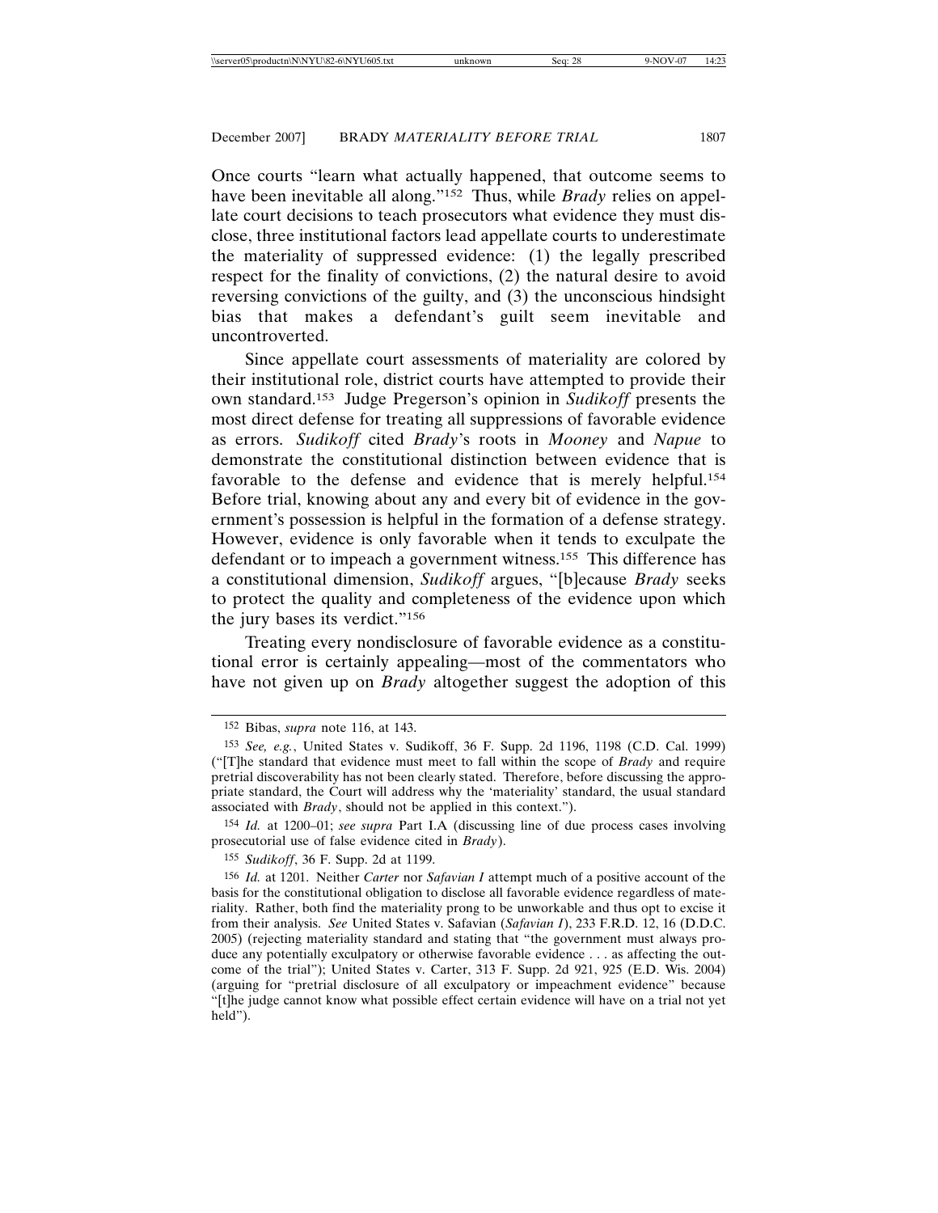Once courts "learn what actually happened, that outcome seems to have been inevitable all along."[152] Thus, while *Brady* relies on appellate court decisions to teach prosecutors what evidence they must disclose, three institutional factors lead appellate courts to underestimate the materiality of suppressed evidence: (1) the legally prescribed respect for the finality of convictions, (2) the natural desire to avoid reversing convictions of the guilty, and (3) the unconscious hindsight bias that makes a defendant's guilt seem inevitable and uncontroverted.

Since appellate court assessments of materiality are colored by their institutional role, district courts have attempted to provide their own standard.[153] Judge Pregerson's opinion in *Sudikoff* presents the most direct defense for treating all suppressions of favorable evidence as errors. *Sudikoff* cited *Brady*'s roots in *Mooney* and *Napue* to demonstrate the constitutional distinction between evidence that is favorable to the defense and evidence that is merely helpful.[154] Before trial, knowing about any and every bit of evidence in the government's possession is helpful in the formation of a defense strategy. However, evidence is only favorable when it tends to exculpate the defendant or to impeach a government witness.[155] This difference has a constitutional dimension, *Sudikoff* argues, "[b]ecause *Brady* seeks to protect the quality and completeness of the evidence upon which the jury bases its verdict."[156]

Treating every nondisclosure of favorable evidence as a constitutional error is certainly appealing—most of the commentators who have not given up on *Brady* altogether suggest the adoption of this

---

152 Bibas, *supra* note 116, at 143.

153 *See, e.g.*, United States v. Sudikoff, 36 F. Supp. 2d 1196, 1198 (C.D. Cal. 1999) ("[T]he standard that evidence must meet to fall within the scope of *Brady* and require pretrial discoverability has not been clearly stated. Therefore, before discussing the appropriate standard, the Court will address why the 'materiality' standard, the usual standard associated with *Brady*, should not be applied in this context.").

154 *Id.* at 1200–01; *see supra* Part I.A (discussing line of due process cases involving prosecutorial use of false evidence cited in *Brady*).

155 *Sudikoff*, 36 F. Supp. 2d at 1199.

156 *Id.* at 1201. Neither *Carter* nor *Safavian I* attempt much of a positive account of the basis for the constitutional obligation to disclose all favorable evidence regardless of materiality. Rather, both find the materiality prong to be unworkable and thus opt to excise it from their analysis. *See* United States v. Safavian (*Safavian I*), 233 F.R.D. 12, 16 (D.D.C. 2005) (rejecting materiality standard and stating that "the government must always produce any potentially exculpatory or otherwise favorable evidence . . . as affecting the outcome of the trial"); United States v. Carter, 313 F. Supp. 2d 921, 925 (E.D. Wis. 2004) (arguing for "pretrial disclosure of all exculpatory or impeachment evidence" because "[t]he judge cannot know what possible effect certain evidence will have on a trial not yet held").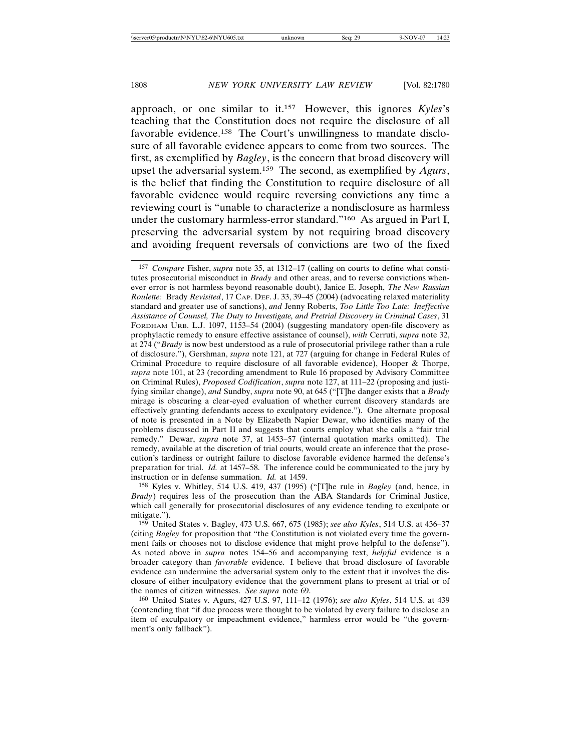approach, or one similar to it.[157] However, this ignores *Kyles*'s teaching that the Constitution does not require the disclosure of all favorable evidence.[158] The Court's unwillingness to mandate disclosure of all favorable evidence appears to come from two sources. The first, as exemplified by *Bagley*, is the concern that broad discovery will upset the adversarial system.[159] The second, as exemplified by *Agurs*, is the belief that finding the Constitution to require disclosure of all favorable evidence would require reversing convictions any time a reviewing court is "unable to characterize a nondisclosure as harmless under the customary harmless-error standard."[160] As argued in Part I, preserving the adversarial system by not requiring broad discovery and avoiding frequent reversals of convictions are two of the fixed

---

[157] *Compare* Fisher, *supra* note 35, at 1312–17 (calling on courts to define what constitutes prosecutorial misconduct in *Brady* and other areas, and to reverse convictions whenever error is not harmless beyond reasonable doubt), Janice E. Joseph, *The New Russian Roulette:* Brady *Revisited*, 17 CAP. DEF. J. 33, 39–45 (2004) (advocating relaxed materiality standard and greater use of sanctions), *and* Jenny Roberts, *Too Little Too Late: Ineffective Assistance of Counsel, The Duty to Investigate, and Pretrial Discovery in Criminal Cases*, 31 FORDHAM URB. L.J. 1097, 1153–54 (2004) (suggesting mandatory open-file discovery as prophylactic remedy to ensure effective assistance of counsel), *with* Cerruti, *supra* note 32, at 274 ("*Brady* is now best understood as a rule of prosecutorial privilege rather than a rule of disclosure."), Gershman, *supra* note 121, at 727 (arguing for change in Federal Rules of Criminal Procedure to require disclosure of all favorable evidence), Hooper & Thorpe, *supra* note 101, at 23 (recording amendment to Rule 16 proposed by Advisory Committee on Criminal Rules), *Proposed Codification*, *supra* note 127, at 111–22 (proposing and justifying similar change), *and* Sundby, *supra* note 90, at 645 ("[T]he danger exists that a *Brady* mirage is obscuring a clear-eyed evaluation of whether current discovery standards are effectively granting defendants access to exculpatory evidence."). One alternate proposal of note is presented in a Note by Elizabeth Napier Dewar, who identifies many of the problems discussed in Part II and suggests that courts employ what she calls a "fair trial remedy." Dewar, *supra* note 37, at 1453–57 (internal quotation marks omitted). The remedy, available at the discretion of trial courts, would create an inference that the prosecution's tardiness or outright failure to disclose favorable evidence harmed the defense's preparation for trial. *Id.* at 1457–58. The inference could be communicated to the jury by instruction or in defense summation. *Id.* at 1459.

[158] Kyles v. Whitley, 514 U.S. 419, 437 (1995) ("[T]he rule in *Bagley* (and, hence, in *Brady*) requires less of the prosecution than the ABA Standards for Criminal Justice, which call generally for prosecutorial disclosures of any evidence tending to exculpate or mitigate.").

[159] United States v. Bagley, 473 U.S. 667, 675 (1985); *see also Kyles*, 514 U.S. at 436–37 (citing *Bagley* for proposition that "the Constitution is not violated every time the government fails or chooses not to disclose evidence that might prove helpful to the defense"). As noted above in *supra* notes 154–56 and accompanying text, *helpful* evidence is a broader category than *favorable* evidence. I believe that broad disclosure of favorable evidence can undermine the adversarial system only to the extent that it involves the disclosure of either inculpatory evidence that the government plans to present at trial or of the names of citizen witnesses. *See supra* note 69.

[160] United States v. Agurs, 427 U.S. 97, 111–12 (1976); *see also Kyles*, 514 U.S. at 439 (contending that "if due process were thought to be violated by every failure to disclose an item of exculpatory or impeachment evidence," harmless error would be "the government's only fallback").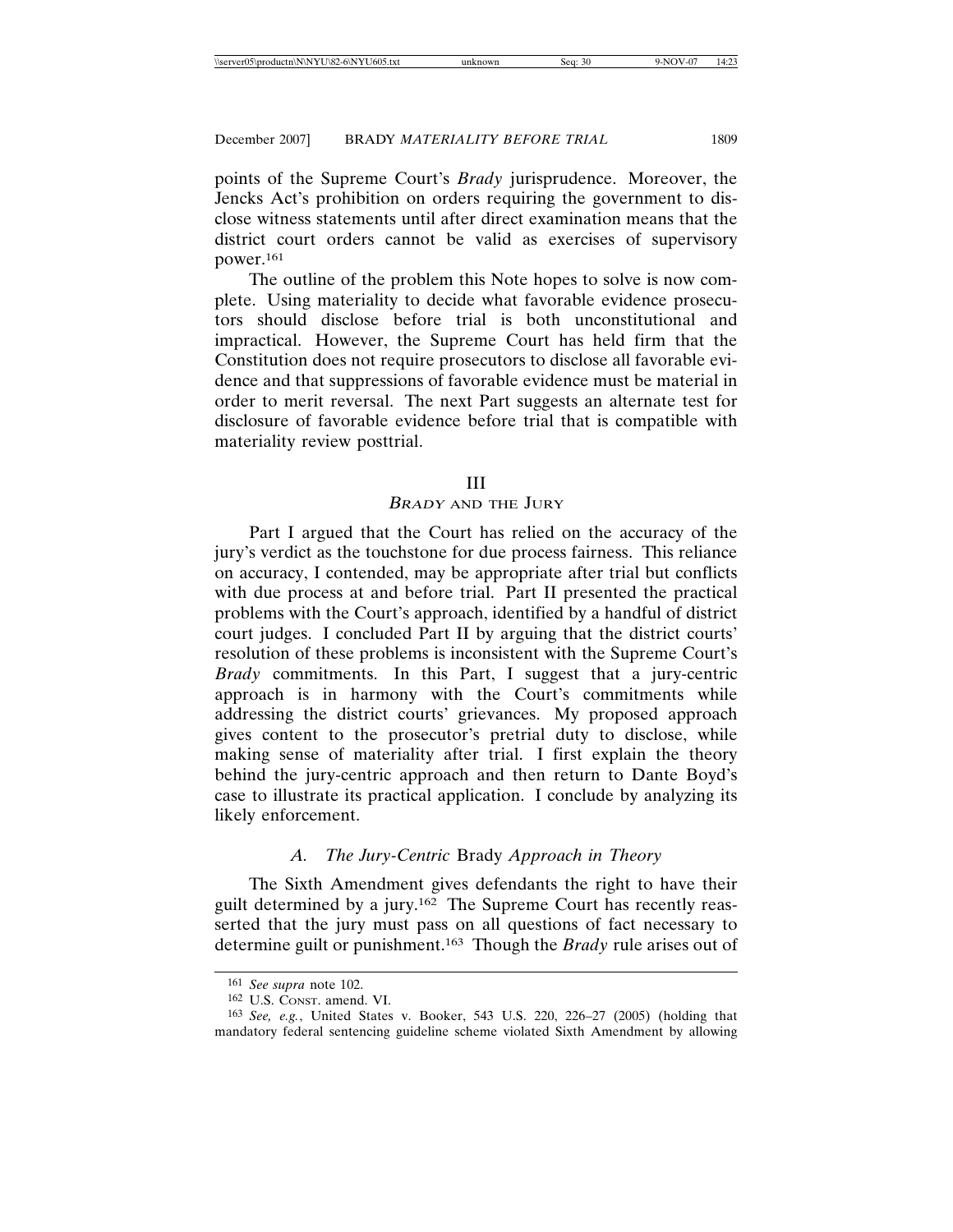points of the Supreme Court's *Brady* jurisprudence. Moreover, the Jencks Act's prohibition on orders requiring the government to disclose witness statements until after direct examination means that the district court orders cannot be valid as exercises of supervisory power.[161]

The outline of the problem this Note hopes to solve is now complete. Using materiality to decide what favorable evidence prosecutors should disclose before trial is both unconstitutional and impractical. However, the Supreme Court has held firm that the Constitution does not require prosecutors to disclose all favorable evidence and that suppressions of favorable evidence must be material in order to merit reversal. The next Part suggests an alternate test for disclosure of favorable evidence before trial that is compatible with materiality review posttrial.

## III
## *BRADY* AND THE JURY

Part I argued that the Court has relied on the accuracy of the jury's verdict as the touchstone for due process fairness. This reliance on accuracy, I contended, may be appropriate after trial but conflicts with due process at and before trial. Part II presented the practical problems with the Court's approach, identified by a handful of district court judges. I concluded Part II by arguing that the district courts' resolution of these problems is inconsistent with the Supreme Court's *Brady* commitments. In this Part, I suggest that a jury-centric approach is in harmony with the Court's commitments while addressing the district courts' grievances. My proposed approach gives content to the prosecutor's pretrial duty to disclose, while making sense of materiality after trial. I first explain the theory behind the jury-centric approach and then return to Dante Boyd's case to illustrate its practical application. I conclude by analyzing its likely enforcement.

### *A. The Jury-Centric* Brady *Approach in Theory*

The Sixth Amendment gives defendants the right to have their guilt determined by a jury.[162] The Supreme Court has recently reasserted that the jury must pass on all questions of fact necessary to determine guilt or punishment.[163] Though the *Brady* rule arises out of

---

[161] *See supra* note 102.

[162] U.S. CONST. amend. VI.

[163] *See, e.g.*, United States v. Booker, 543 U.S. 220, 226–27 (2005) (holding that mandatory federal sentencing guideline scheme violated Sixth Amendment by allowing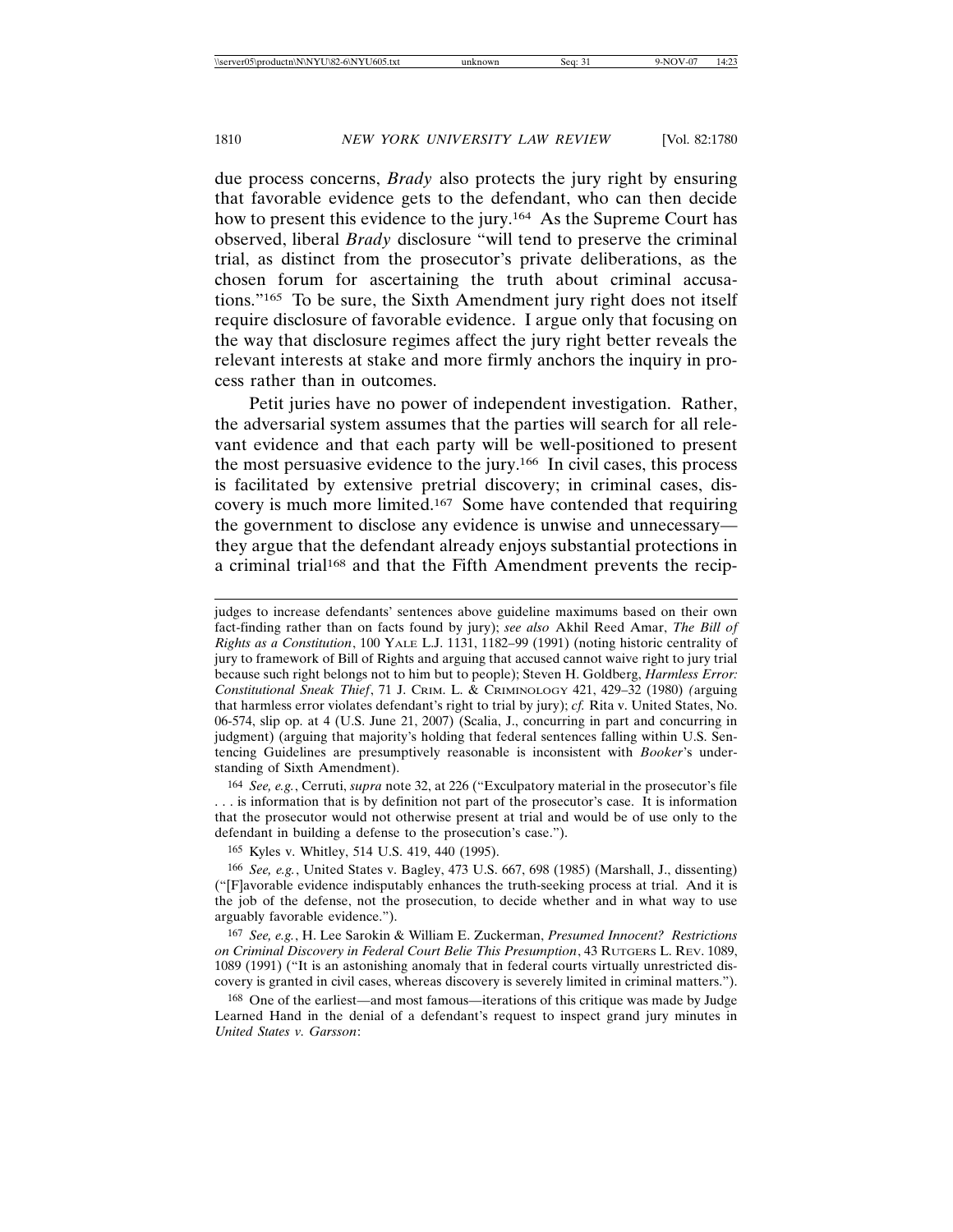due process concerns, *Brady* also protects the jury right by ensuring that favorable evidence gets to the defendant, who can then decide how to present this evidence to the jury.[164] As the Supreme Court has observed, liberal *Brady* disclosure "will tend to preserve the criminal trial, as distinct from the prosecutor's private deliberations, as the chosen forum for ascertaining the truth about criminal accusations."[165] To be sure, the Sixth Amendment jury right does not itself require disclosure of favorable evidence. I argue only that focusing on the way that disclosure regimes affect the jury right better reveals the relevant interests at stake and more firmly anchors the inquiry in process rather than in outcomes.

Petit juries have no power of independent investigation. Rather, the adversarial system assumes that the parties will search for all relevant evidence and that each party will be well-positioned to present the most persuasive evidence to the jury.[166] In civil cases, this process is facilitated by extensive pretrial discovery; in criminal cases, discovery is much more limited.[167] Some have contended that requiring the government to disclose any evidence is unwise and unnecessary—they argue that the defendant already enjoys substantial protections in a criminal trial[168] and that the Fifth Amendment prevents the recip-

---

judges to increase defendants' sentences above guideline maximums based on their own fact-finding rather than on facts found by jury); *see also* Akhil Reed Amar, *The Bill of Rights as a Constitution*, 100 YALE L.J. 1131, 1182–99 (1991) (noting historic centrality of jury to framework of Bill of Rights and arguing that accused cannot waive right to jury trial because such right belongs not to him but to people); Steven H. Goldberg, *Harmless Error: Constitutional Sneak Thief*, 71 J. CRIM. L. & CRIMINOLOGY 421, 429–32 (1980) (arguing that harmless error violates defendant's right to trial by jury); *cf.* Rita v. United States, No. 06-574, slip op. at 4 (U.S. June 21, 2007) (Scalia, J., concurring in part and concurring in judgment) (arguing that majority's holding that federal sentences falling within U.S. Sentencing Guidelines are presumptively reasonable is inconsistent with *Booker*'s understanding of Sixth Amendment).

164 *See, e.g.*, Cerruti, *supra* note 32, at 226 ("Exculpatory material in the prosecutor's file . . . is information that is by definition not part of the prosecutor's case. It is information that the prosecutor would not otherwise present at trial and would be of use only to the defendant in building a defense to the prosecution's case.").

165 Kyles v. Whitley, 514 U.S. 419, 440 (1995).

166 *See, e.g.*, United States v. Bagley, 473 U.S. 667, 698 (1985) (Marshall, J., dissenting) ("[F]avorable evidence indisputably enhances the truth-seeking process at trial. And it is the job of the defense, not the prosecution, to decide whether and in what way to use arguably favorable evidence.").

167 *See, e.g.*, H. Lee Sarokin & William E. Zuckerman, *Presumed Innocent? Restrictions on Criminal Discovery in Federal Court Belie This Presumption*, 43 RUTGERS L. REV. 1089, 1089 (1991) ("It is an astonishing anomaly that in federal courts virtually unrestricted discovery is granted in civil cases, whereas discovery is severely limited in criminal matters.").

168 One of the earliest—and most famous—iterations of this critique was made by Judge Learned Hand in the denial of a defendant's request to inspect grand jury minutes in *United States v. Garsson*: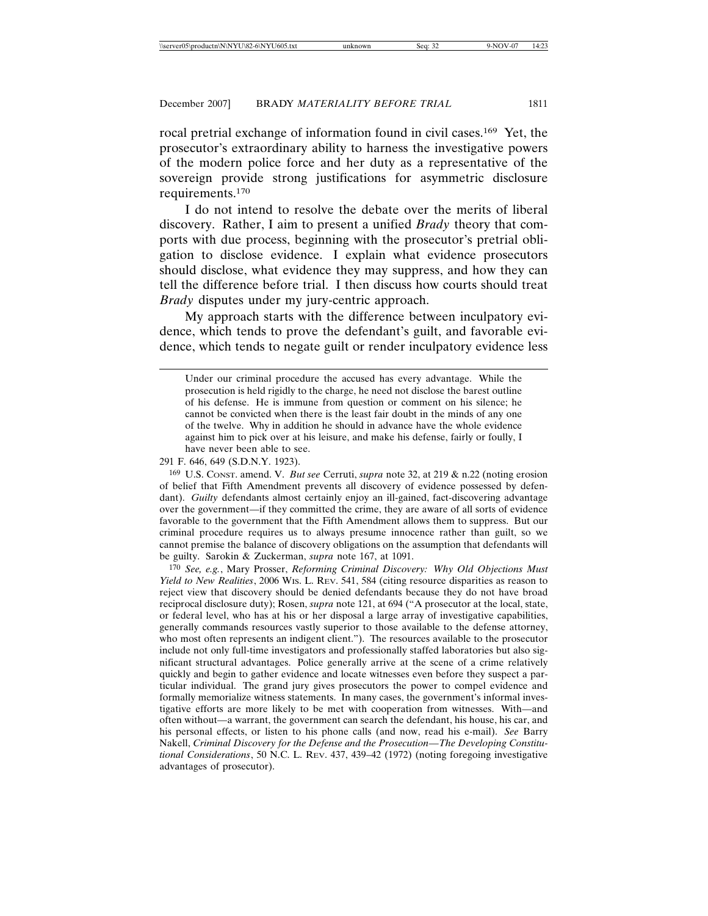rocal pretrial exchange of information found in civil cases.[169] Yet, the prosecutor's extraordinary ability to harness the investigative powers of the modern police force and her duty as a representative of the sovereign provide strong justifications for asymmetric disclosure requirements.[170]

I do not intend to resolve the debate over the merits of liberal discovery. Rather, I aim to present a unified *Brady* theory that comports with due process, beginning with the prosecutor's pretrial obligation to disclose evidence. I explain what evidence prosecutors should disclose, what evidence they may suppress, and how they can tell the difference before trial. I then discuss how courts should treat *Brady* disputes under my jury-centric approach.

My approach starts with the difference between inculpatory evidence, which tends to prove the defendant's guilt, and favorable evidence, which tends to negate guilt or render inculpatory evidence less

---

> Under our criminal procedure the accused has every advantage. While the prosecution is held rigidly to the charge, he need not disclose the barest outline of his defense. He is immune from question or comment on his silence; he cannot be convicted when there is the least fair doubt in the minds of any one of the twelve. Why in addition he should in advance have the whole evidence against him to pick over at his leisure, and make his defense, fairly or foully, I have never been able to see.

291 F. 646, 649 (S.D.N.Y. 1923).

[169] U.S. CONST. amend. V. *But see* Cerruti, *supra* note 32, at 219 & n.22 (noting erosion of belief that Fifth Amendment prevents all discovery of evidence possessed by defendant). *Guilty* defendants almost certainly enjoy an ill-gained, fact-discovering advantage over the government—if they committed the crime, they are aware of all sorts of evidence favorable to the government that the Fifth Amendment allows them to suppress. But our criminal procedure requires us to always presume innocence rather than guilt, so we cannot premise the balance of discovery obligations on the assumption that defendants will be guilty. Sarokin & Zuckerman, *supra* note 167, at 1091.

[170] *See, e.g.*, Mary Prosser, *Reforming Criminal Discovery: Why Old Objections Must Yield to New Realities*, 2006 WIS. L. REV. 541, 584 (citing resource disparities as reason to reject view that discovery should be denied defendants because they do not have broad reciprocal disclosure duty); Rosen, *supra* note 121, at 694 ("A prosecutor at the local, state, or federal level, who has at his or her disposal a large array of investigative capabilities, generally commands resources vastly superior to those available to the defense attorney, who most often represents an indigent client."). The resources available to the prosecutor include not only full-time investigators and professionally staffed laboratories but also significant structural advantages. Police generally arrive at the scene of a crime relatively quickly and begin to gather evidence and locate witnesses even before they suspect a particular individual. The grand jury gives prosecutors the power to compel evidence and formally memorialize witness statements. In many cases, the government's informal investigative efforts are more likely to be met with cooperation from witnesses. With—and often without—a warrant, the government can search the defendant, his house, his car, and his personal effects, or listen to his phone calls (and now, read his e-mail). *See* Barry Nakell, *Criminal Discovery for the Defense and the Prosecution—The Developing Constitutional Considerations*, 50 N.C. L. REV. 437, 439–42 (1972) (noting foregoing investigative advantages of prosecutor).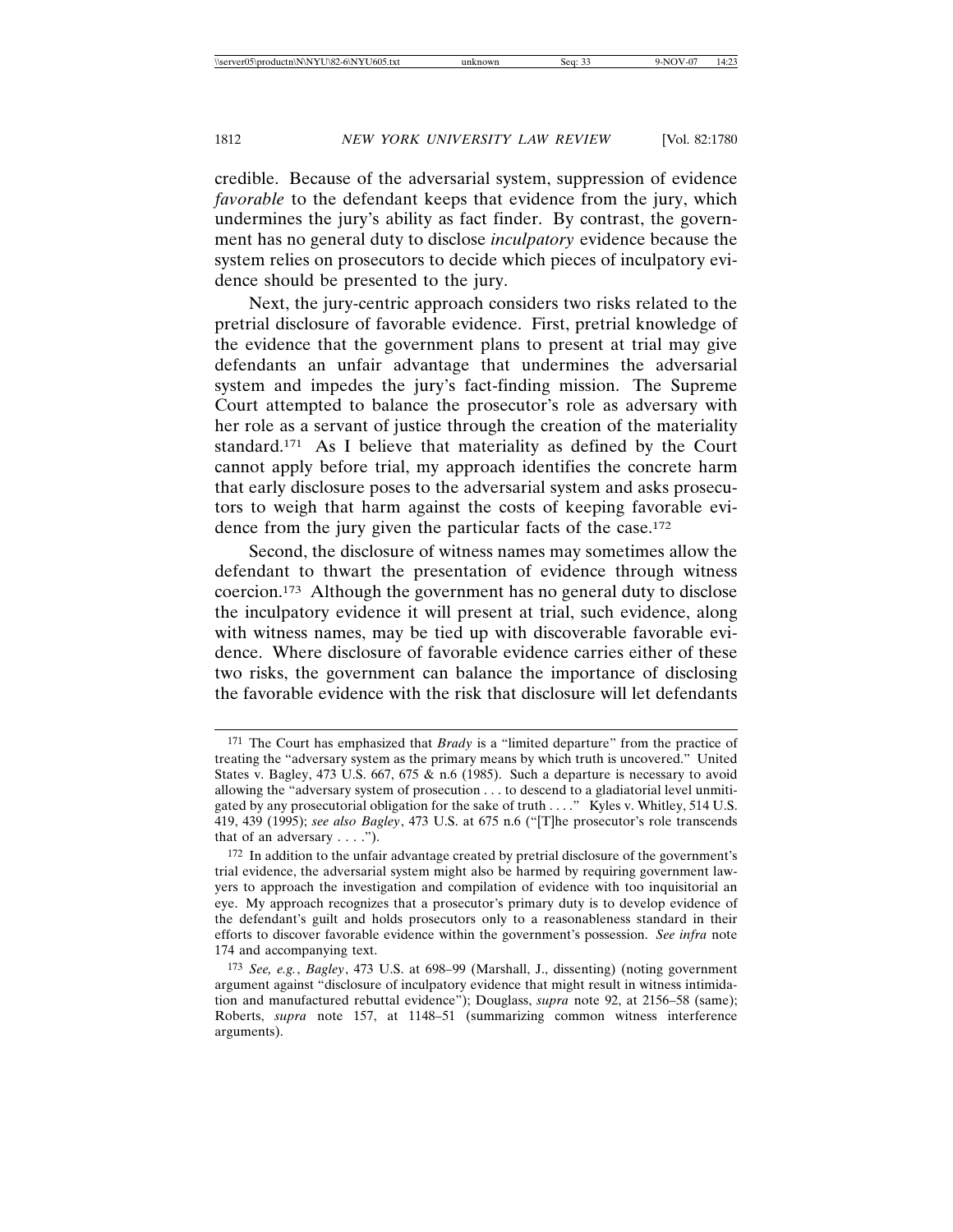credible. Because of the adversarial system, suppression of evidence *favorable* to the defendant keeps that evidence from the jury, which undermines the jury's ability as fact finder. By contrast, the government has no general duty to disclose *inculpatory* evidence because the system relies on prosecutors to decide which pieces of inculpatory evidence should be presented to the jury.

Next, the jury-centric approach considers two risks related to the pretrial disclosure of favorable evidence. First, pretrial knowledge of the evidence that the government plans to present at trial may give defendants an unfair advantage that undermines the adversarial system and impedes the jury's fact-finding mission. The Supreme Court attempted to balance the prosecutor's role as adversary with her role as a servant of justice through the creation of the materiality standard.[171] As I believe that materiality as defined by the Court cannot apply before trial, my approach identifies the concrete harm that early disclosure poses to the adversarial system and asks prosecutors to weigh that harm against the costs of keeping favorable evidence from the jury given the particular facts of the case.[172]

Second, the disclosure of witness names may sometimes allow the defendant to thwart the presentation of evidence through witness coercion.[173] Although the government has no general duty to disclose the inculpatory evidence it will present at trial, such evidence, along with witness names, may be tied up with discoverable favorable evidence. Where disclosure of favorable evidence carries either of these two risks, the government can balance the importance of disclosing the favorable evidence with the risk that disclosure will let defendants

---

[171] The Court has emphasized that *Brady* is a "limited departure" from the practice of treating the "adversary system as the primary means by which truth is uncovered." United States v. Bagley, 473 U.S. 667, 675 & n.6 (1985). Such a departure is necessary to avoid allowing the "adversary system of prosecution . . . to descend to a gladiatorial level unmitigated by any prosecutorial obligation for the sake of truth . . . ." Kyles v. Whitley, 514 U.S. 419, 439 (1995); *see also Bagley*, 473 U.S. at 675 n.6 ("[T]he prosecutor's role transcends that of an adversary . . . .").

[172] In addition to the unfair advantage created by pretrial disclosure of the government's trial evidence, the adversarial system might also be harmed by requiring government lawyers to approach the investigation and compilation of evidence with too inquisitorial an eye. My approach recognizes that a prosecutor's primary duty is to develop evidence of the defendant's guilt and holds prosecutors only to a reasonableness standard in their efforts to discover favorable evidence within the government's possession. *See infra* note 174 and accompanying text.

[173] *See, e.g.*, *Bagley*, 473 U.S. at 698–99 (Marshall, J., dissenting) (noting government argument against "disclosure of inculpatory evidence that might result in witness intimidation and manufactured rebuttal evidence"); Douglass, *supra* note 92, at 2156–58 (same); Roberts, *supra* note 157, at 1148–51 (summarizing common witness interference arguments).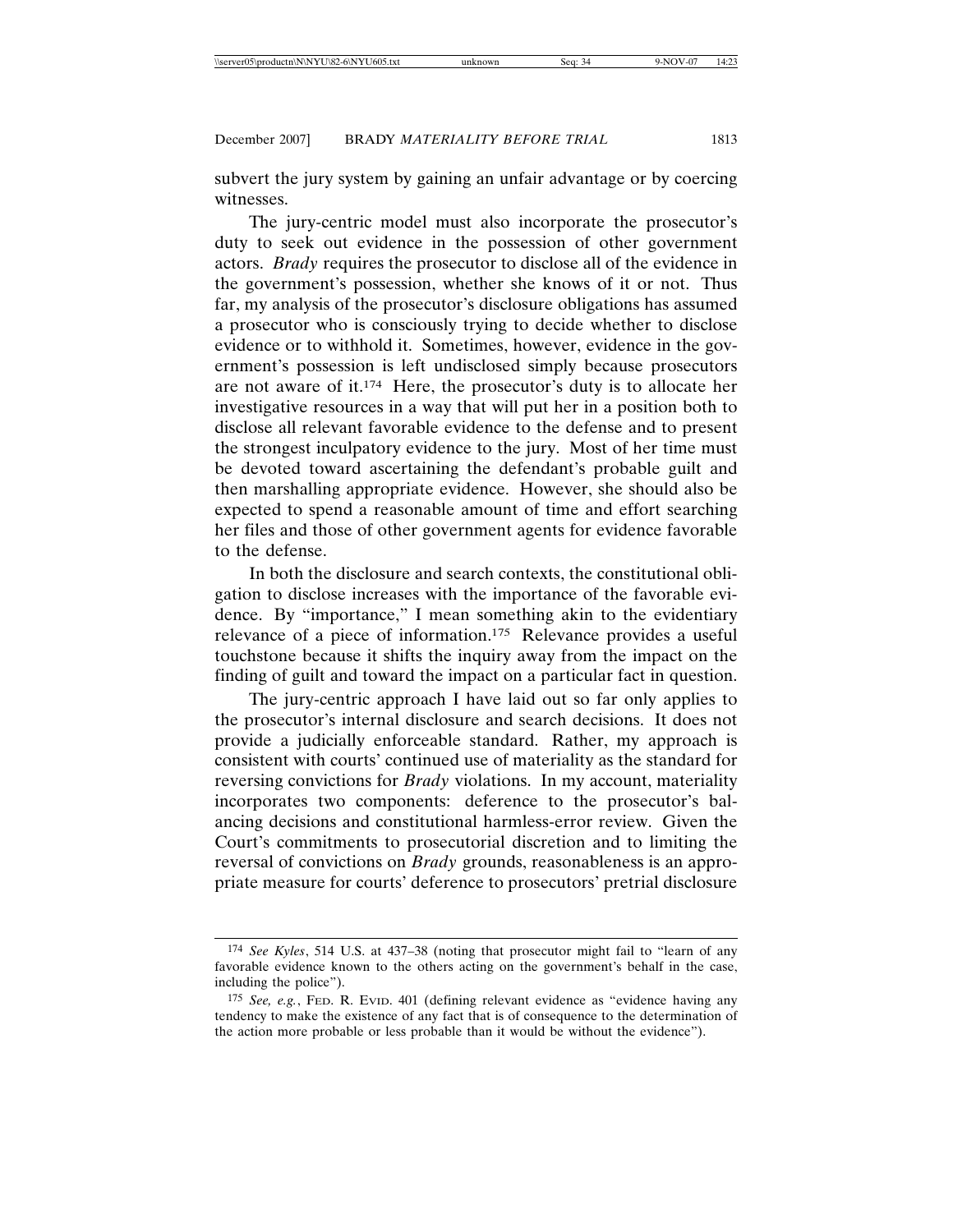subvert the jury system by gaining an unfair advantage or by coercing witnesses.

The jury-centric model must also incorporate the prosecutor's duty to seek out evidence in the possession of other government actors. *Brady* requires the prosecutor to disclose all of the evidence in the government's possession, whether she knows of it or not. Thus far, my analysis of the prosecutor's disclosure obligations has assumed a prosecutor who is consciously trying to decide whether to disclose evidence or to withhold it. Sometimes, however, evidence in the government's possession is left undisclosed simply because prosecutors are not aware of it.[174] Here, the prosecutor's duty is to allocate her investigative resources in a way that will put her in a position both to disclose all relevant favorable evidence to the defense and to present the strongest inculpatory evidence to the jury. Most of her time must be devoted toward ascertaining the defendant's probable guilt and then marshalling appropriate evidence. However, she should also be expected to spend a reasonable amount of time and effort searching her files and those of other government agents for evidence favorable to the defense.

In both the disclosure and search contexts, the constitutional obligation to disclose increases with the importance of the favorable evidence. By "importance," I mean something akin to the evidentiary relevance of a piece of information.[175] Relevance provides a useful touchstone because it shifts the inquiry away from the impact on the finding of guilt and toward the impact on a particular fact in question.

The jury-centric approach I have laid out so far only applies to the prosecutor's internal disclosure and search decisions. It does not provide a judicially enforceable standard. Rather, my approach is consistent with courts' continued use of materiality as the standard for reversing convictions for *Brady* violations. In my account, materiality incorporates two components: deference to the prosecutor's balancing decisions and constitutional harmless-error review. Given the Court's commitments to prosecutorial discretion and to limiting the reversal of convictions on *Brady* grounds, reasonableness is an appropriate measure for courts' deference to prosecutors' pretrial disclosure

---

174 *See Kyles*, 514 U.S. at 437–38 (noting that prosecutor might fail to "learn of any favorable evidence known to the others acting on the government's behalf in the case, including the police").

175 *See, e.g.*, FED. R. EVID. 401 (defining relevant evidence as "evidence having any tendency to make the existence of any fact that is of consequence to the determination of the action more probable or less probable than it would be without the evidence").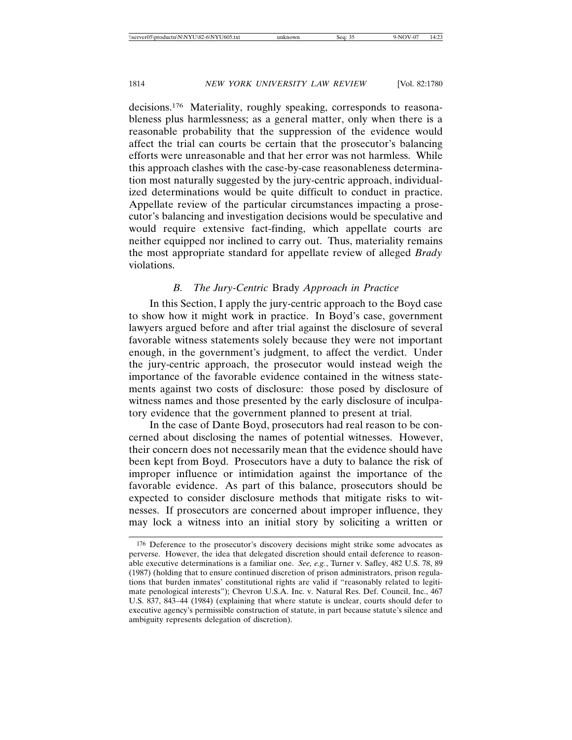decisions.[176] Materiality, roughly speaking, corresponds to reasonableness plus harmlessness; as a general matter, only when there is a reasonable probability that the suppression of the evidence would affect the trial can courts be certain that the prosecutor's balancing efforts were unreasonable and that her error was not harmless. While this approach clashes with the case-by-case reasonableness determination most naturally suggested by the jury-centric approach, individualized determinations would be quite difficult to conduct in practice. Appellate review of the particular circumstances impacting a prosecutor's balancing and investigation decisions would be speculative and would require extensive fact-finding, which appellate courts are neither equipped nor inclined to carry out. Thus, materiality remains the most appropriate standard for appellate review of alleged *Brady* violations.

### *B. The Jury-Centric* Brady *Approach in Practice*

In this Section, I apply the jury-centric approach to the Boyd case to show how it might work in practice. In Boyd's case, government lawyers argued before and after trial against the disclosure of several favorable witness statements solely because they were not important enough, in the government's judgment, to affect the verdict. Under the jury-centric approach, the prosecutor would instead weigh the importance of the favorable evidence contained in the witness statements against two costs of disclosure: those posed by disclosure of witness names and those presented by the early disclosure of inculpatory evidence that the government planned to present at trial.

In the case of Dante Boyd, prosecutors had real reason to be concerned about disclosing the names of potential witnesses. However, their concern does not necessarily mean that the evidence should have been kept from Boyd. Prosecutors have a duty to balance the risk of improper influence or intimidation against the importance of the favorable evidence. As part of this balance, prosecutors should be expected to consider disclosure methods that mitigate risks to witnesses. If prosecutors are concerned about improper influence, they may lock a witness into an initial story by soliciting a written or

---

[176] Deference to the prosecutor's discovery decisions might strike some advocates as perverse. However, the idea that delegated discretion should entail deference to reasonable executive determinations is a familiar one. *See, e.g.*, Turner v. Safley, 482 U.S. 78, 89 (1987) (holding that to ensure continued discretion of prison administrators, prison regulations that burden inmates' constitutional rights are valid if "reasonably related to legitimate penological interests"); Chevron U.S.A. Inc. v. Natural Res. Def. Council, Inc., 467 U.S. 837, 843–44 (1984) (explaining that where statute is unclear, courts should defer to executive agency's permissible construction of statute, in part because statute's silence and ambiguity represents delegation of discretion).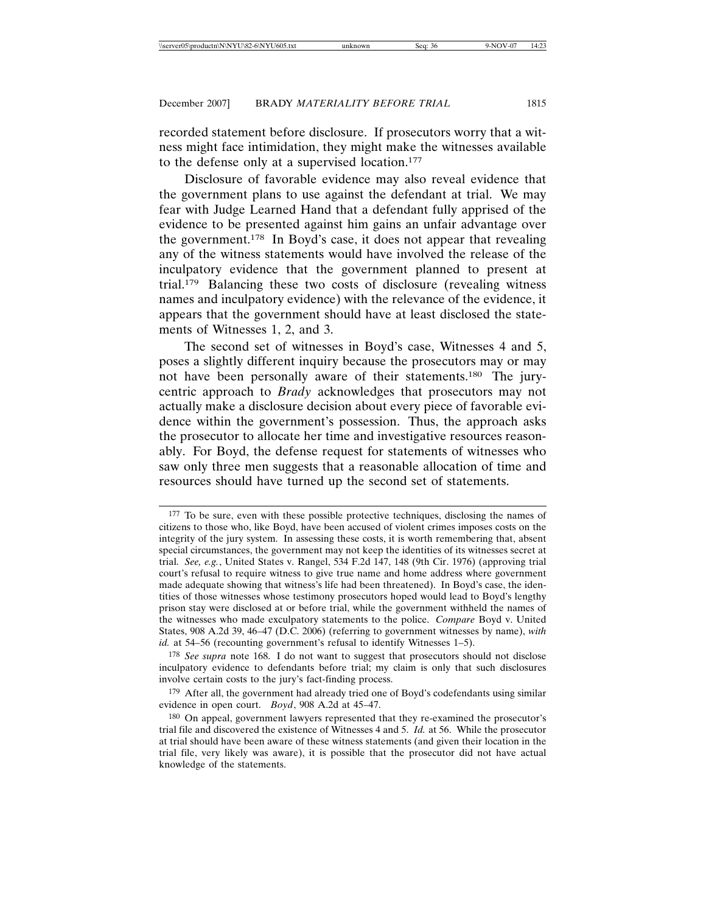recorded statement before disclosure. If prosecutors worry that a witness might face intimidation, they might make the witnesses available to the defense only at a supervised location.[177]

Disclosure of favorable evidence may also reveal evidence that the government plans to use against the defendant at trial. We may fear with Judge Learned Hand that a defendant fully apprised of the evidence to be presented against him gains an unfair advantage over the government.[178] In Boyd's case, it does not appear that revealing any of the witness statements would have involved the release of the inculpatory evidence that the government planned to present at trial.[179] Balancing these two costs of disclosure (revealing witness names and inculpatory evidence) with the relevance of the evidence, it appears that the government should have at least disclosed the statements of Witnesses 1, 2, and 3.

The second set of witnesses in Boyd's case, Witnesses 4 and 5, poses a slightly different inquiry because the prosecutors may or may not have been personally aware of their statements.[180] The jury-centric approach to *Brady* acknowledges that prosecutors may not actually make a disclosure decision about every piece of favorable evidence within the government's possession. Thus, the approach asks the prosecutor to allocate her time and investigative resources reasonably. For Boyd, the defense request for statements of witnesses who saw only three men suggests that a reasonable allocation of time and resources should have turned up the second set of statements.

---

[177] To be sure, even with these possible protective techniques, disclosing the names of citizens to those who, like Boyd, have been accused of violent crimes imposes costs on the integrity of the jury system. In assessing these costs, it is worth remembering that, absent special circumstances, the government may not keep the identities of its witnesses secret at trial. *See, e.g.*, United States v. Rangel, 534 F.2d 147, 148 (9th Cir. 1976) (approving trial court's refusal to require witness to give true name and home address where government made adequate showing that witness's life had been threatened). In Boyd's case, the identities of those witnesses whose testimony prosecutors hoped would lead to Boyd's lengthy prison stay were disclosed at or before trial, while the government withheld the names of the witnesses who made exculpatory statements to the police. *Compare* Boyd v. United States, 908 A.2d 39, 46–47 (D.C. 2006) (referring to government witnesses by name), *with id.* at 54–56 (recounting government's refusal to identify Witnesses 1–5).

[178] *See supra* note 168. I do not want to suggest that prosecutors should not disclose inculpatory evidence to defendants before trial; my claim is only that such disclosures involve certain costs to the jury's fact-finding process.

[179] After all, the government had already tried one of Boyd's codefendants using similar evidence in open court. *Boyd*, 908 A.2d at 45–47.

[180] On appeal, government lawyers represented that they re-examined the prosecutor's trial file and discovered the existence of Witnesses 4 and 5. *Id.* at 56. While the prosecutor at trial should have been aware of these witness statements (and given their location in the trial file, very likely was aware), it is possible that the prosecutor did not have actual knowledge of the statements.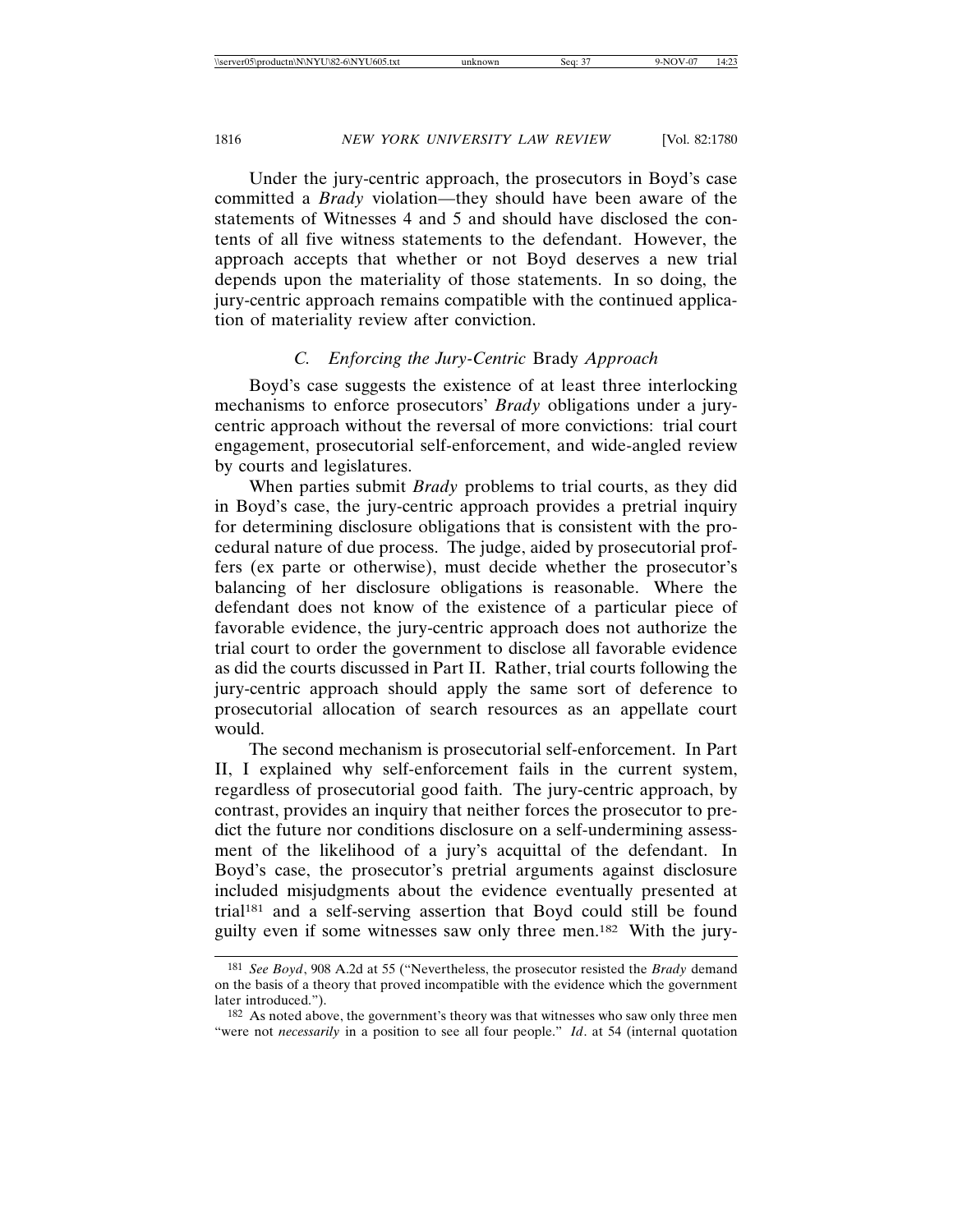Under the jury-centric approach, the prosecutors in Boyd's case committed a *Brady* violation—they should have been aware of the statements of Witnesses 4 and 5 and should have disclosed the contents of all five witness statements to the defendant. However, the approach accepts that whether or not Boyd deserves a new trial depends upon the materiality of those statements. In so doing, the jury-centric approach remains compatible with the continued application of materiality review after conviction.

### C. Enforcing the Jury-Centric *Brady* Approach

Boyd's case suggests the existence of at least three interlocking mechanisms to enforce prosecutors' *Brady* obligations under a jury-centric approach without the reversal of more convictions: trial court engagement, prosecutorial self-enforcement, and wide-angled review by courts and legislatures.

When parties submit *Brady* problems to trial courts, as they did in Boyd's case, the jury-centric approach provides a pretrial inquiry for determining disclosure obligations that is consistent with the procedural nature of due process. The judge, aided by prosecutorial proffers (ex parte or otherwise), must decide whether the prosecutor's balancing of her disclosure obligations is reasonable. Where the defendant does not know of the existence of a particular piece of favorable evidence, the jury-centric approach does not authorize the trial court to order the government to disclose all favorable evidence as did the courts discussed in Part II. Rather, trial courts following the jury-centric approach should apply the same sort of deference to prosecutorial allocation of search resources as an appellate court would.

The second mechanism is prosecutorial self-enforcement. In Part II, I explained why self-enforcement fails in the current system, regardless of prosecutorial good faith. The jury-centric approach, by contrast, provides an inquiry that neither forces the prosecutor to predict the future nor conditions disclosure on a self-undermining assessment of the likelihood of a jury's acquittal of the defendant. In Boyd's case, the prosecutor's pretrial arguments against disclosure included misjudgments about the evidence eventually presented at trial[181] and a self-serving assertion that Boyd could still be found guilty even if some witnesses saw only three men.[182] With the jury-

---

[181] *See Boyd*, 908 A.2d at 55 ("Nevertheless, the prosecutor resisted the *Brady* demand on the basis of a theory that proved incompatible with the evidence which the government later introduced.").

[182] As noted above, the government's theory was that witnesses who saw only three men "were not *necessarily* in a position to see all four people." *Id*. at 54 (internal quotation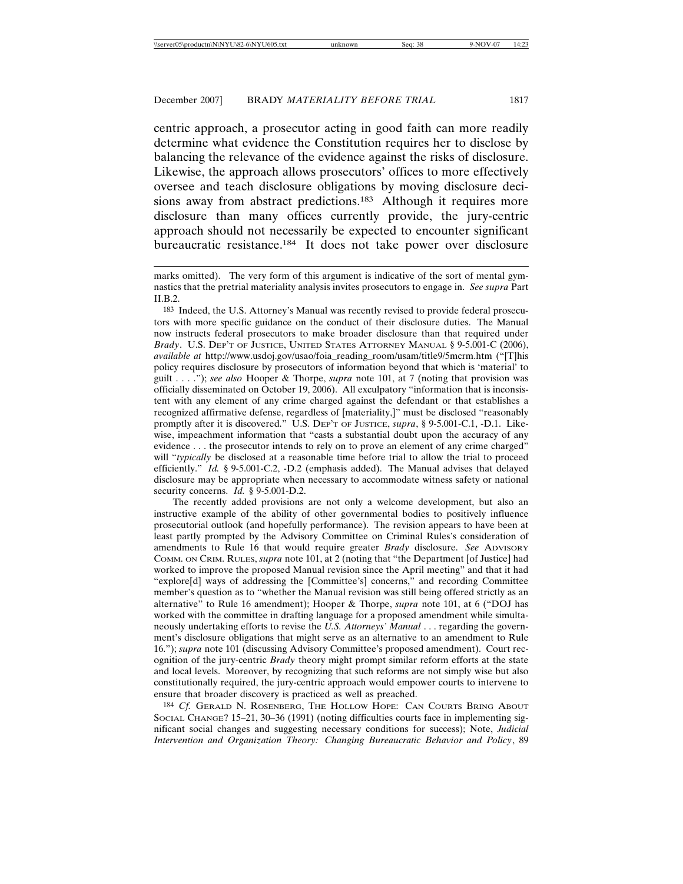centric approach, a prosecutor acting in good faith can more readily determine what evidence the Constitution requires her to disclose by balancing the relevance of the evidence against the risks of disclosure. Likewise, the approach allows prosecutors' offices to more effectively oversee and teach disclosure obligations by moving disclosure decisions away from abstract predictions.[183] Although it requires more disclosure than many offices currently provide, the jury-centric approach should not necessarily be expected to encounter significant bureaucratic resistance.[184] It does not take power over disclosure

---

marks omitted). The very form of this argument is indicative of the sort of mental gymnastics that the pretrial materiality analysis invites prosecutors to engage in. *See supra* Part II.B.2.

[183] Indeed, the U.S. Attorney's Manual was recently revised to provide federal prosecutors with more specific guidance on the conduct of their disclosure duties. The Manual now instructs federal prosecutors to make broader disclosure than that required under *Brady*. U.S. DEP'T OF JUSTICE, UNITED STATES ATTORNEY MANUAL § 9-5.001-C (2006), *available at* http://www.usdoj.gov/usao/foia_reading_room/usam/title9/5mcrm.htm ("[T]his policy requires disclosure by prosecutors of information beyond that which is 'material' to guilt . . . ."); *see also* Hooper & Thorpe, *supra* note 101, at 7 (noting that provision was officially disseminated on October 19, 2006). All exculpatory "information that is inconsistent with any element of any crime charged against the defendant or that establishes a recognized affirmative defense, regardless of [materiality,]" must be disclosed "reasonably promptly after it is discovered." U.S. DEP'T OF JUSTICE, *supra*, § 9-5.001-C.1, -D.1. Likewise, impeachment information that "casts a substantial doubt upon the accuracy of any evidence . . . the prosecutor intends to rely on to prove an element of any crime charged" will "*typically* be disclosed at a reasonable time before trial to allow the trial to proceed efficiently." *Id.* § 9-5.001-C.2, -D.2 (emphasis added). The Manual advises that delayed disclosure may be appropriate when necessary to accommodate witness safety or national security concerns. *Id.* § 9-5.001-D.2.

The recently added provisions are not only a welcome development, but also an instructive example of the ability of other governmental bodies to positively influence prosecutorial outlook (and hopefully performance). The revision appears to have been at least partly prompted by the Advisory Committee on Criminal Rules's consideration of amendments to Rule 16 that would require greater *Brady* disclosure. *See* ADVISORY COMM. ON CRIM. RULES, *supra* note 101, at 2 (noting that "the Department [of Justice] had worked to improve the proposed Manual revision since the April meeting" and that it had "explore[d] ways of addressing the [Committee's] concerns," and recording Committee member's question as to "whether the Manual revision was still being offered strictly as an alternative" to Rule 16 amendment); Hooper & Thorpe, *supra* note 101, at 6 ("DOJ has worked with the committee in drafting language for a proposed amendment while simultaneously undertaking efforts to revise the *U.S. Attorneys' Manual* . . . regarding the government's disclosure obligations that might serve as an alternative to an amendment to Rule 16."); *supra* note 101 (discussing Advisory Committee's proposed amendment). Court recognition of the jury-centric *Brady* theory might prompt similar reform efforts at the state and local levels. Moreover, by recognizing that such reforms are not simply wise but also constitutionally required, the jury-centric approach would empower courts to intervene to ensure that broader discovery is practiced as well as preached.

[184] *Cf.* GERALD N. ROSENBERG, THE HOLLOW HOPE: CAN COURTS BRING ABOUT SOCIAL CHANGE? 15–21, 30–36 (1991) (noting difficulties courts face in implementing significant social changes and suggesting necessary conditions for success); Note, *Judicial Intervention and Organization Theory: Changing Bureaucratic Behavior and Policy*, 89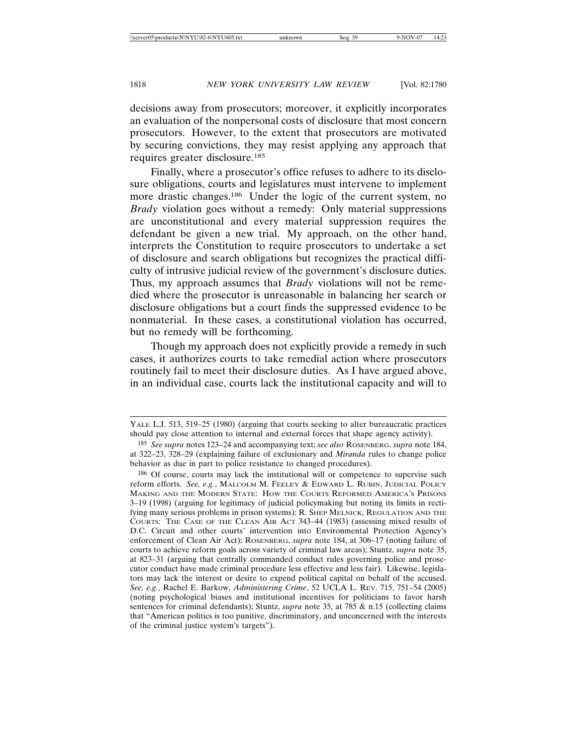decisions away from prosecutors; moreover, it explicitly incorporates an evaluation of the nonpersonal costs of disclosure that most concern prosecutors. However, to the extent that prosecutors are motivated by securing convictions, they may resist applying any approach that requires greater disclosure.[185]

Finally, where a prosecutor's office refuses to adhere to its disclosure obligations, courts and legislatures must intervene to implement more drastic changes.[186] Under the logic of the current system, no *Brady* violation goes without a remedy: Only material suppressions are unconstitutional and every material suppression requires the defendant be given a new trial. My approach, on the other hand, interprets the Constitution to require prosecutors to undertake a set of disclosure and search obligations but recognizes the practical difficulty of intrusive judicial review of the government's disclosure duties. Thus, my approach assumes that *Brady* violations will not be remedied where the prosecutor is unreasonable in balancing her search or disclosure obligations but a court finds the suppressed evidence to be nonmaterial. In these cases, a constitutional violation has occurred, but no remedy will be forthcoming.

Though my approach does not explicitly provide a remedy in such cases, it authorizes courts to take remedial action where prosecutors routinely fail to meet their disclosure duties. As I have argued above, in an individual case, courts lack the institutional capacity and will to

---

YALE L.J. 513, 519–25 (1980) (arguing that courts seeking to alter bureaucratic practices should pay close attention to internal and external forces that shape agency activity).

[185] *See supra* notes 123–24 and accompanying text; *see also* ROSENBERG, *supra* note 184, at 322–23, 328–29 (explaining failure of exclusionary and *Miranda* rules to change police behavior as due in part to police resistance to changed procedures).

[186] Of course, courts may lack the institutional will or competence to supervise such reform efforts. *See, e.g.*, MALCOLM M. FEELEY & EDWARD L. RUBIN, JUDICIAL POLICY MAKING AND THE MODERN STATE: HOW THE COURTS REFORMED AMERICA'S PRISONS 3–19 (1998) (arguing for legitimacy of judicial policymaking but noting its limits in rectifying many serious problems in prison systems); R. SHEP MELNICK, REGULATION AND THE COURTS: THE CASE OF THE CLEAN AIR ACT 343–44 (1983) (assessing mixed results of D.C. Circuit and other courts' intervention into Environmental Protection Agency's enforcement of Clean Air Act); ROSENBERG, *supra* note 184, at 306–17 (noting failure of courts to achieve reform goals across variety of criminal law areas); Stuntz, *supra* note 35, at 823–31 (arguing that centrally commanded conduct rules governing police and prosecutor conduct have made criminal procedure less effective and less fair). Likewise, legislators may lack the interest or desire to expend political capital on behalf of the accused. *See, e.g.*, Rachel E. Barkow, *Administering Crime*, 52 UCLA L. REV. 715, 751–54 (2005) (noting psychological biases and institutional incentives for politicians to favor harsh sentences for criminal defendants); Stuntz, *supra* note 35, at 785 & n.15 (collecting claims that "American politics is too punitive, discriminatory, and unconcerned with the interests of the criminal justice system's targets").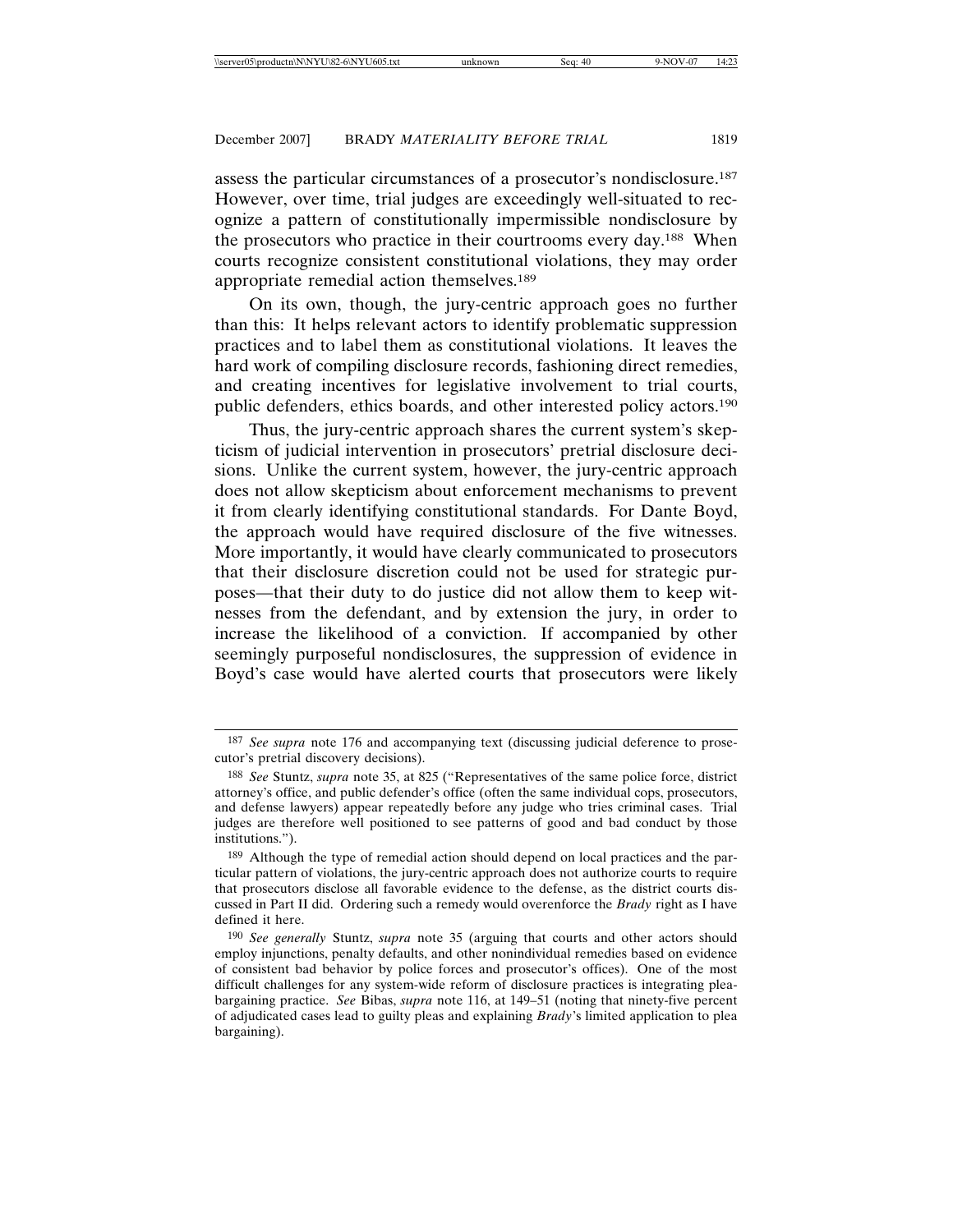assess the particular circumstances of a prosecutor's nondisclosure.[187] However, over time, trial judges are exceedingly well-situated to recognize a pattern of constitutionally impermissible nondisclosure by the prosecutors who practice in their courtrooms every day.[188] When courts recognize consistent constitutional violations, they may order appropriate remedial action themselves.[189]

On its own, though, the jury-centric approach goes no further than this: It helps relevant actors to identify problematic suppression practices and to label them as constitutional violations. It leaves the hard work of compiling disclosure records, fashioning direct remedies, and creating incentives for legislative involvement to trial courts, public defenders, ethics boards, and other interested policy actors.[190]

Thus, the jury-centric approach shares the current system's skepticism of judicial intervention in prosecutors' pretrial disclosure decisions. Unlike the current system, however, the jury-centric approach does not allow skepticism about enforcement mechanisms to prevent it from clearly identifying constitutional standards. For Dante Boyd, the approach would have required disclosure of the five witnesses. More importantly, it would have clearly communicated to prosecutors that their disclosure discretion could not be used for strategic purposes—that their duty to do justice did not allow them to keep witnesses from the defendant, and by extension the jury, in order to increase the likelihood of a conviction. If accompanied by other seemingly purposeful nondisclosures, the suppression of evidence in Boyd's case would have alerted courts that prosecutors were likely

---

[187] *See supra* note 176 and accompanying text (discussing judicial deference to prosecutor's pretrial discovery decisions).

[188] *See* Stuntz, *supra* note 35, at 825 ("Representatives of the same police force, district attorney's office, and public defender's office (often the same individual cops, prosecutors, and defense lawyers) appear repeatedly before any judge who tries criminal cases. Trial judges are therefore well positioned to see patterns of good and bad conduct by those institutions.").

[189] Although the type of remedial action should depend on local practices and the particular pattern of violations, the jury-centric approach does not authorize courts to require that prosecutors disclose all favorable evidence to the defense, as the district courts discussed in Part II did. Ordering such a remedy would overenforce the *Brady* right as I have defined it here.

[190] *See generally* Stuntz, *supra* note 35 (arguing that courts and other actors should employ injunctions, penalty defaults, and other nonindividual remedies based on evidence of consistent bad behavior by police forces and prosecutor's offices). One of the most difficult challenges for any system-wide reform of disclosure practices is integrating plea-bargaining practice. *See* Bibas, *supra* note 116, at 149–51 (noting that ninety-five percent of adjudicated cases lead to guilty pleas and explaining *Brady*'s limited application to plea bargaining).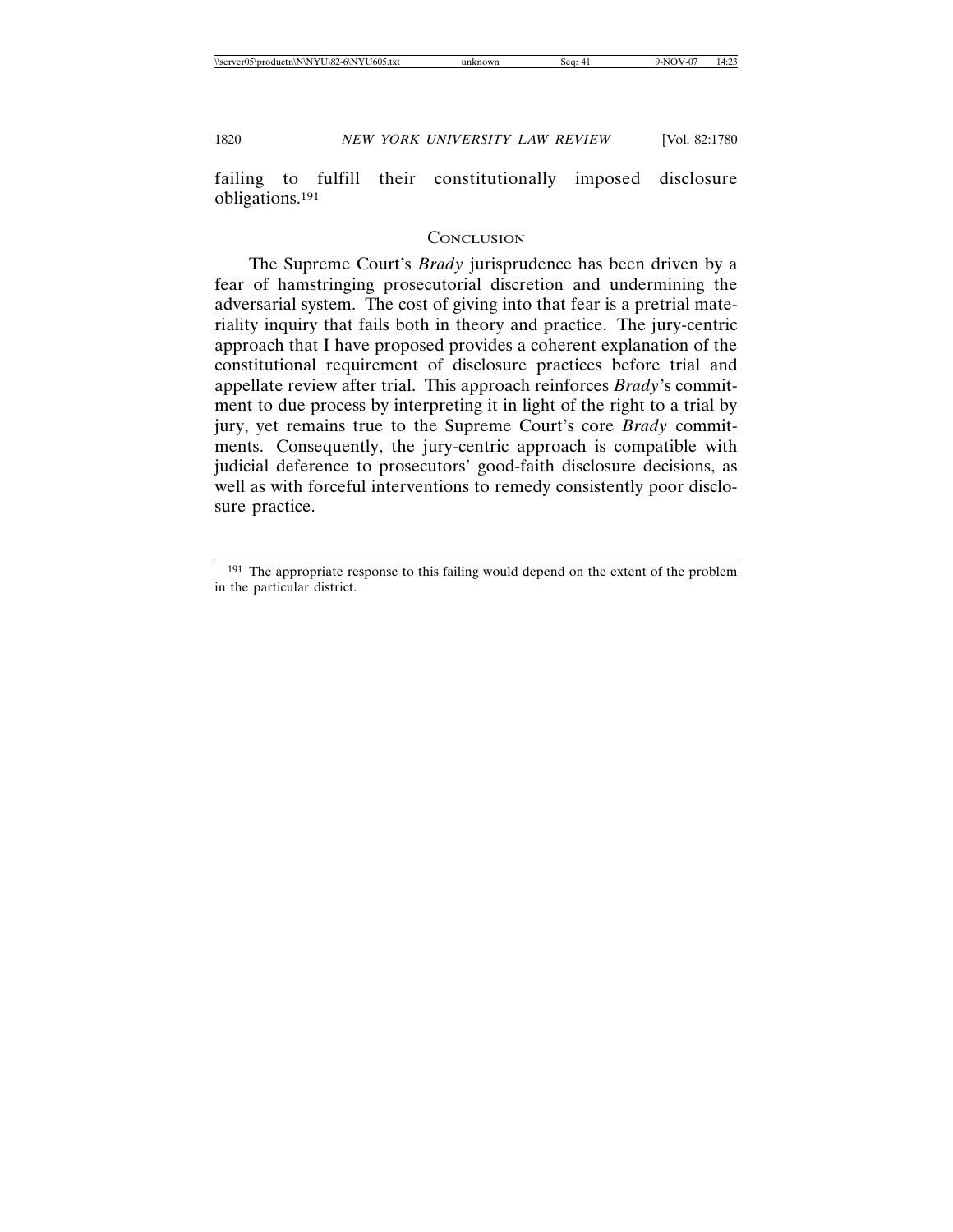failing to fulfill their constitutionally imposed disclosure obligations.[191]

## Conclusion

The Supreme Court's *Brady* jurisprudence has been driven by a fear of hamstringing prosecutorial discretion and undermining the adversarial system. The cost of giving into that fear is a pretrial materiality inquiry that fails both in theory and practice. The jury-centric approach that I have proposed provides a coherent explanation of the constitutional requirement of disclosure practices before trial and appellate review after trial. This approach reinforces *Brady*'s commitment to due process by interpreting it in light of the right to a trial by jury, yet remains true to the Supreme Court's core *Brady* commitments. Consequently, the jury-centric approach is compatible with judicial deference to prosecutors' good-faith disclosure decisions, as well as with forceful interventions to remedy consistently poor disclosure practice.

---

[191] The appropriate response to this failing would depend on the extent of the problem in the particular district.